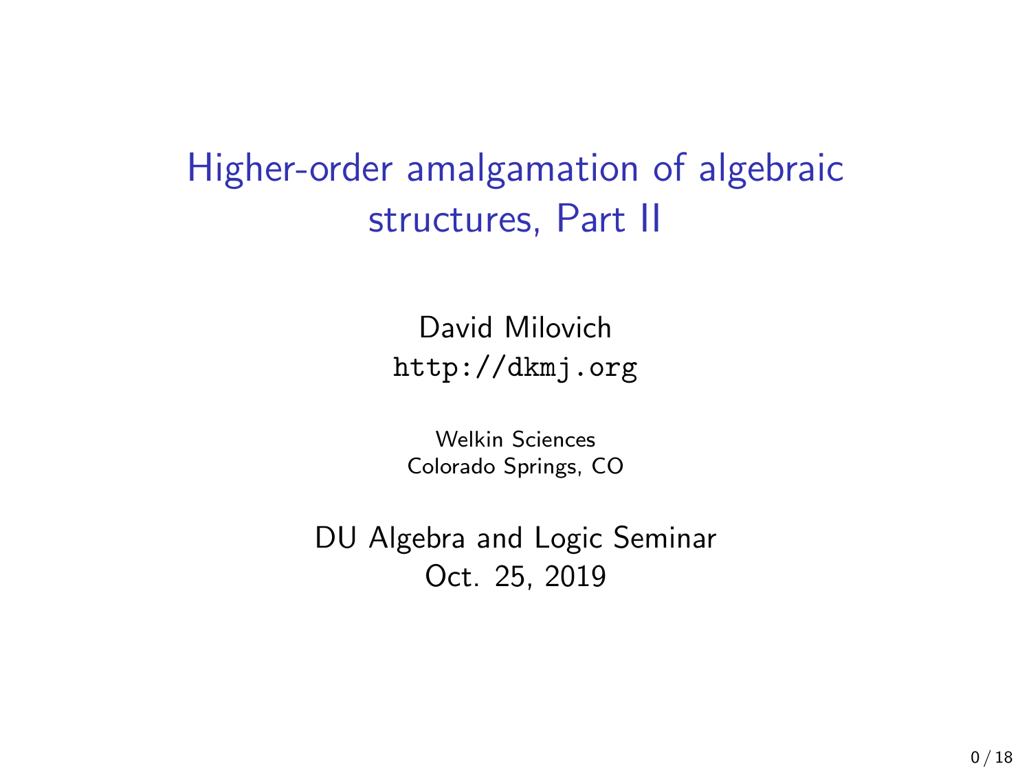# Higher-order amalgamation of algebraic structures, Part II

David Milovich
http://dkmj.org

Welkin Sciences
Colorado Springs, CO

DU Algebra and Logic Seminar
Oct. 25, 2019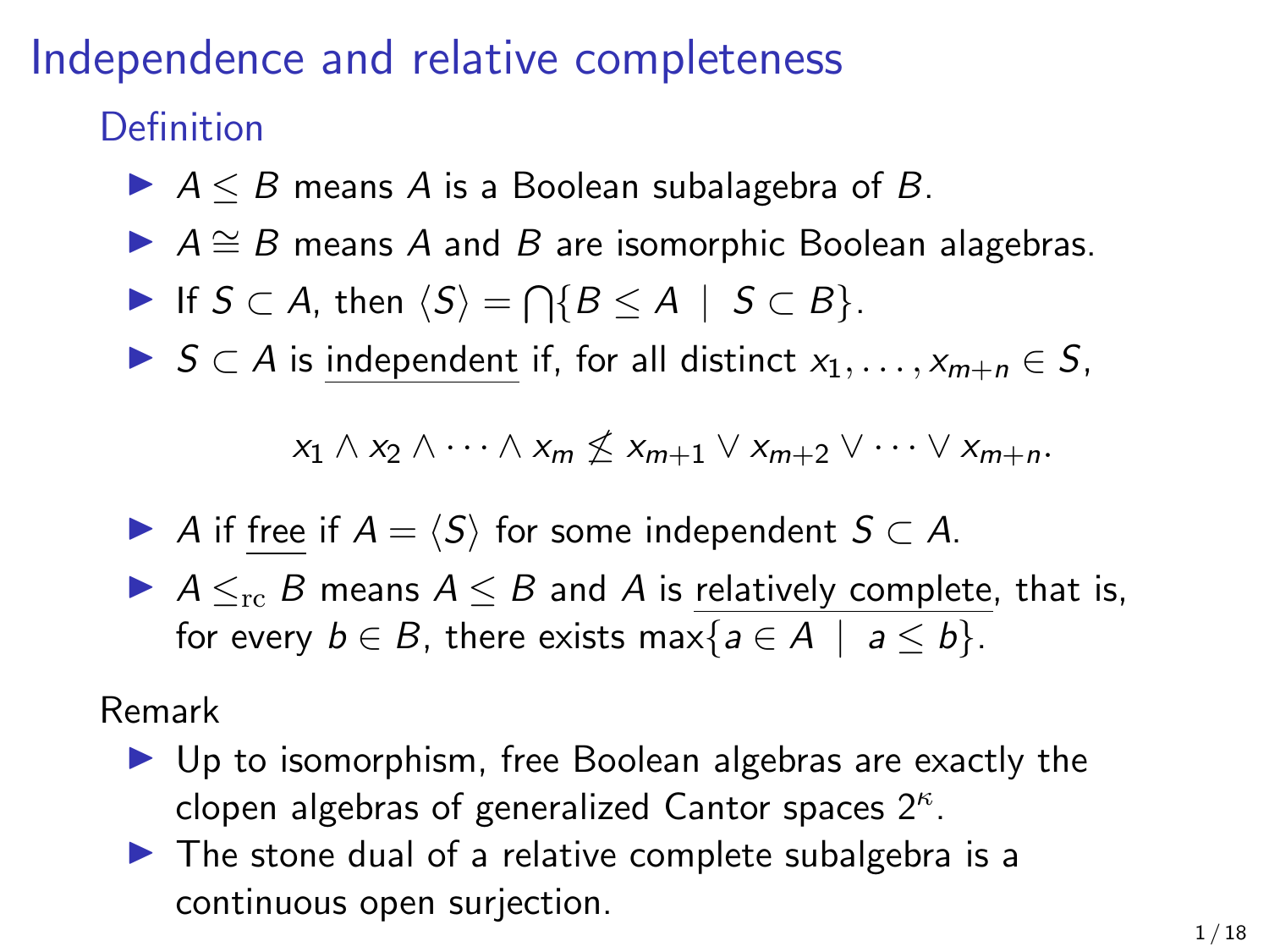# Independence and relative completeness

## Definition

- $A \leq B$ means $A$ is a Boolean subalagebra of $B$.
- $A \cong B$ means $A$ and $B$ are isomorphic Boolean alagebras.
- If $S \subset A$, then $\langle S \rangle = \bigcap \{B \leq A \mid S \subset B\}$.
- $S \subset A$ is independent if, for all distinct $x_1, \ldots, x_{m+n} \in S$,

$$x_1 \wedge x_2 \wedge \cdots \wedge x_m \not\leq x_{m+1} \vee x_{m+2} \vee \cdots \vee x_{m+n}.$$

- $A$ if free if $A = \langle S \rangle$ for some independent $S \subset A$.
- $A \leq_{\mathrm{rc}} B$ means $A \leq B$ and $A$ is relatively complete, that is, for every $b \in B$, there exists $\max\{a \in A \mid a \leq b\}$.

## Remark

- Up to isomorphism, free Boolean algebras are exactly the clopen algebras of generalized Cantor spaces $2^\kappa$.
- The stone dual of a relative complete subalgebra is a continuous open surjection.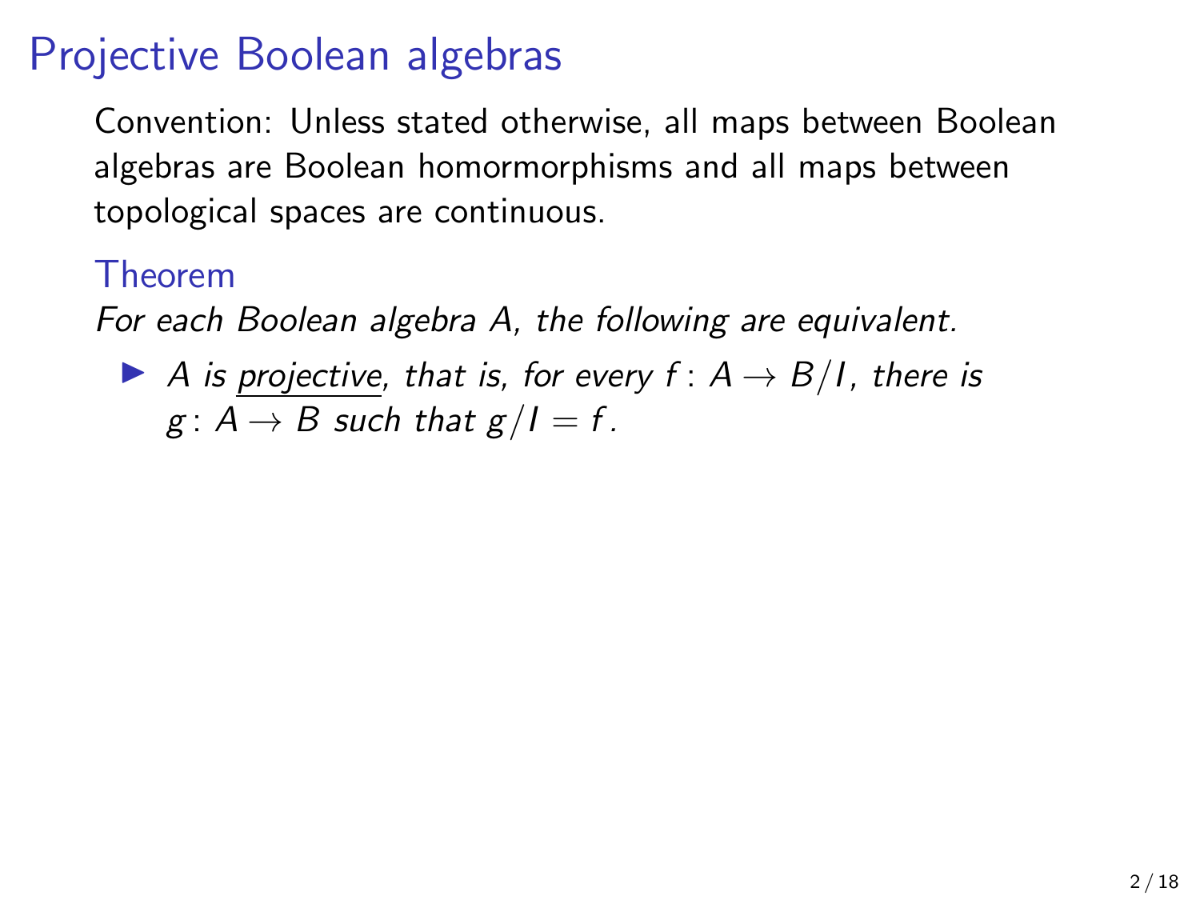# Projective Boolean algebras

Convention: Unless stated otherwise, all maps between Boolean algebras are Boolean homormorphisms and all maps between topological spaces are continuous.

**Theorem**

*For each Boolean algebra $A$, the following are equivalent.*

- *$A$ is <u>projective</u>, that is, for every $f\colon A \to B/I$, there is $g\colon A \to B$ such that $g/I = f$.*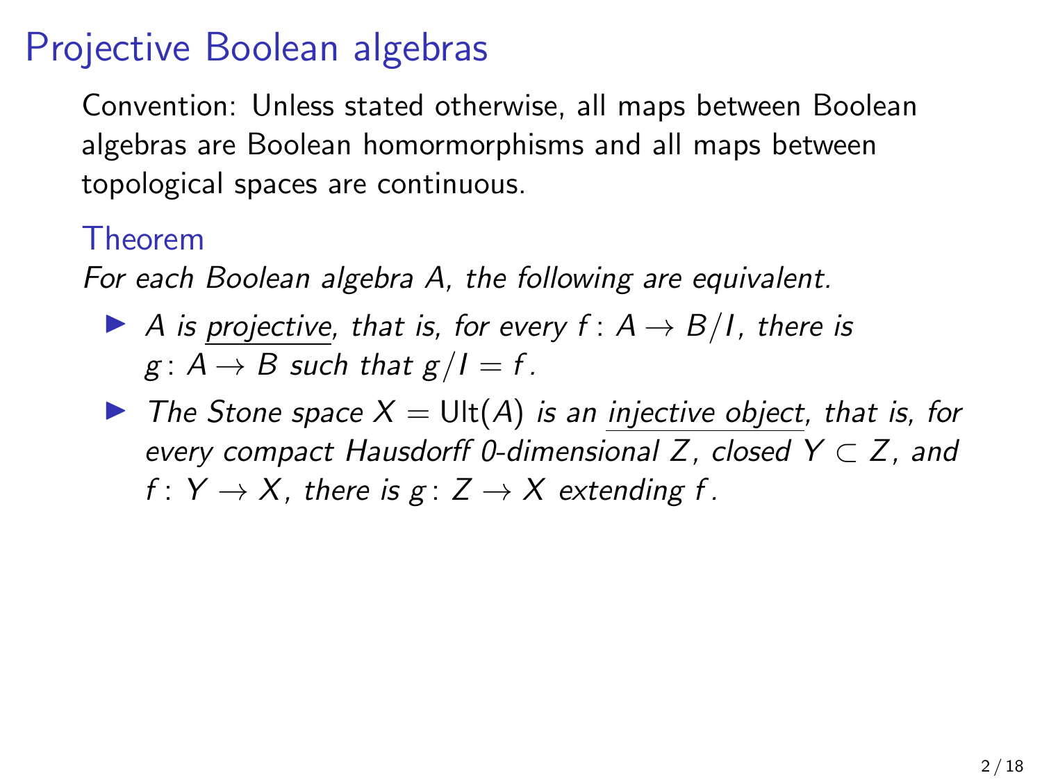# Projective Boolean algebras

Convention: Unless stated otherwise, all maps between Boolean algebras are Boolean homormorphisms and all maps between topological spaces are continuous.

### Theorem

*For each Boolean algebra $A$, the following are equivalent.*

- *$A$ is* <u>*projective*</u>*, that is, for every $f\colon A \to B/I$, there is $g\colon A \to B$ such that $g/I = f$.*
- *The Stone space $X = \mathrm{Ult}(A)$ is an* <u>*injective object*</u>*, that is, for every compact Hausdorff 0-dimensional $Z$, closed $Y \subset Z$, and $f\colon Y \to X$, there is $g\colon Z \to X$ extending $f$.*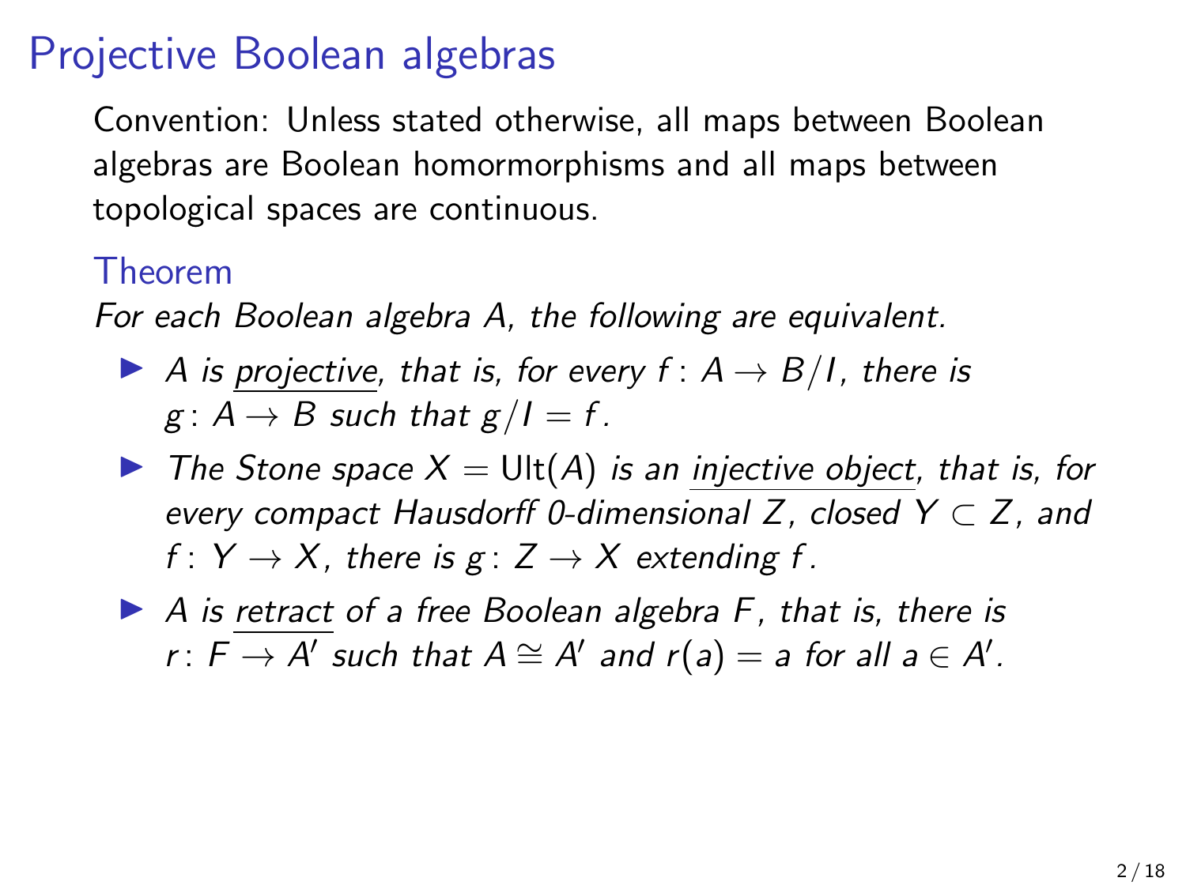# Projective Boolean algebras

Convention: Unless stated otherwise, all maps between Boolean algebras are Boolean homormorphisms and all maps between topological spaces are continuous.

### Theorem

*For each Boolean algebra $A$, the following are equivalent.*

- *$A$ is <u>projective</u>, that is, for every $f\colon A \to B/I$, there is $g\colon A \to B$ such that $g/I = f$.*
- *The Stone space $X = \mathrm{Ult}(A)$ is an <u>injective object</u>, that is, for every compact Hausdorff 0-dimensional $Z$, closed $Y \subset Z$, and $f\colon Y \to X$, there is $g\colon Z \to X$ extending $f$.*
- *$A$ is <u>retract</u> of a free Boolean algebra $F$, that is, there is $r\colon F \to A'$ such that $A \cong A'$ and $r(a) = a$ for all $a \in A'$.*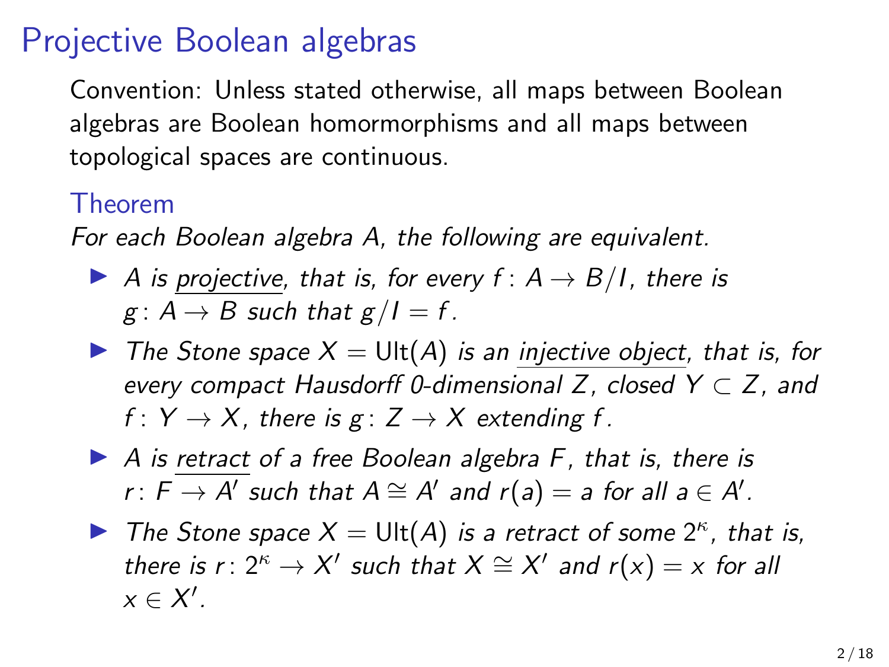# Projective Boolean algebras

Convention: Unless stated otherwise, all maps between Boolean algebras are Boolean homormorphisms and all maps between topological spaces are continuous.

**Theorem**

*For each Boolean algebra $A$, the following are equivalent.*

- *$A$ is projective, that is, for every $f\colon A \to B/I$, there is $g\colon A \to B$ such that $g/I = f$.*
- *The Stone space $X = \mathrm{Ult}(A)$ is an injective object, that is, for every compact Hausdorff 0-dimensional $Z$, closed $Y \subset Z$, and $f\colon Y \to X$, there is $g\colon Z \to X$ extending $f$.*
- *$A$ is retract of a free Boolean algebra $F$, that is, there is $r\colon F \to A'$ such that $A \cong A'$ and $r(a) = a$ for all $a \in A'$.*
- *The Stone space $X = \mathrm{Ult}(A)$ is a retract of some $2^\kappa$, that is, there is $r\colon 2^\kappa \to X'$ such that $X \cong X'$ and $r(x) = x$ for all $x \in X'$.*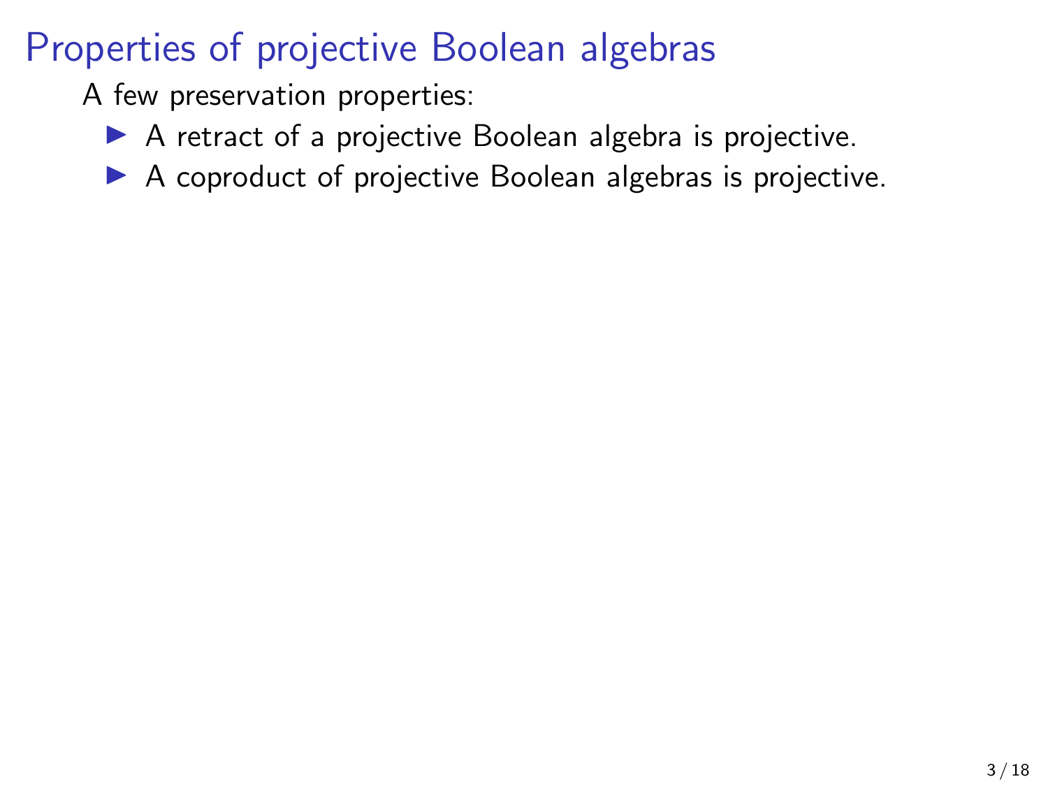# Properties of projective Boolean algebras

A few preservation properties:

- A retract of a projective Boolean algebra is projective.
- A coproduct of projective Boolean algebras is projective.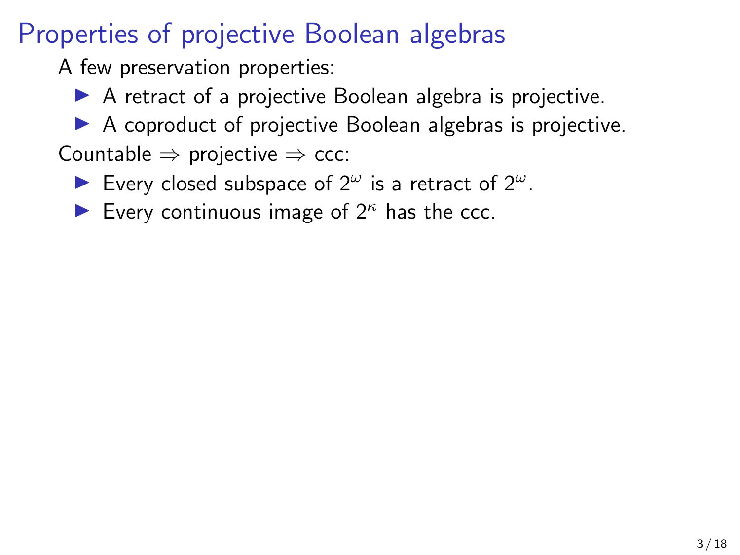# Properties of projective Boolean algebras

A few preservation properties:

- A retract of a projective Boolean algebra is projective.
- A coproduct of projective Boolean algebras is projective.

Countable $\Rightarrow$ projective $\Rightarrow$ ccc:

- Every closed subspace of $2^\omega$ is a retract of $2^\omega$.
- Every continuous image of $2^\kappa$ has the ccc.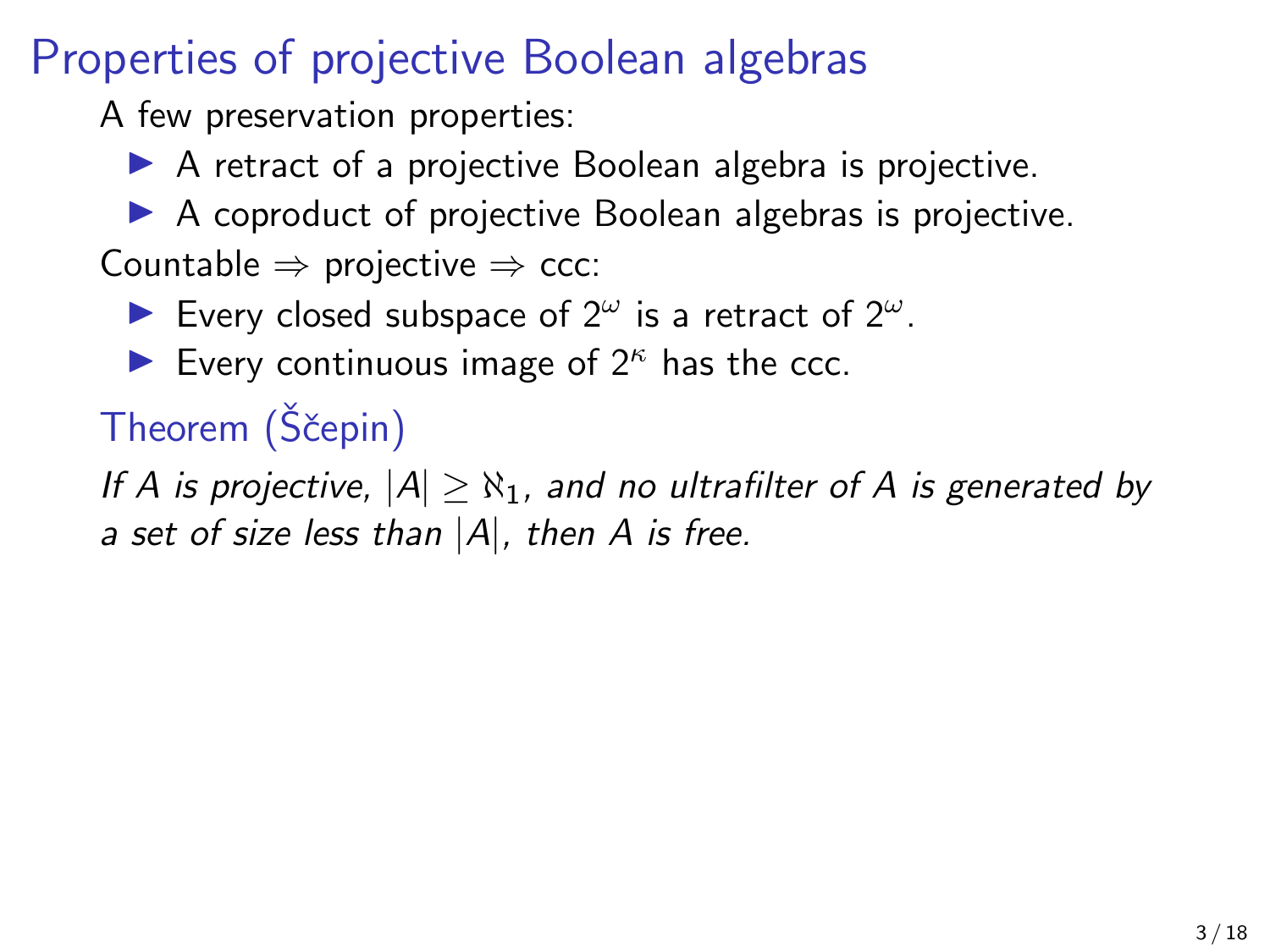# Properties of projective Boolean algebras

A few preservation properties:

- A retract of a projective Boolean algebra is projective.
- A coproduct of projective Boolean algebras is projective.

Countable $\Rightarrow$ projective $\Rightarrow$ ccc:

- Every closed subspace of $2^\omega$ is a retract of $2^\omega$.
- Every continuous image of $2^\kappa$ has the ccc.

### Theorem (Ščepin)

*If $A$ is projective, $|A| \geq \aleph_1$, and no ultrafilter of $A$ is generated by a set of size less than $|A|$, then $A$ is free.*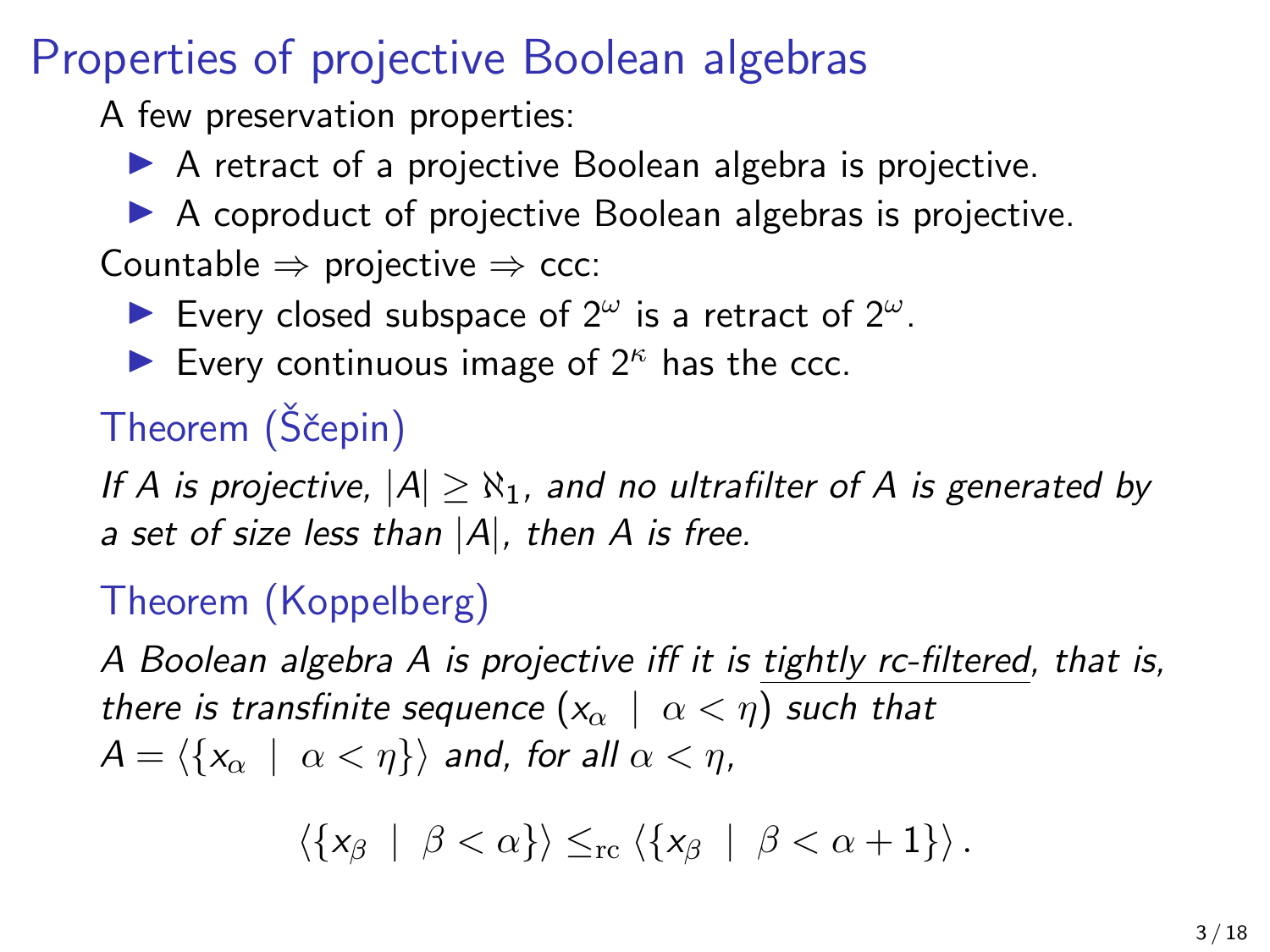# Properties of projective Boolean algebras

A few preservation properties:

- A retract of a projective Boolean algebra is projective.
- A coproduct of projective Boolean algebras is projective.

Countable ⇒ projective ⇒ ccc:

- Every closed subspace of $2^\omega$ is a retract of $2^\omega$.
- Every continuous image of $2^\kappa$ has the ccc.

## Theorem (Ščepin)

*If $A$ is projective, $|A| \geq \aleph_1$, and no ultrafilter of $A$ is generated by a set of size less than $|A|$, then $A$ is free.*

## Theorem (Koppelberg)

*A Boolean algebra $A$ is projective iff it is tightly rc-filtered, that is, there is transfinite sequence $(x_\alpha \mid \alpha < \eta)$ such that $A = \langle \{x_\alpha \mid \alpha < \eta\} \rangle$ and, for all $\alpha < \eta$,*

$$\langle \{x_\beta \mid \beta < \alpha\} \rangle \leq_{\mathrm{rc}} \langle \{x_\beta \mid \beta < \alpha + 1\} \rangle .$$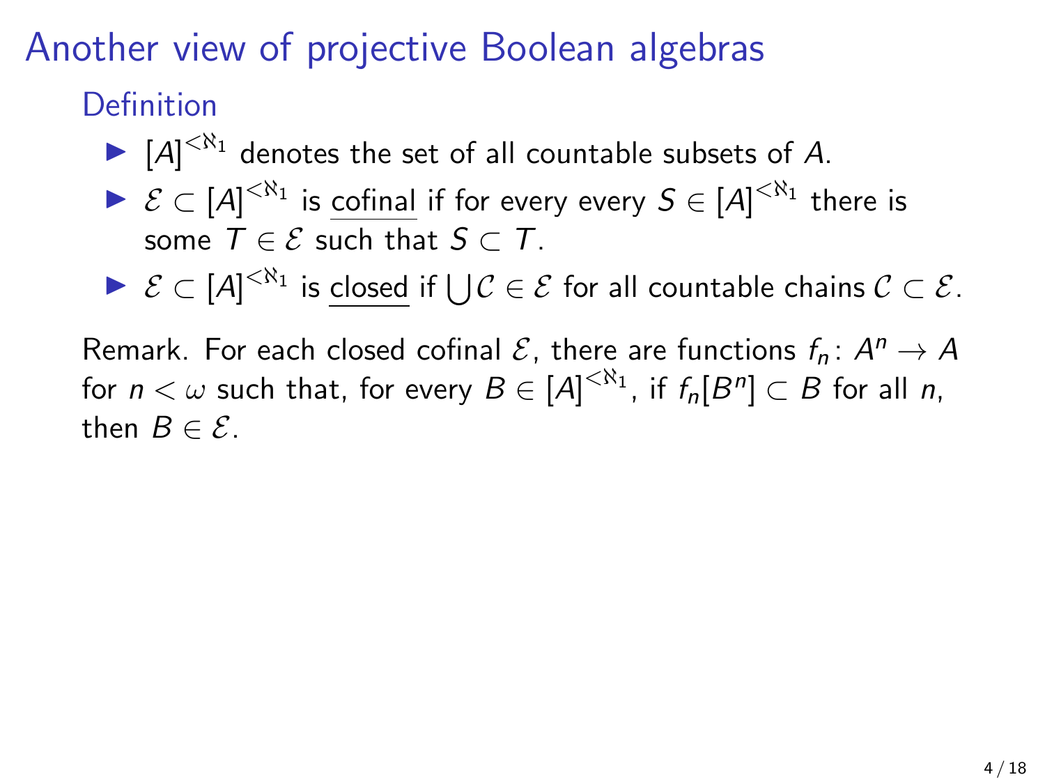# Another view of projective Boolean algebras

## Definition

- $[A]^{<\aleph_1}$ denotes the set of all countable subsets of $A$.
- $\mathcal{E} \subset [A]^{<\aleph_1}$ is <u>cofinal</u> if for every every $S \in [A]^{<\aleph_1}$ there is some $T \in \mathcal{E}$ such that $S \subset T$.
- $\mathcal{E} \subset [A]^{<\aleph_1}$ is <u>closed</u> if $\bigcup \mathcal{C} \in \mathcal{E}$ for all countable chains $\mathcal{C} \subset \mathcal{E}$.

Remark. For each closed cofinal $\mathcal{E}$, there are functions $f_n \colon A^n \to A$ for $n < \omega$ such that, for every $B \in [A]^{<\aleph_1}$, if $f_n[B^n] \subset B$ for all $n$, then $B \in \mathcal{E}$.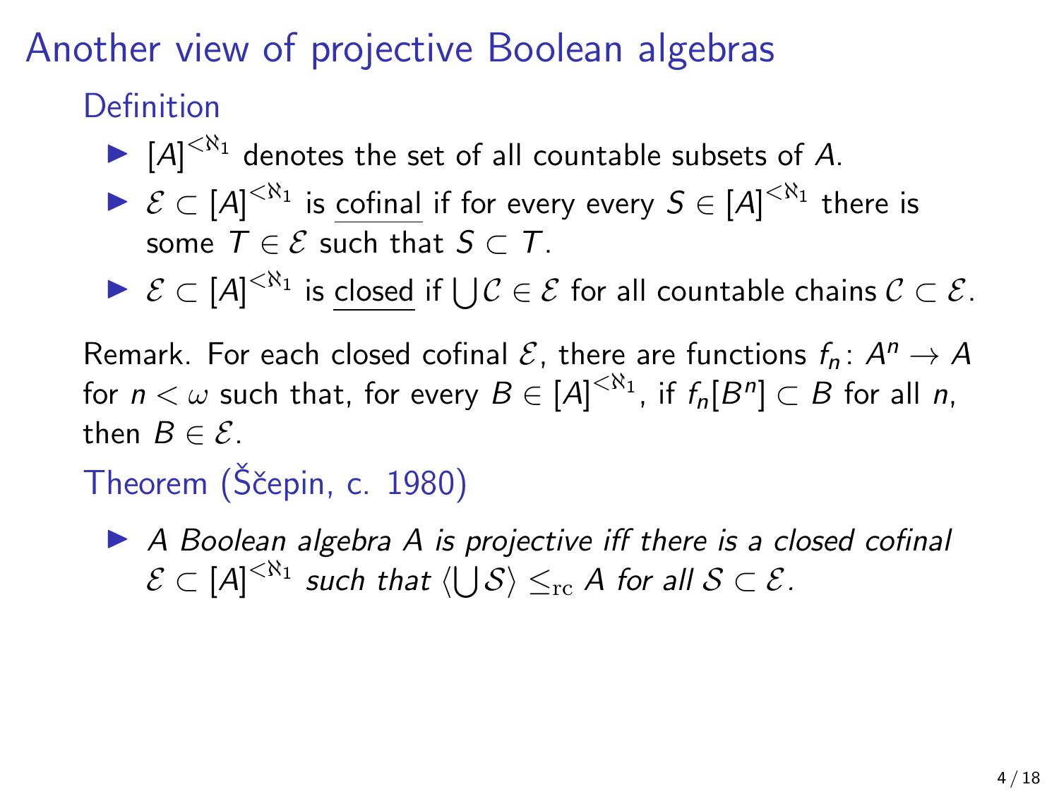# Another view of projective Boolean algebras

## Definition

- $[A]^{<\aleph_1}$ denotes the set of all countable subsets of $A$.
- $\mathcal{E} \subset [A]^{<\aleph_1}$ is <u>cofinal</u> if for every every $S \in [A]^{<\aleph_1}$ there is some $T \in \mathcal{E}$ such that $S \subset T$.
- $\mathcal{E} \subset [A]^{<\aleph_1}$ is <u>closed</u> if $\bigcup \mathcal{C} \in \mathcal{E}$ for all countable chains $\mathcal{C} \subset \mathcal{E}$.

Remark. For each closed cofinal $\mathcal{E}$, there are functions $f_n \colon A^n \to A$ for $n < \omega$ such that, for every $B \in [A]^{<\aleph_1}$, if $f_n[B^n] \subset B$ for all $n$, then $B \in \mathcal{E}$.

## Theorem (Ščepin, c. 1980)

- *A Boolean algebra $A$ is projective iff there is a closed cofinal $\mathcal{E} \subset [A]^{<\aleph_1}$ such that $\langle \bigcup \mathcal{S} \rangle \leq_{\mathrm{rc}} A$ for all $\mathcal{S} \subset \mathcal{E}$.*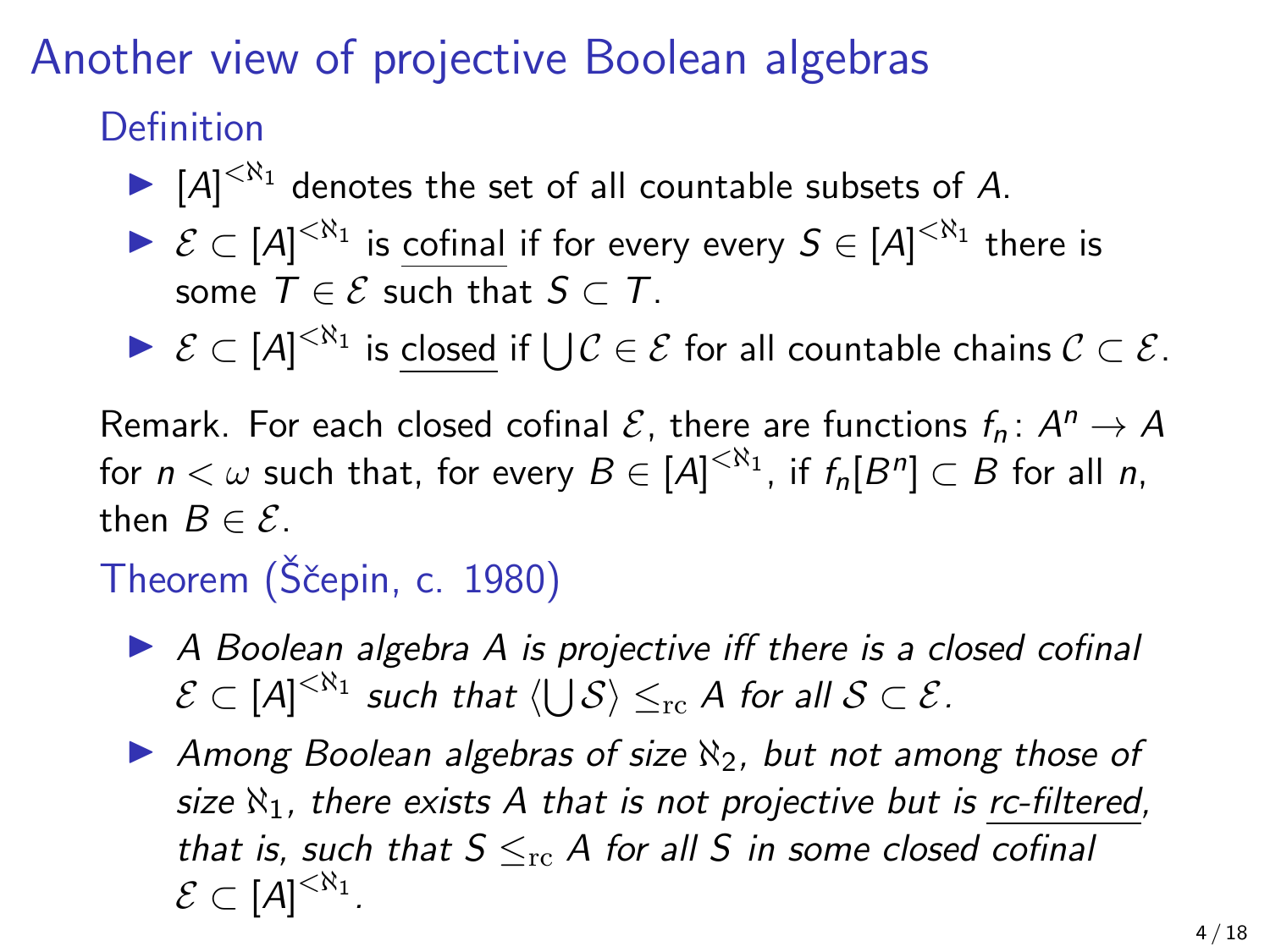# Another view of projective Boolean algebras

## Definition

- $[A]^{<\aleph_1}$ denotes the set of all countable subsets of $A$.
- $\mathcal{E} \subset [A]^{<\aleph_1}$ is <u>cofinal</u> if for every every $S \in [A]^{<\aleph_1}$ there is some $T \in \mathcal{E}$ such that $S \subset T$.
- $\mathcal{E} \subset [A]^{<\aleph_1}$ is <u>closed</u> if $\bigcup \mathcal{C} \in \mathcal{E}$ for all countable chains $\mathcal{C} \subset \mathcal{E}$.

Remark. For each closed cofinal $\mathcal{E}$, there are functions $f_n \colon A^n \to A$ for $n < \omega$ such that, for every $B \in [A]^{<\aleph_1}$, if $f_n[B^n] \subset B$ for all $n$, then $B \in \mathcal{E}$.

## Theorem (Ščepin, c. 1980)

- *A Boolean algebra $A$ is projective iff there is a closed cofinal $\mathcal{E} \subset [A]^{<\aleph_1}$ such that $\langle \bigcup \mathcal{S} \rangle \leq_{\mathrm{rc}} A$ for all $\mathcal{S} \subset \mathcal{E}$.*
- *Among Boolean algebras of size $\aleph_2$, but not among those of size $\aleph_1$, there exists $A$ that is not projective but is <u>rc-filtered</u>, that is, such that $S \leq_{\mathrm{rc}} A$ for all $S$ in some closed cofinal $\mathcal{E} \subset [A]^{<\aleph_1}$.*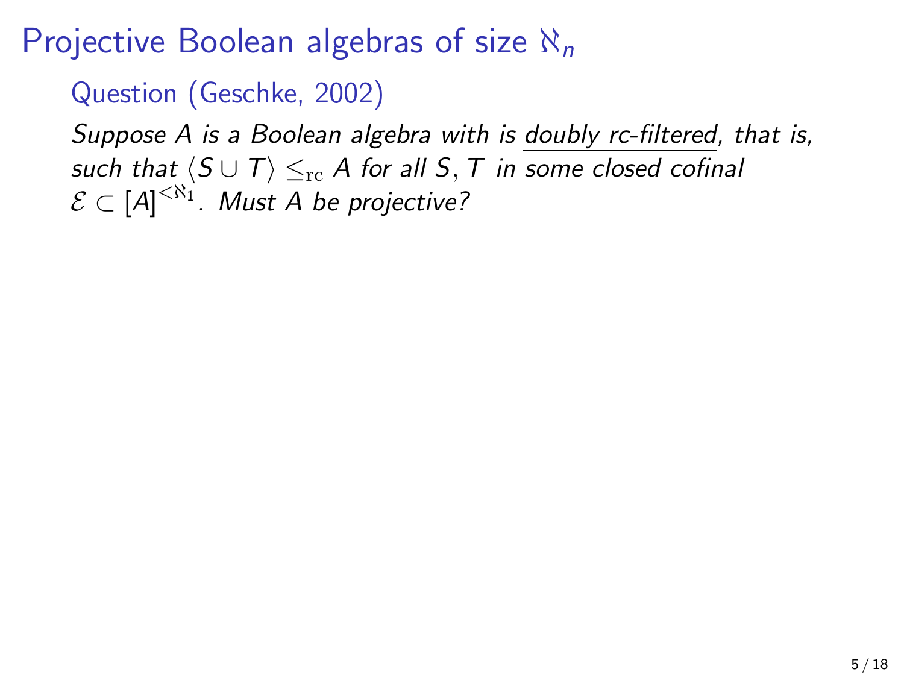# Projective Boolean algebras of size $\aleph_n$

## Question (Geschke, 2002)

*Suppose $A$ is a Boolean algebra with is* <u>*doubly rc-filtered*</u>*, that is, such that $\langle S \cup T \rangle \leq_{\mathrm{rc}} A$ for all $S, T$ in some closed cofinal $\mathcal{E} \subset [A]^{<\aleph_1}$. Must $A$ be projective?*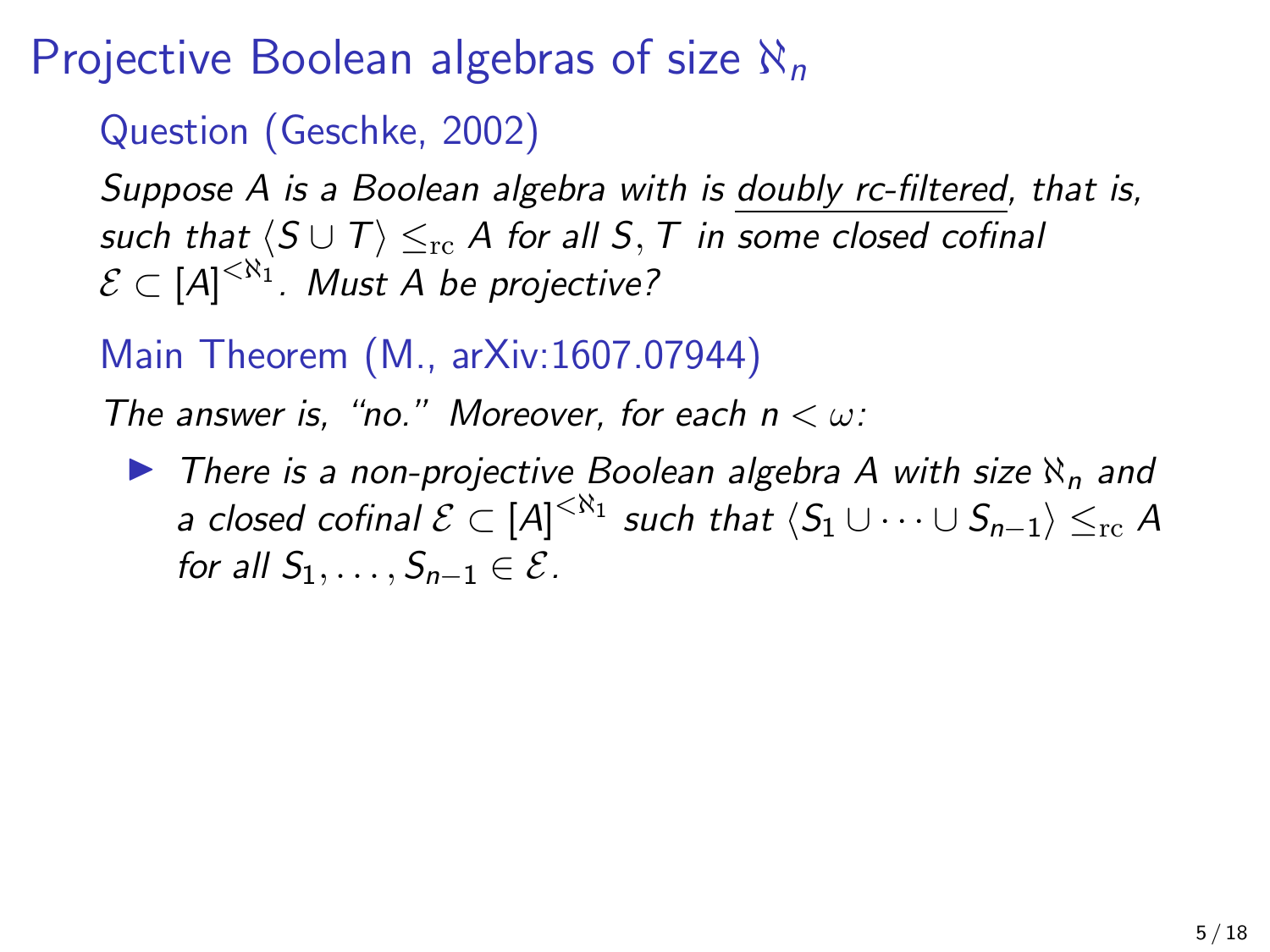# Projective Boolean algebras of size $\aleph_n$

## Question (Geschke, 2002)

*Suppose $A$ is a Boolean algebra with is doubly rc-filtered, that is, such that $\langle S \cup T \rangle \leq_{\mathrm{rc}} A$ for all $S, T$ in some closed cofinal $\mathcal{E} \subset [A]^{<\aleph_1}$. Must $A$ be projective?*

## Main Theorem (M., arXiv:1607.07944)

*The answer is, "no." Moreover, for each $n < \omega$:*

- *There is a non-projective Boolean algebra $A$ with size $\aleph_n$ and a closed cofinal $\mathcal{E} \subset [A]^{<\aleph_1}$ such that $\langle S_1 \cup \cdots \cup S_{n-1} \rangle \leq_{\mathrm{rc}} A$ for all $S_1, \ldots, S_{n-1} \in \mathcal{E}$.*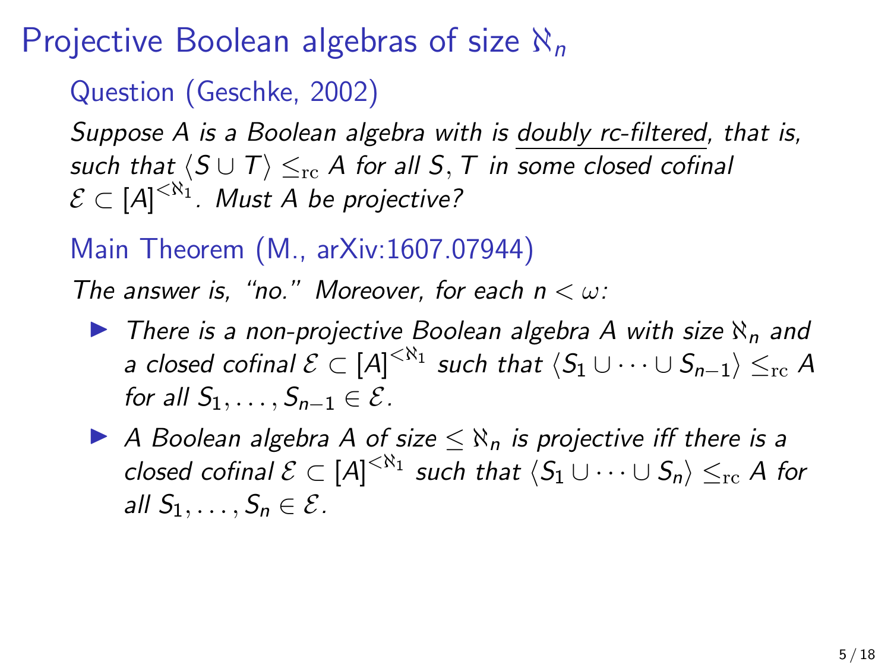# Projective Boolean algebras of size $\aleph_n$

## Question (Geschke, 2002)

*Suppose $A$ is a Boolean algebra with is doubly rc-filtered, that is, such that $\langle S \cup T \rangle \leq_{\mathrm{rc}} A$ for all $S, T$ in some closed cofinal $\mathcal{E} \subset [A]^{<\aleph_1}$. Must $A$ be projective?*

## Main Theorem (M., arXiv:1607.07944)

*The answer is, "no." Moreover, for each $n < \omega$:*

- *There is a non-projective Boolean algebra $A$ with size $\aleph_n$ and a closed cofinal $\mathcal{E} \subset [A]^{<\aleph_1}$ such that $\langle S_1 \cup \cdots \cup S_{n-1} \rangle \leq_{\mathrm{rc}} A$ for all $S_1, \ldots, S_{n-1} \in \mathcal{E}$.*
- *A Boolean algebra $A$ of size $\leq \aleph_n$ is projective iff there is a closed cofinal $\mathcal{E} \subset [A]^{<\aleph_1}$ such that $\langle S_1 \cup \cdots \cup S_n \rangle \leq_{\mathrm{rc}} A$ for all $S_1, \ldots, S_n \in \mathcal{E}$.*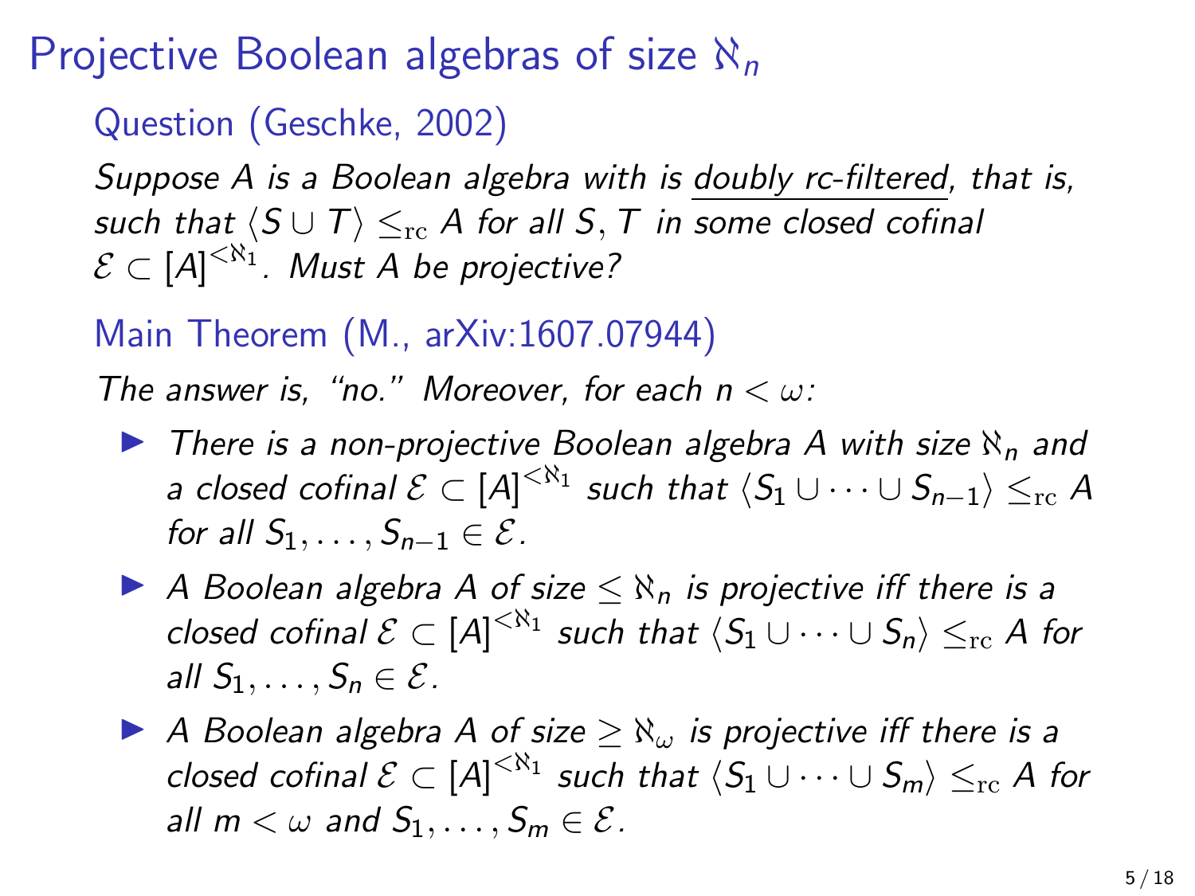# Projective Boolean algebras of size $\aleph_n$

## Question (Geschke, 2002)

*Suppose $A$ is a Boolean algebra with is doubly rc-filtered, that is, such that $\langle S \cup T \rangle \leq_{\mathrm{rc}} A$ for all $S, T$ in some closed cofinal $\mathcal{E} \subset [A]^{<\aleph_1}$. Must $A$ be projective?*

## Main Theorem (M., arXiv:1607.07944)

*The answer is, "no." Moreover, for each $n < \omega$:*

- *There is a non-projective Boolean algebra $A$ with size $\aleph_n$ and a closed cofinal $\mathcal{E} \subset [A]^{<\aleph_1}$ such that $\langle S_1 \cup \cdots \cup S_{n-1} \rangle \leq_{\mathrm{rc}} A$ for all $S_1, \ldots, S_{n-1} \in \mathcal{E}$.*
- *A Boolean algebra $A$ of size $\leq \aleph_n$ is projective iff there is a closed cofinal $\mathcal{E} \subset [A]^{<\aleph_1}$ such that $\langle S_1 \cup \cdots \cup S_n \rangle \leq_{\mathrm{rc}} A$ for all $S_1, \ldots, S_n \in \mathcal{E}$.*
- *A Boolean algebra $A$ of size $\geq \aleph_\omega$ is projective iff there is a closed cofinal $\mathcal{E} \subset [A]^{<\aleph_1}$ such that $\langle S_1 \cup \cdots \cup S_m \rangle \leq_{\mathrm{rc}} A$ for all $m < \omega$ and $S_1, \ldots, S_m \in \mathcal{E}$.*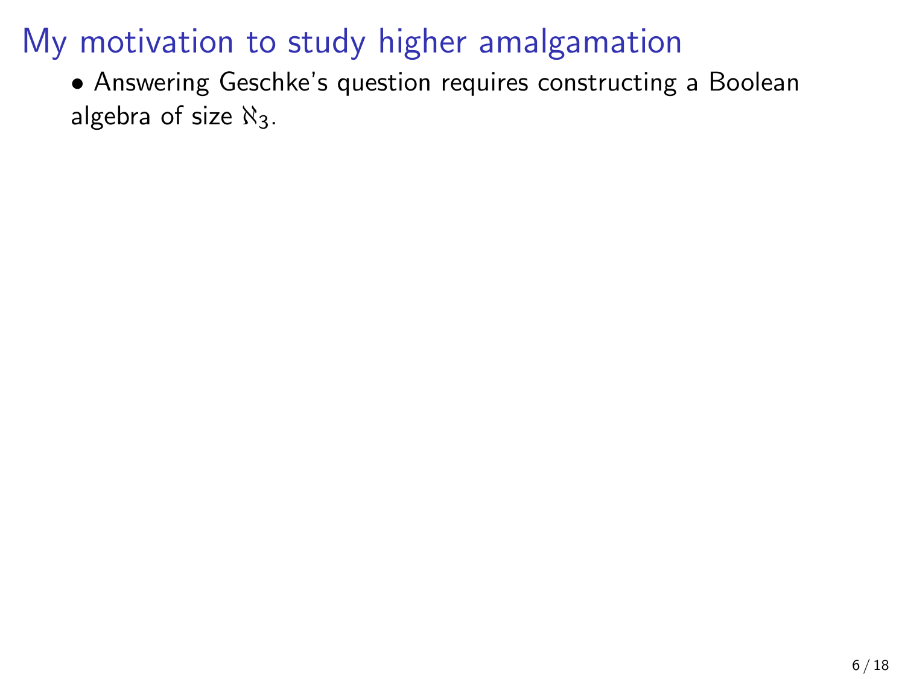# My motivation to study higher amalgamation

- Answering Geschke's question requires constructing a Boolean algebra of size $\aleph_3$.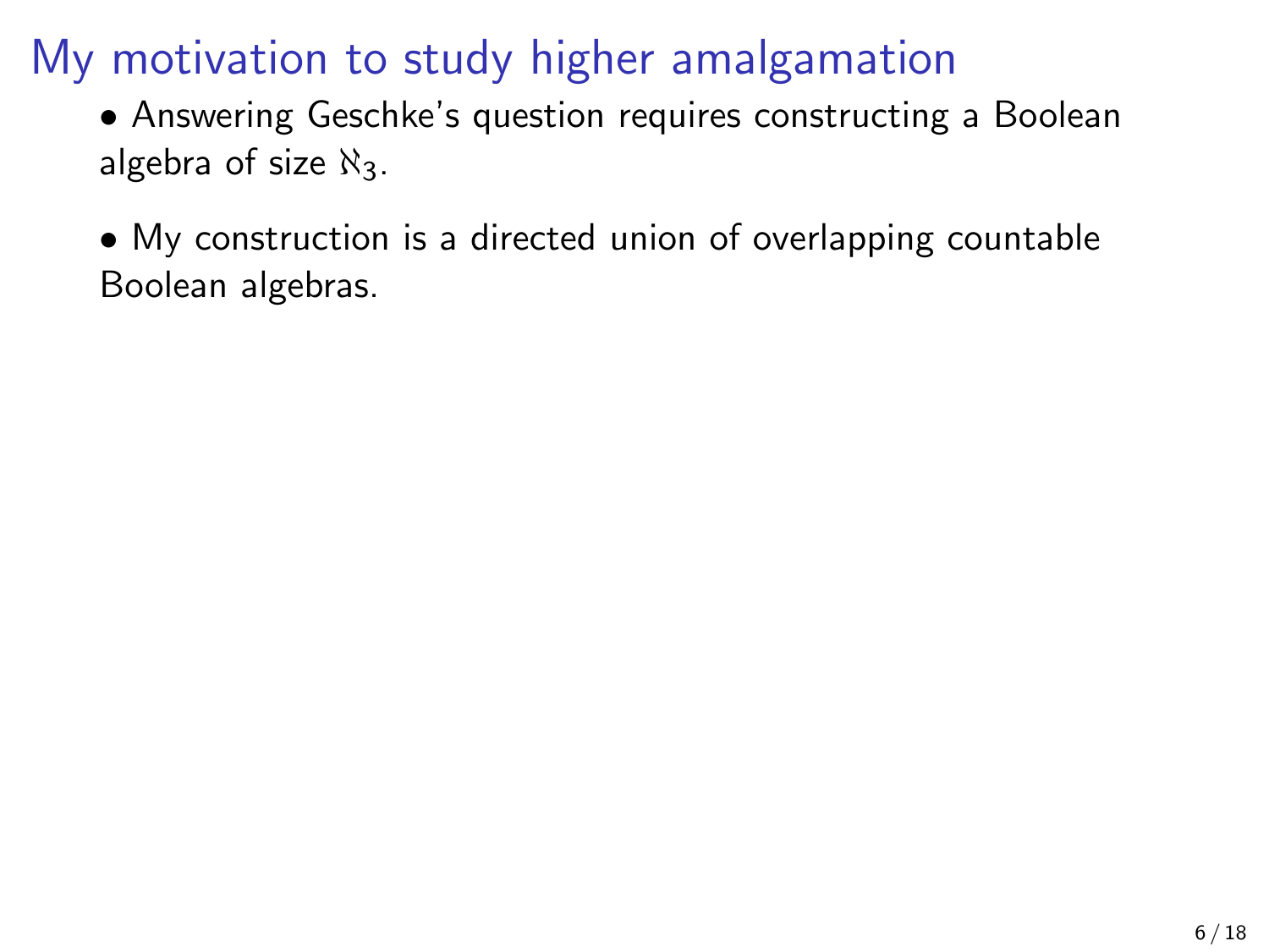# My motivation to study higher amalgamation

- Answering Geschke's question requires constructing a Boolean algebra of size $\aleph_3$.

- My construction is a directed union of overlapping countable Boolean algebras.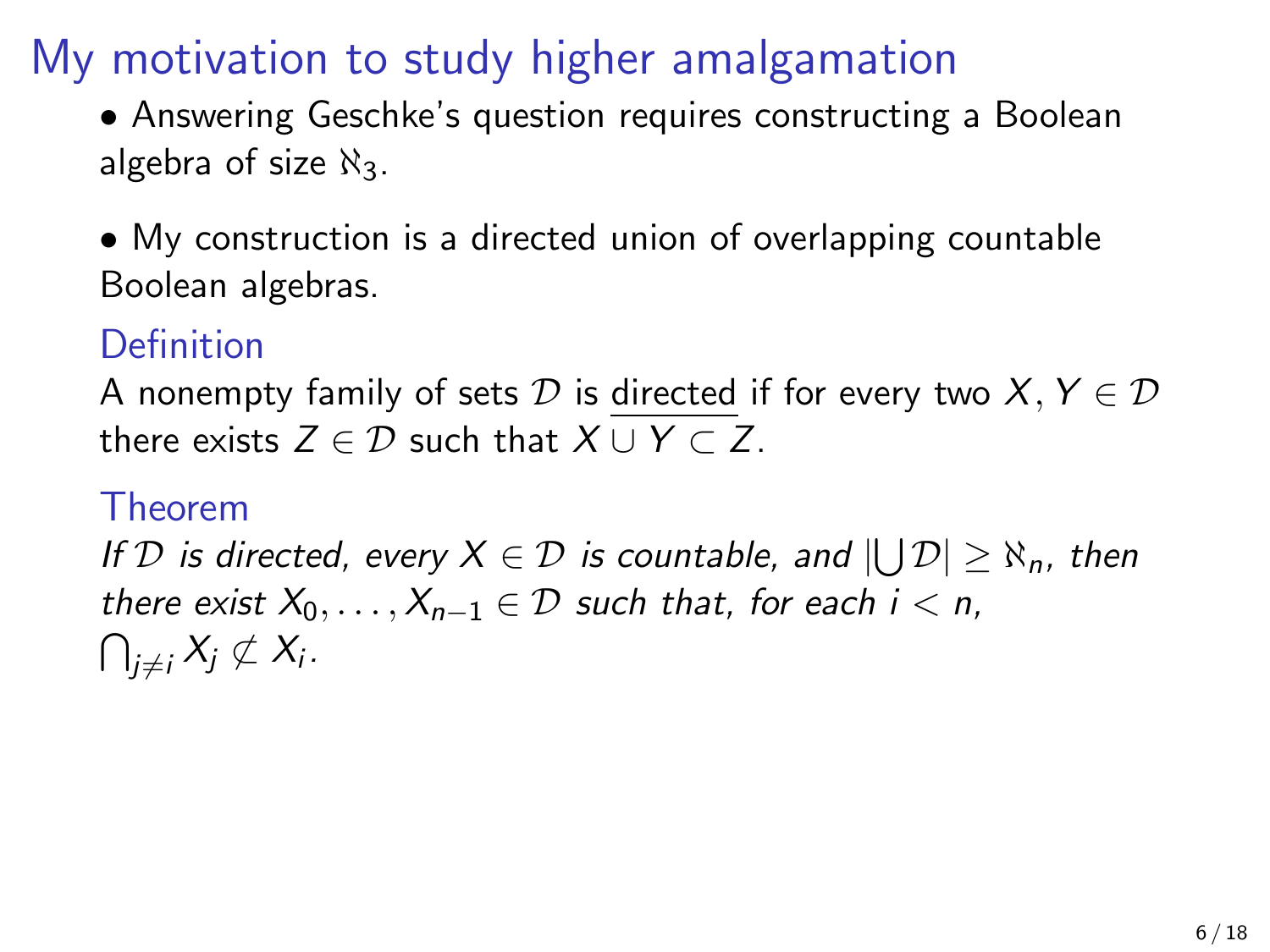# My motivation to study higher amalgamation

- Answering Geschke's question requires constructing a Boolean algebra of size $\aleph_3$.

- My construction is a directed union of overlapping countable Boolean algebras.

### Definition

A nonempty family of sets $\mathcal{D}$ is <u>directed</u> if for every two $X, Y \in \mathcal{D}$ there exists $Z \in \mathcal{D}$ such that $X \cup Y \subset Z$.

### Theorem

*If $\mathcal{D}$ is directed, every $X \in \mathcal{D}$ is countable, and $|\bigcup \mathcal{D}| \geq \aleph_n$, then there exist $X_0, \ldots, X_{n-1} \in \mathcal{D}$ such that, for each $i < n$, $\bigcap_{j \neq i} X_j \not\subset X_i$.*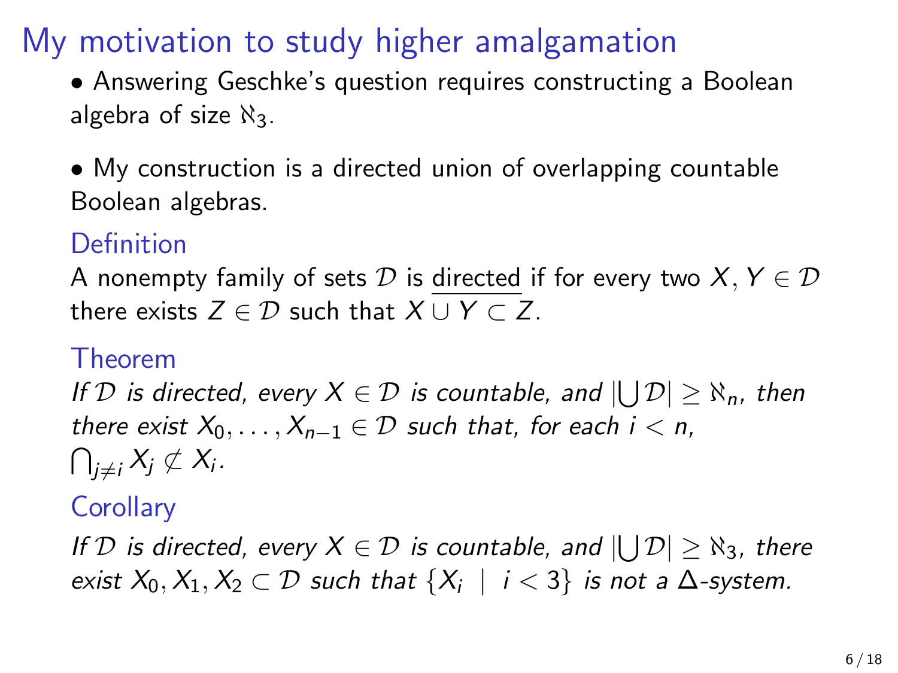# My motivation to study higher amalgamation

- Answering Geschke's question requires constructing a Boolean algebra of size $\aleph_3$.

- My construction is a directed union of overlapping countable Boolean algebras.

### Definition

A nonempty family of sets $\mathcal{D}$ is <u>directed</u> if for every two $X, Y \in \mathcal{D}$ there exists $Z \in \mathcal{D}$ such that $X \cup Y \subset Z$.

### Theorem

*If $\mathcal{D}$ is directed, every $X \in \mathcal{D}$ is countable, and $|\bigcup \mathcal{D}| \geq \aleph_n$, then there exist $X_0, \ldots, X_{n-1} \in \mathcal{D}$ such that, for each $i < n$, $\bigcap_{j \neq i} X_j \not\subset X_i$.*

### Corollary

*If $\mathcal{D}$ is directed, every $X \in \mathcal{D}$ is countable, and $|\bigcup \mathcal{D}| \geq \aleph_3$, there exist $X_0, X_1, X_2 \subset \mathcal{D}$ such that $\{X_i \mid i < 3\}$ is not a $\Delta$-system.*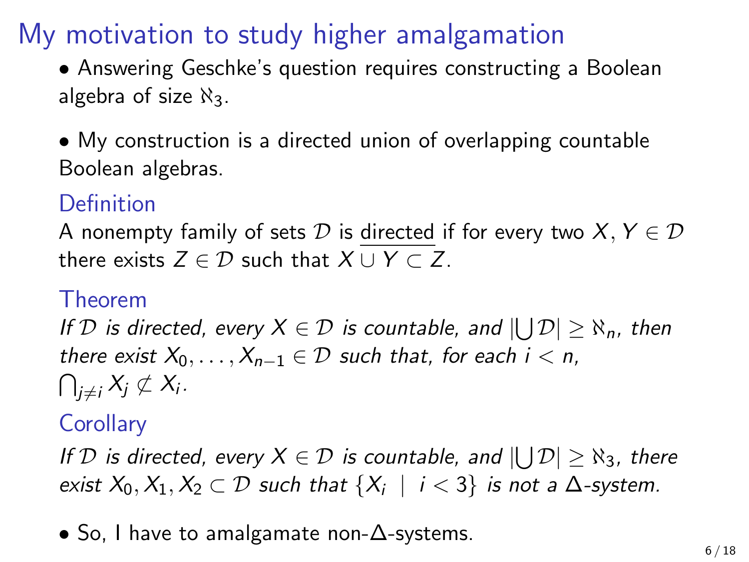# My motivation to study higher amalgamation

- Answering Geschke's question requires constructing a Boolean algebra of size $\aleph_3$.

- My construction is a directed union of overlapping countable Boolean algebras.

### Definition

A nonempty family of sets $\mathcal{D}$ is directed if for every two $X, Y \in \mathcal{D}$ there exists $Z \in \mathcal{D}$ such that $X \cup Y \subset Z$.

### Theorem

*If $\mathcal{D}$ is directed, every $X \in \mathcal{D}$ is countable, and $|\bigcup \mathcal{D}| \geq \aleph_n$, then there exist $X_0, \ldots, X_{n-1} \in \mathcal{D}$ such that, for each $i < n$, $\bigcap_{j \neq i} X_j \not\subset X_i$.*

### Corollary

*If $\mathcal{D}$ is directed, every $X \in \mathcal{D}$ is countable, and $|\bigcup \mathcal{D}| \geq \aleph_3$, there exist $X_0, X_1, X_2 \subset \mathcal{D}$ such that $\{X_i \mid i < 3\}$ is not a $\Delta$-system.*

- So, I have to amalgamate non-$\Delta$-systems.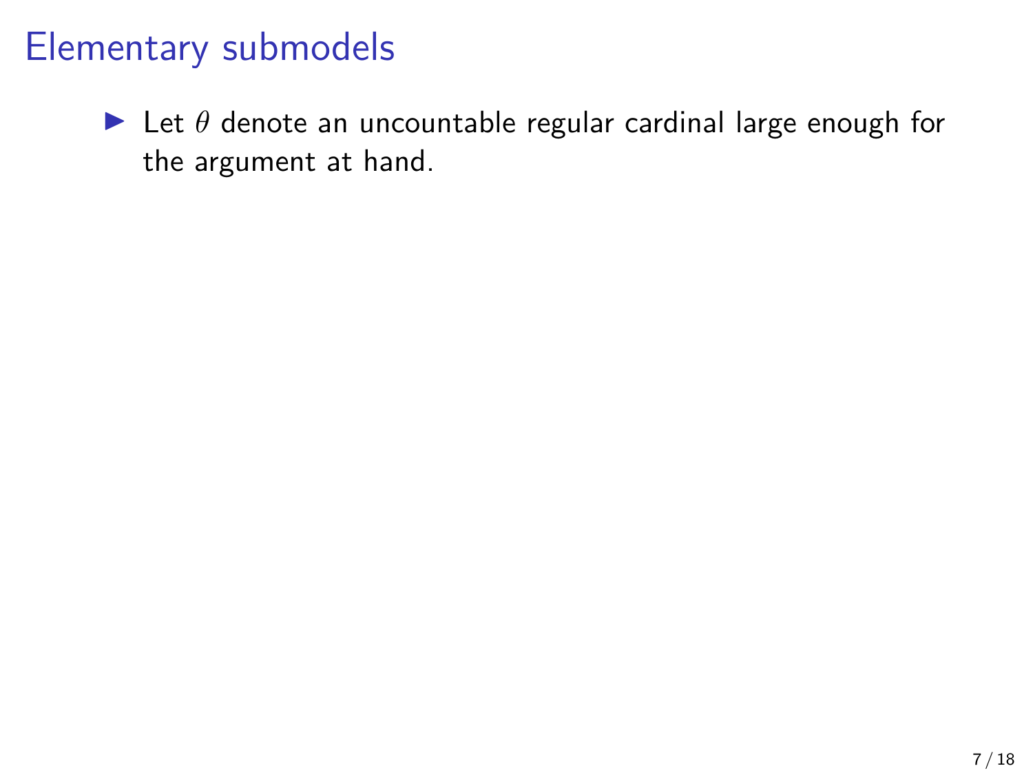# Elementary submodels

- Let $\theta$ denote an uncountable regular cardinal large enough for the argument at hand.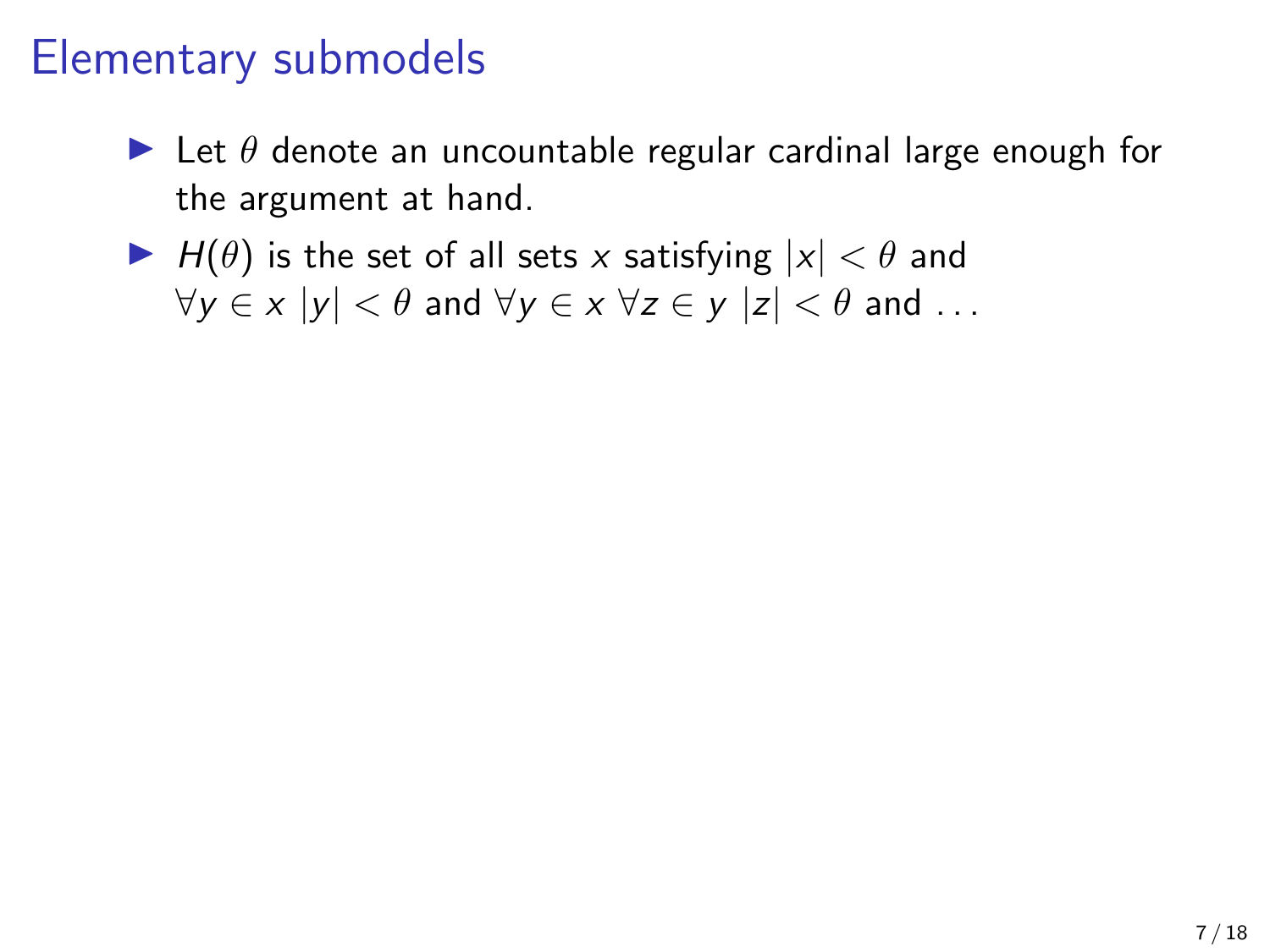# Elementary submodels

- Let $\theta$ denote an uncountable regular cardinal large enough for the argument at hand.
- $H(\theta)$ is the set of all sets $x$ satisfying $|x| < \theta$ and $\forall y \in x \; |y| < \theta$ and $\forall y \in x \; \forall z \in y \; |z| < \theta$ and ...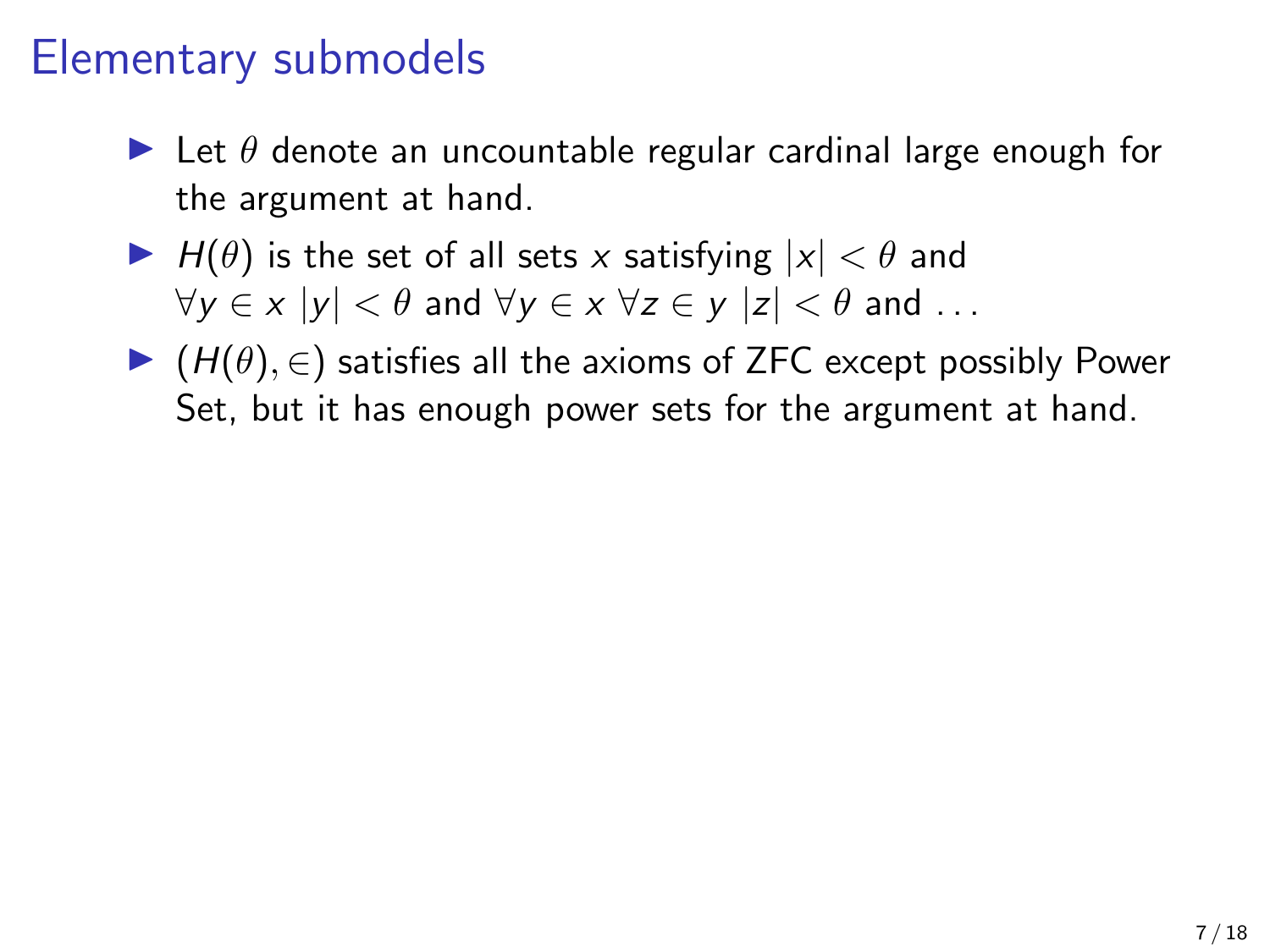# Elementary submodels

- Let $\theta$ denote an uncountable regular cardinal large enough for the argument at hand.
- $H(\theta)$ is the set of all sets $x$ satisfying $|x| < \theta$ and $\forall y \in x\ |y| < \theta$ and $\forall y \in x\ \forall z \in y\ |z| < \theta$ and ...
- $(H(\theta), \in)$ satisfies all the axioms of ZFC except possibly Power Set, but it has enough power sets for the argument at hand.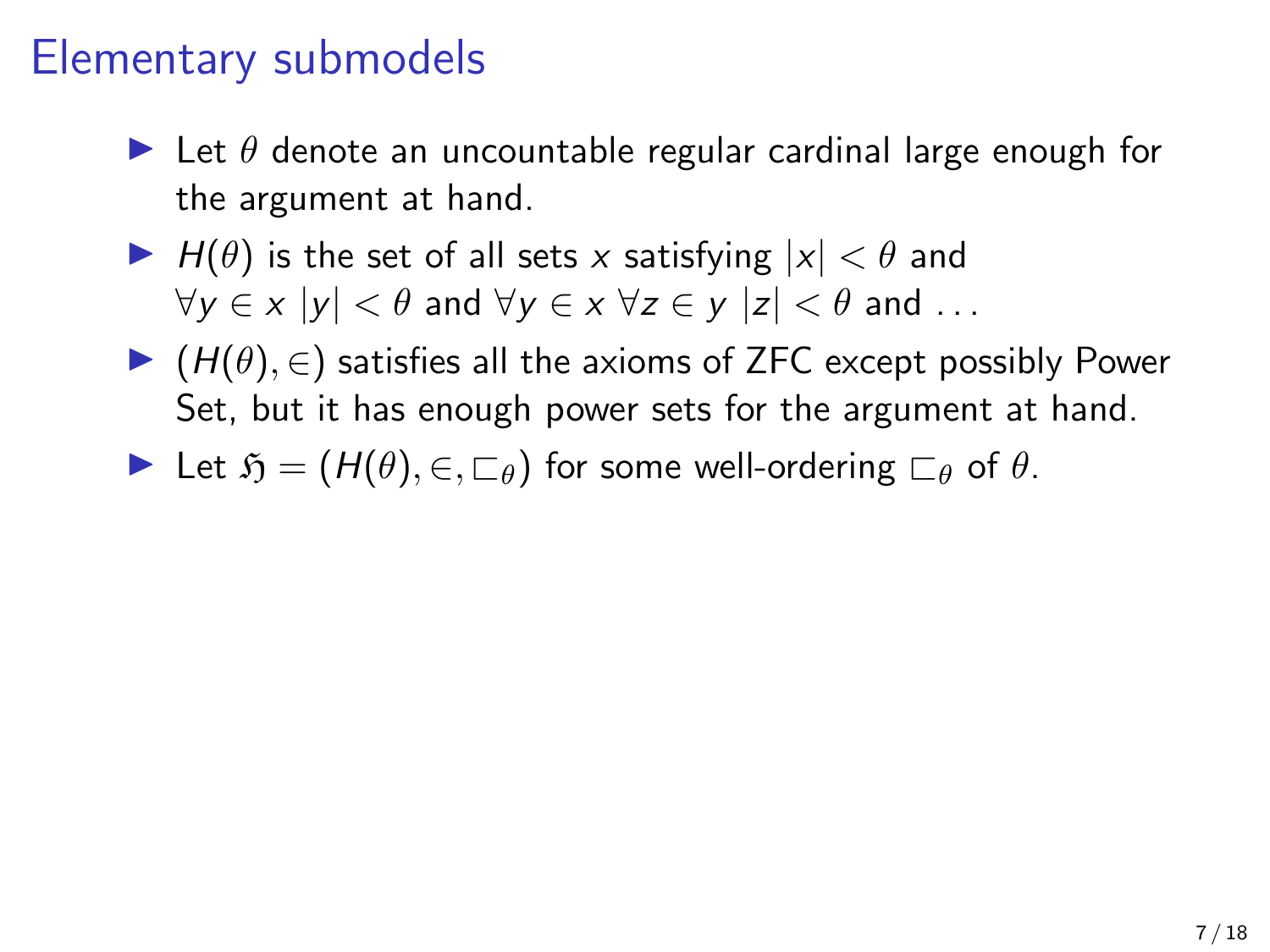# Elementary submodels

- Let $\theta$ denote an uncountable regular cardinal large enough for the argument at hand.
- $H(\theta)$ is the set of all sets $x$ satisfying $|x| < \theta$ and $\forall y \in x\ |y| < \theta$ and $\forall y \in x\ \forall z \in y\ |z| < \theta$ and ...
- $(H(\theta), \in)$ satisfies all the axioms of ZFC except possibly Power Set, but it has enough power sets for the argument at hand.
- Let $\mathfrak{H} = (H(\theta), \in, \sqsubset_\theta)$ for some well-ordering $\sqsubset_\theta$ of $\theta$.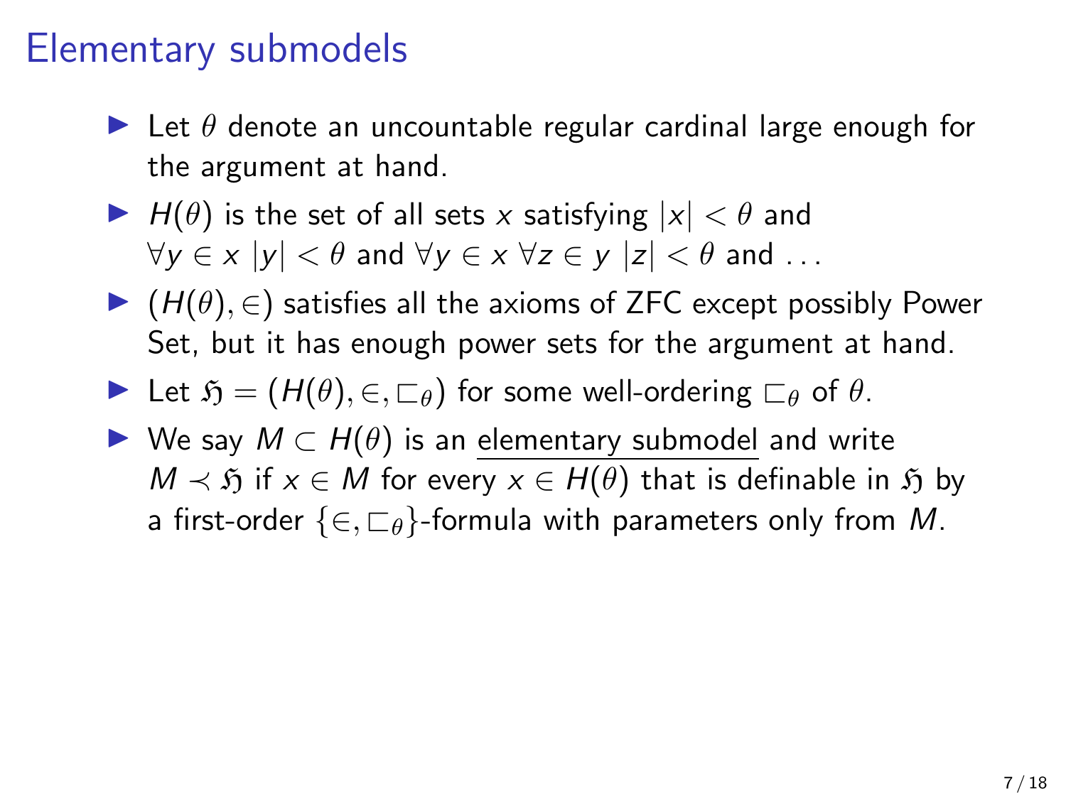# Elementary submodels

- Let $\theta$ denote an uncountable regular cardinal large enough for the argument at hand.
- $H(\theta)$ is the set of all sets $x$ satisfying $|x| < \theta$ and $\forall y \in x \; |y| < \theta$ and $\forall y \in x \; \forall z \in y \; |z| < \theta$ and ...
- $(H(\theta), \in)$ satisfies all the axioms of ZFC except possibly Power Set, but it has enough power sets for the argument at hand.
- Let $\mathfrak{H} = (H(\theta), \in, \sqsubset_\theta)$ for some well-ordering $\sqsubset_\theta$ of $\theta$.
- We say $M \subset H(\theta)$ is an <u>elementary submodel</u> and write $M \prec \mathfrak{H}$ if $x \in M$ for every $x \in H(\theta)$ that is definable in $\mathfrak{H}$ by a first-order $\{\in, \sqsubset_\theta\}$-formula with parameters only from $M$.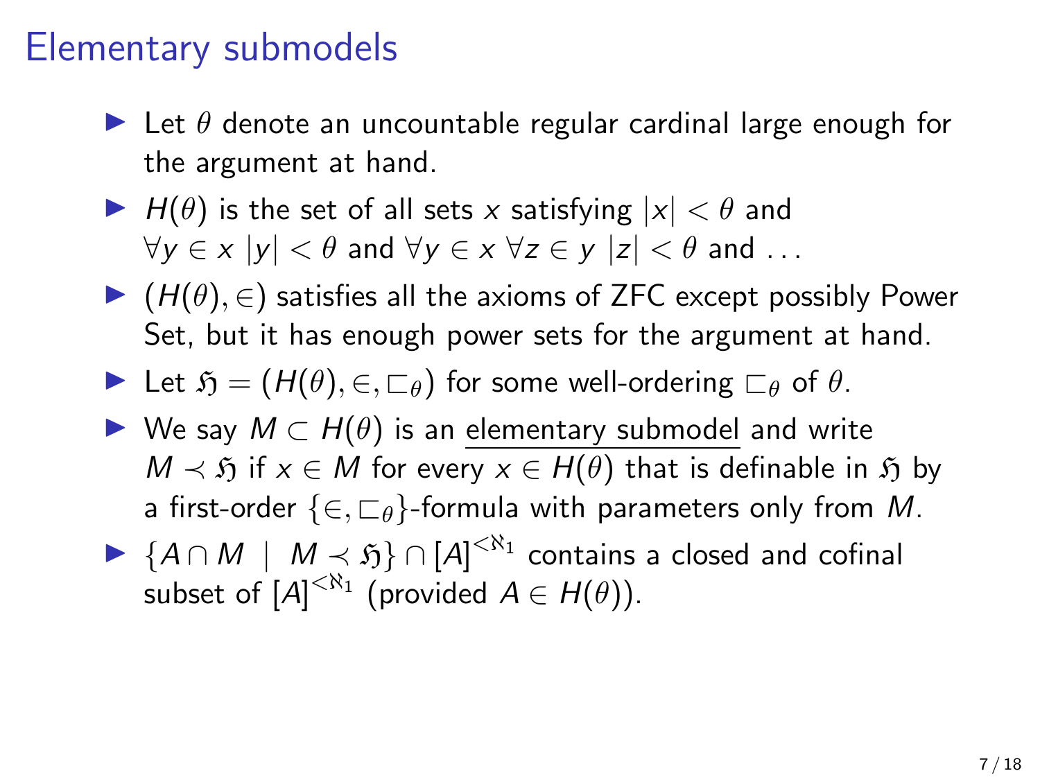# Elementary submodels

- Let $\theta$ denote an uncountable regular cardinal large enough for the argument at hand.
- $H(\theta)$ is the set of all sets $x$ satisfying $|x| < \theta$ and $\forall y \in x \ |y| < \theta$ and $\forall y \in x \ \forall z \in y \ |z| < \theta$ and ...
- $(H(\theta), \in)$ satisfies all the axioms of ZFC except possibly Power Set, but it has enough power sets for the argument at hand.
- Let $\mathfrak{H} = (H(\theta), \in, \sqsubset_\theta)$ for some well-ordering $\sqsubset_\theta$ of $\theta$.
- We say $M \subset H(\theta)$ is an <u>elementary submodel</u> and write $M \prec \mathfrak{H}$ if $x \in M$ for every $x \in H(\theta)$ that is definable in $\mathfrak{H}$ by a first-order $\{\in, \sqsubset_\theta\}$-formula with parameters only from $M$.
- $\{A \cap M \mid M \prec \mathfrak{H}\} \cap [A]^{<\aleph_1}$ contains a closed and cofinal subset of $[A]^{<\aleph_1}$ (provided $A \in H(\theta)$).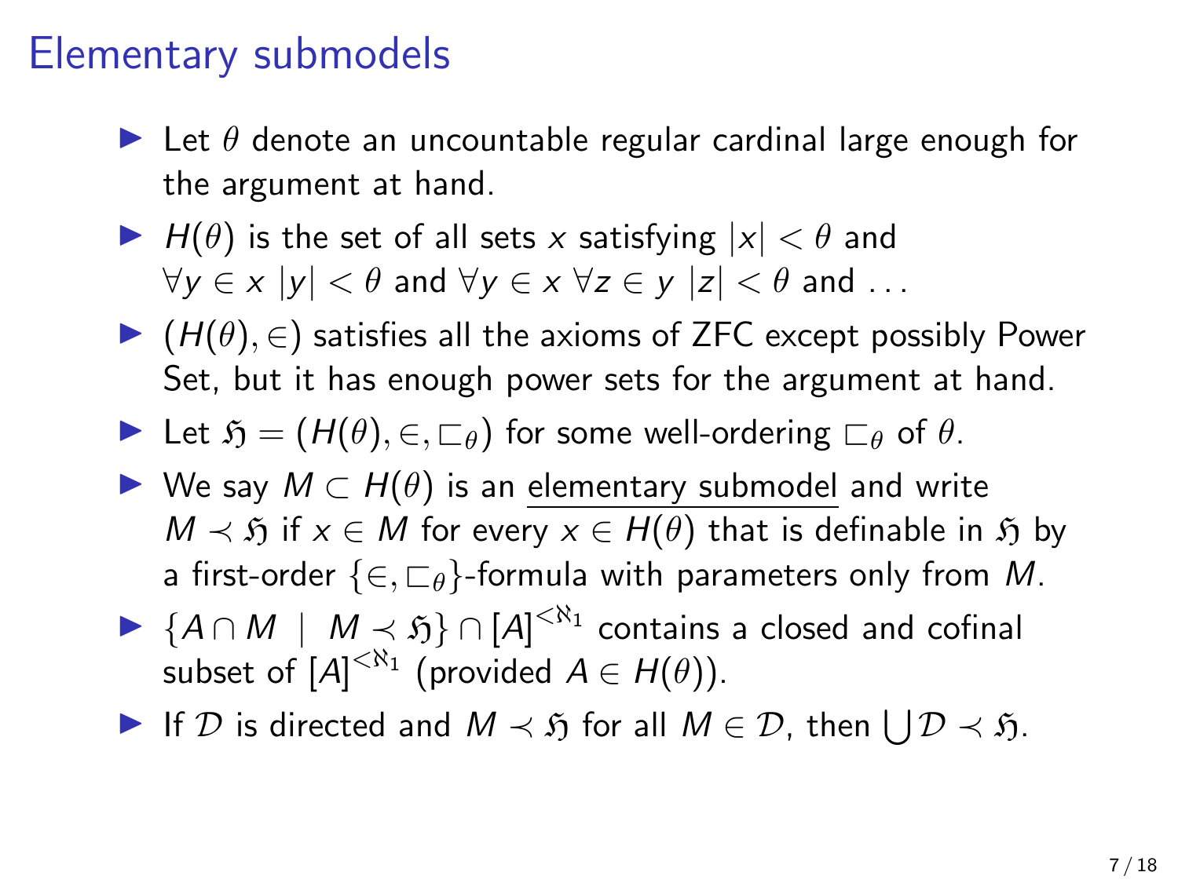# Elementary submodels

- Let $\theta$ denote an uncountable regular cardinal large enough for the argument at hand.
- $H(\theta)$ is the set of all sets $x$ satisfying $|x| < \theta$ and $\forall y \in x\ |y| < \theta$ and $\forall y \in x\ \forall z \in y\ |z| < \theta$ and ...
- $(H(\theta), \in)$ satisfies all the axioms of ZFC except possibly Power Set, but it has enough power sets for the argument at hand.
- Let $\mathfrak{H} = (H(\theta), \in, \sqsubset_\theta)$ for some well-ordering $\sqsubset_\theta$ of $\theta$.
- We say $M \subset H(\theta)$ is an <u>elementary submodel</u> and write $M \prec \mathfrak{H}$ if $x \in M$ for every $x \in H(\theta)$ that is definable in $\mathfrak{H}$ by a first-order $\{\in, \sqsubset_\theta\}$-formula with parameters only from $M$.
- $\{A \cap M \mid M \prec \mathfrak{H}\} \cap [A]^{<\aleph_1}$ contains a closed and cofinal subset of $[A]^{<\aleph_1}$ (provided $A \in H(\theta)$).
- If $\mathcal{D}$ is directed and $M \prec \mathfrak{H}$ for all $M \in \mathcal{D}$, then $\bigcup \mathcal{D} \prec \mathfrak{H}$.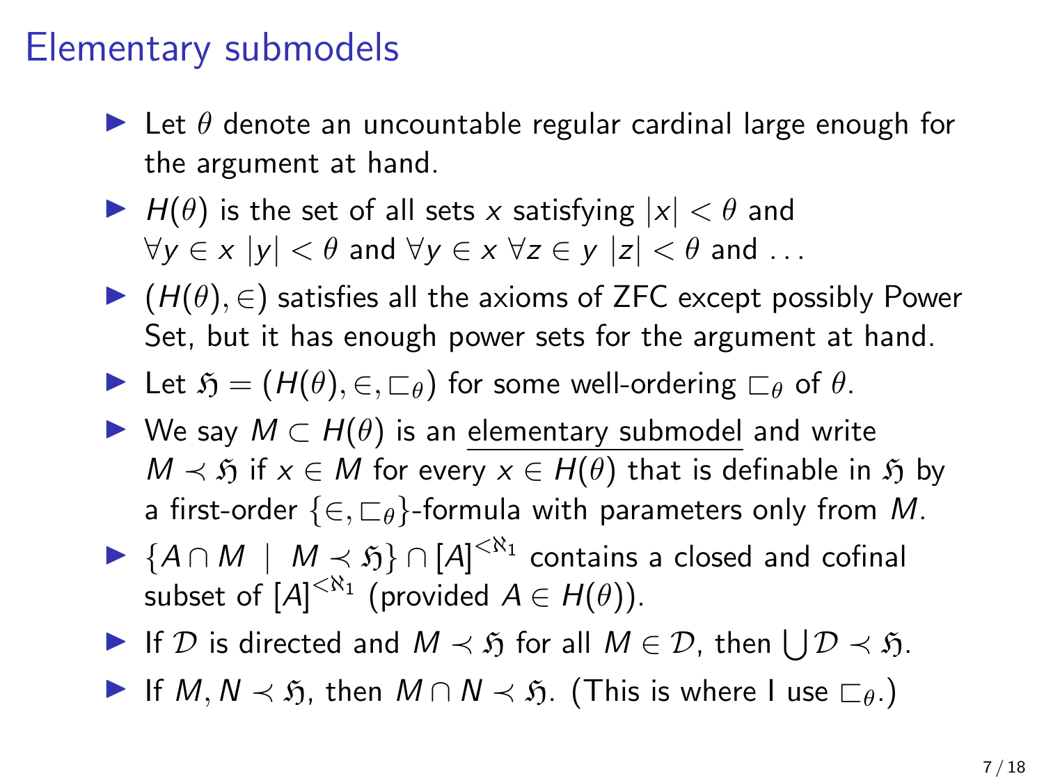# Elementary submodels

- Let $\theta$ denote an uncountable regular cardinal large enough for the argument at hand.
- $H(\theta)$ is the set of all sets $x$ satisfying $|x| < \theta$ and $\forall y \in x \ |y| < \theta$ and $\forall y \in x \ \forall z \in y \ |z| < \theta$ and ...
- $(H(\theta), \in)$ satisfies all the axioms of ZFC except possibly Power Set, but it has enough power sets for the argument at hand.
- Let $\mathfrak{H} = (H(\theta), \in, \sqsubset_\theta)$ for some well-ordering $\sqsubset_\theta$ of $\theta$.
- We say $M \subset H(\theta)$ is an <u>elementary submodel</u> and write $M \prec \mathfrak{H}$ if $x \in M$ for every $x \in H(\theta)$ that is definable in $\mathfrak{H}$ by a first-order $\{\in, \sqsubset_\theta\}$-formula with parameters only from $M$.
- $\{A \cap M \mid M \prec \mathfrak{H}\} \cap [A]^{<\aleph_1}$ contains a closed and cofinal subset of $[A]^{<\aleph_1}$ (provided $A \in H(\theta)$).
- If $\mathcal{D}$ is directed and $M \prec \mathfrak{H}$ for all $M \in \mathcal{D}$, then $\bigcup \mathcal{D} \prec \mathfrak{H}$.
- If $M, N \prec \mathfrak{H}$, then $M \cap N \prec \mathfrak{H}$. (This is where I use $\sqsubset_\theta$.)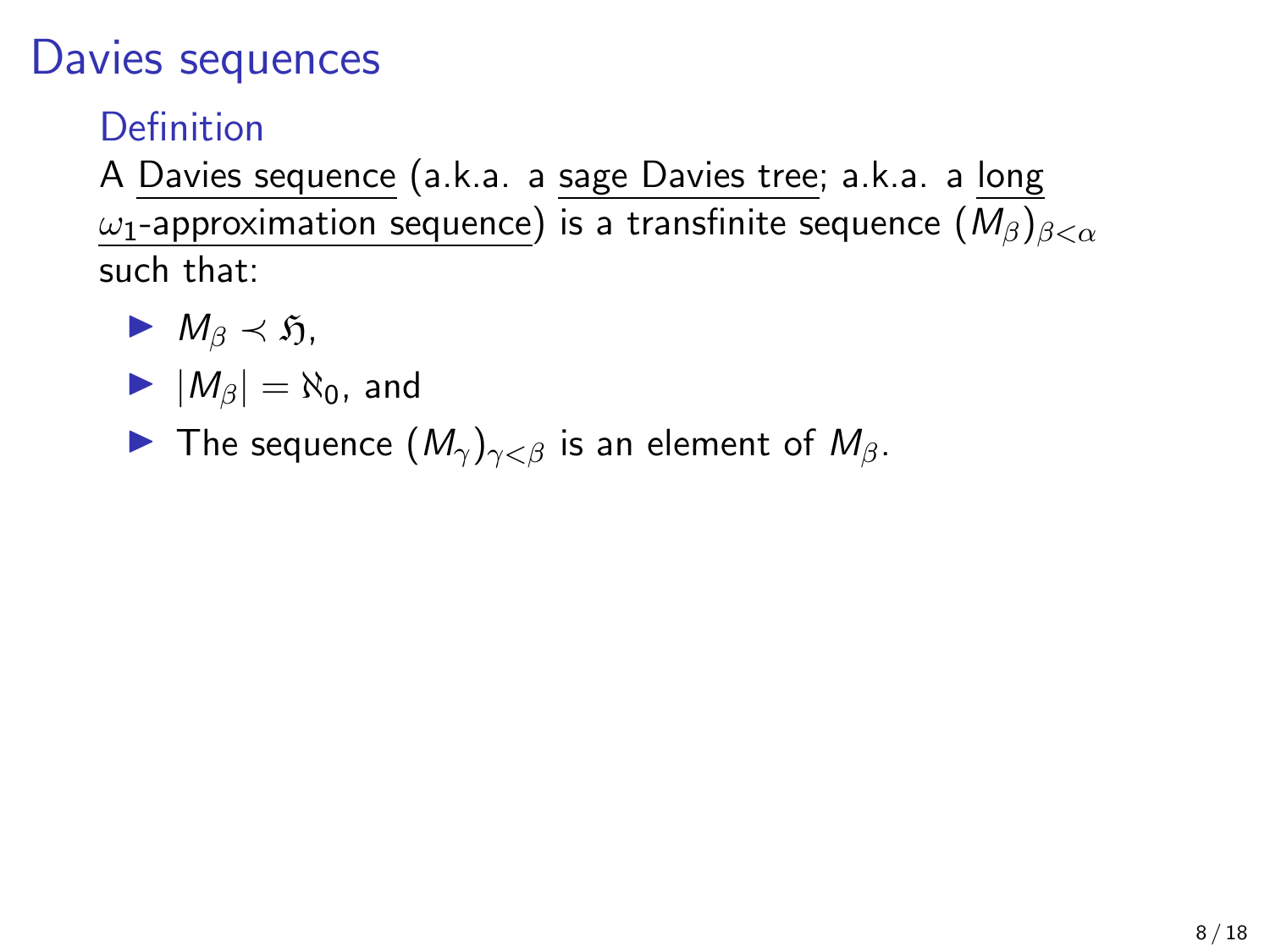# Davies sequences

## Definition

A <u>Davies sequence</u> (a.k.a. a <u>sage Davies tree</u>; a.k.a. a <u>long $\omega_1$-approximation sequence</u>) is a transfinite sequence $(M_\beta)_{\beta<\alpha}$ such that:

- $M_\beta \prec \mathfrak{H}$,
- $|M_\beta| = \aleph_0$, and
- The sequence $(M_\gamma)_{\gamma<\beta}$ is an element of $M_\beta$.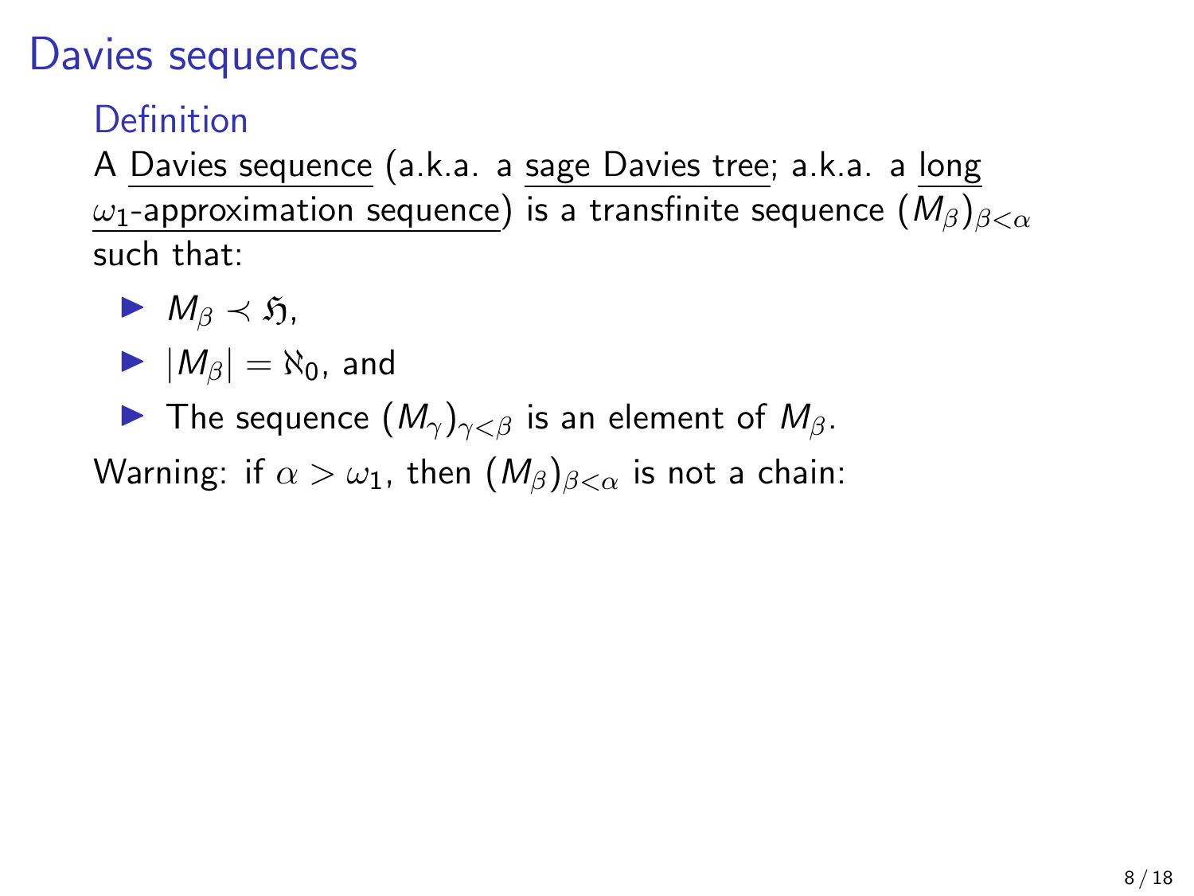# Davies sequences

## Definition

A Davies sequence (a.k.a. a sage Davies tree; a.k.a. a long $\omega_1$-approximation sequence) is a transfinite sequence $(M_\beta)_{\beta<\alpha}$ such that:

- $M_\beta \prec \mathfrak{H}$,
- $|M_\beta| = \aleph_0$, and
- The sequence $(M_\gamma)_{\gamma<\beta}$ is an element of $M_\beta$.

Warning: if $\alpha > \omega_1$, then $(M_\beta)_{\beta<\alpha}$ is not a chain: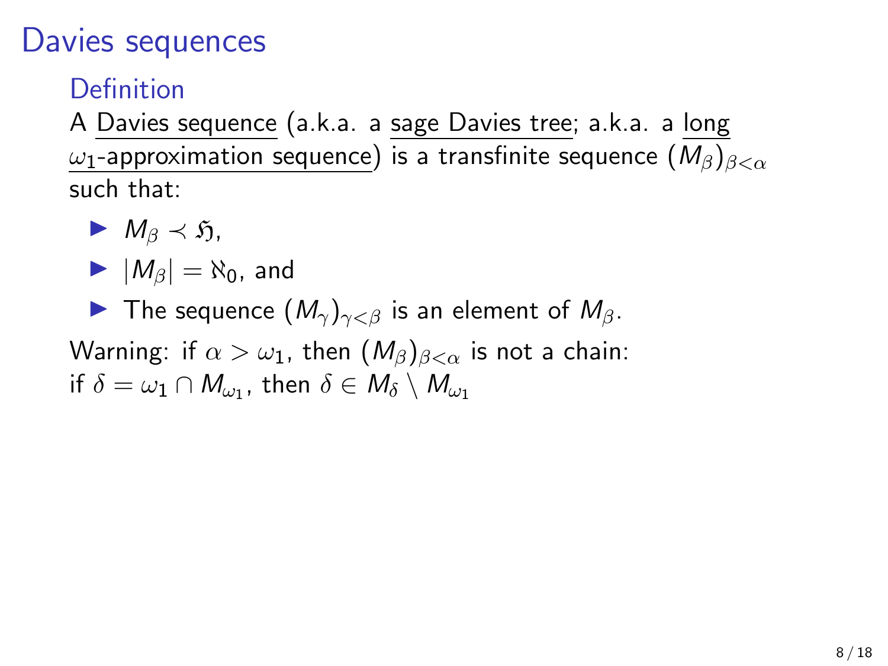# Davies sequences

## Definition

A Davies sequence (a.k.a. a sage Davies tree; a.k.a. a long $\omega_1$-approximation sequence) is a transfinite sequence $(M_\beta)_{\beta<\alpha}$ such that:

- $M_\beta \prec \mathfrak{H}$,
- $|M_\beta| = \aleph_0$, and
- The sequence $(M_\gamma)_{\gamma<\beta}$ is an element of $M_\beta$.

Warning: if $\alpha > \omega_1$, then $(M_\beta)_{\beta<\alpha}$ is not a chain:
if $\delta = \omega_1 \cap M_{\omega_1}$, then $\delta \in M_\delta \setminus M_{\omega_1}$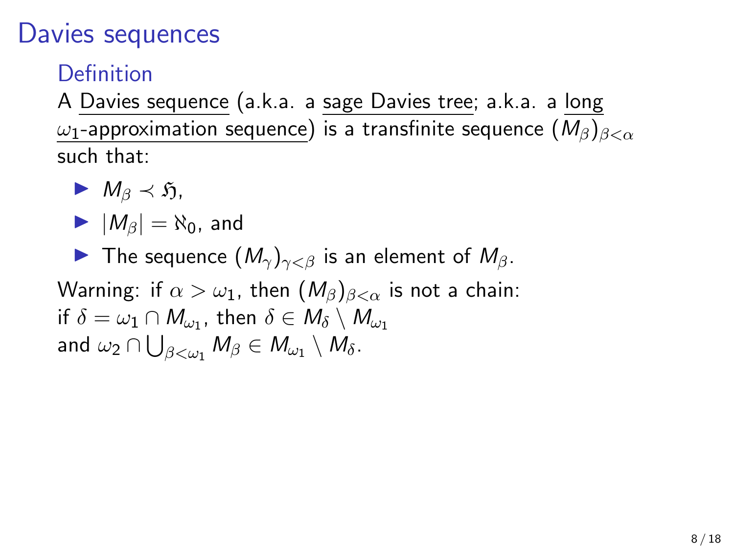# Davies sequences

## Definition

A Davies sequence (a.k.a. a sage Davies tree; a.k.a. a long $\omega_1$-approximation sequence) is a transfinite sequence $(M_\beta)_{\beta<\alpha}$ such that:

- $M_\beta \prec \mathfrak{H}$,
- $|M_\beta| = \aleph_0$, and
- The sequence $(M_\gamma)_{\gamma<\beta}$ is an element of $M_\beta$.

Warning: if $\alpha > \omega_1$, then $(M_\beta)_{\beta<\alpha}$ is not a chain:
if $\delta = \omega_1 \cap M_{\omega_1}$, then $\delta \in M_\delta \setminus M_{\omega_1}$
and $\omega_2 \cap \bigcup_{\beta<\omega_1} M_\beta \in M_{\omega_1} \setminus M_\delta$.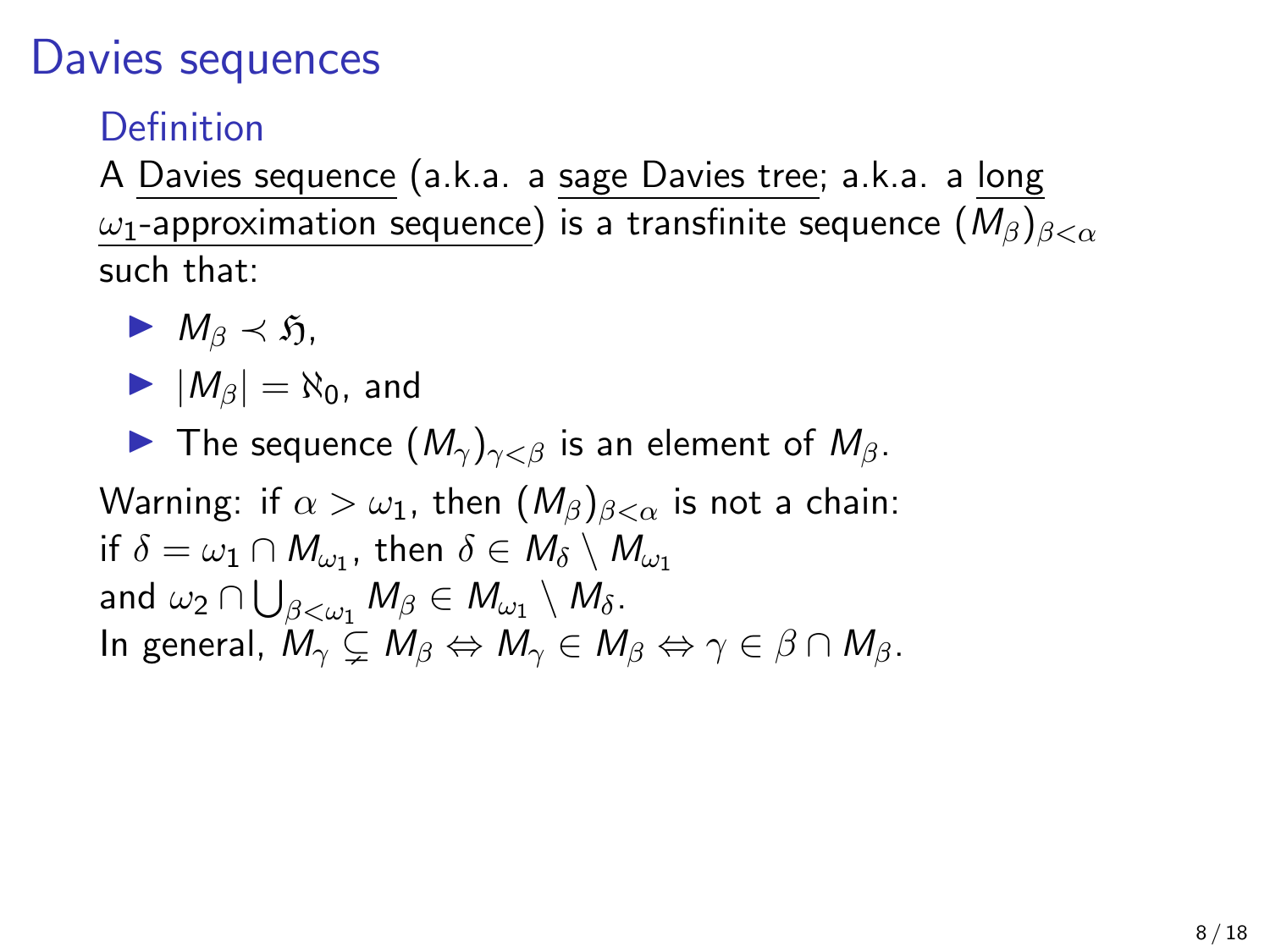# Davies sequences

## Definition

A Davies sequence (a.k.a. a sage Davies tree; a.k.a. a long $\omega_1$-approximation sequence) is a transfinite sequence $(M_\beta)_{\beta<\alpha}$ such that:

- $M_\beta \prec \mathfrak{H}$,
- $|M_\beta| = \aleph_0$, and
- The sequence $(M_\gamma)_{\gamma<\beta}$ is an element of $M_\beta$.

Warning: if $\alpha > \omega_1$, then $(M_\beta)_{\beta<\alpha}$ is not a chain:
if $\delta = \omega_1 \cap M_{\omega_1}$, then $\delta \in M_\delta \setminus M_{\omega_1}$
and $\omega_2 \cap \bigcup_{\beta<\omega_1} M_\beta \in M_{\omega_1} \setminus M_\delta$.
In general, $M_\gamma \subsetneq M_\beta \Leftrightarrow M_\gamma \in M_\beta \Leftrightarrow \gamma \in \beta \cap M_\beta$.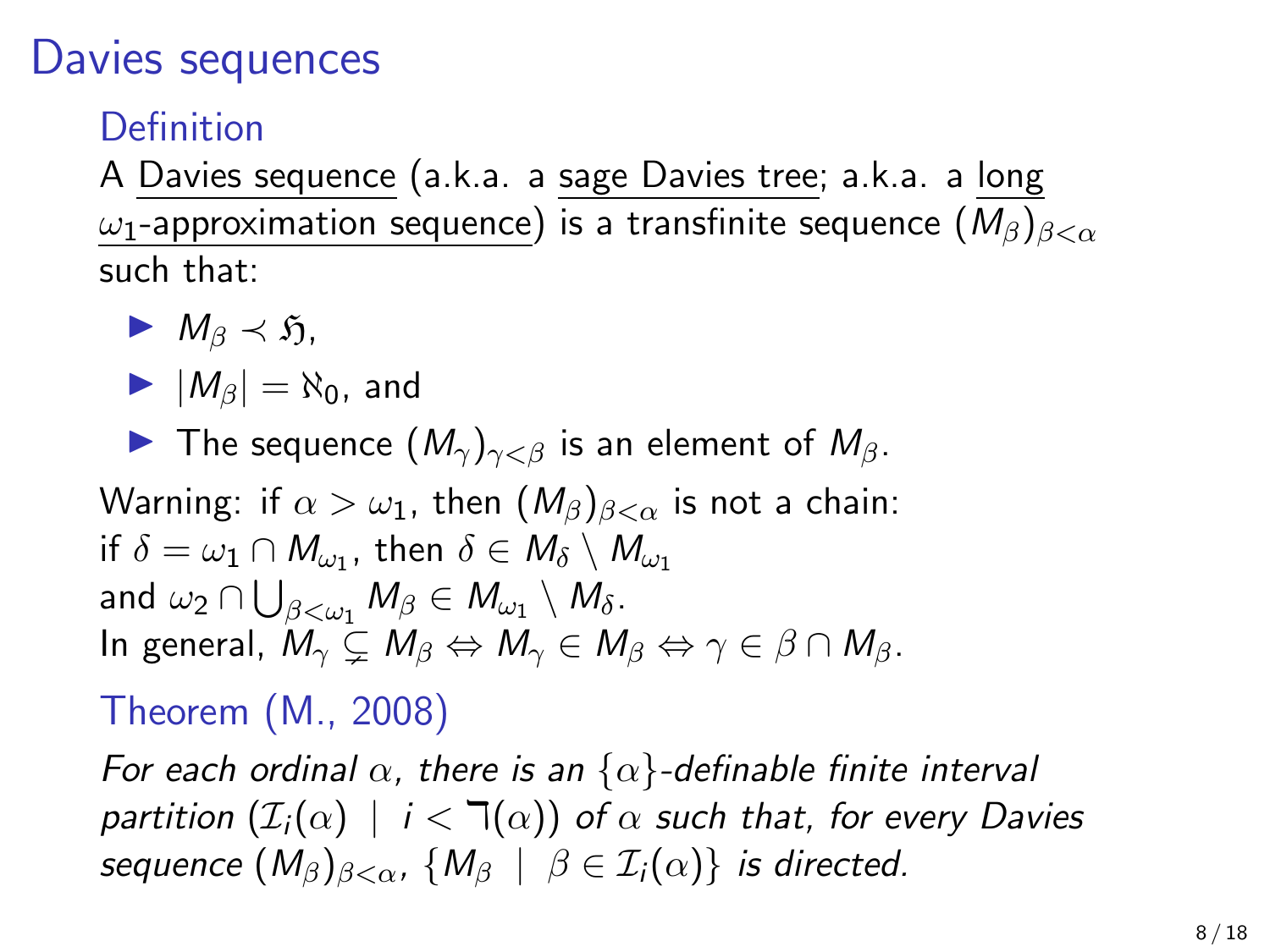# Davies sequences

### Definition

A <u>Davies sequence</u> (a.k.a. a <u>sage Davies tree</u>; a.k.a. a <u>long $\omega_1$-approximation sequence</u>) is a transfinite sequence $(M_\beta)_{\beta<\alpha}$ such that:

- $M_\beta \prec \mathfrak{H}$,
- $|M_\beta| = \aleph_0$, and
- The sequence $(M_\gamma)_{\gamma<\beta}$ is an element of $M_\beta$.

Warning: if $\alpha > \omega_1$, then $(M_\beta)_{\beta<\alpha}$ is not a chain:
if $\delta = \omega_1 \cap M_{\omega_1}$, then $\delta \in M_\delta \setminus M_{\omega_1}$
and $\omega_2 \cap \bigcup_{\beta<\omega_1} M_\beta \in M_{\omega_1} \setminus M_\delta$.
In general, $M_\gamma \subsetneq M_\beta \Leftrightarrow M_\gamma \in M_\beta \Leftrightarrow \gamma \in \beta \cap M_\beta$.

### Theorem (M., 2008)

*For each ordinal $\alpha$, there is an $\{\alpha\}$-definable finite interval partition $(\mathcal{I}_i(\alpha) \mid i < \daleth(\alpha))$ of $\alpha$ such that, for every Davies sequence $(M_\beta)_{\beta<\alpha}$, $\{M_\beta \mid \beta \in \mathcal{I}_i(\alpha)\}$ is directed.*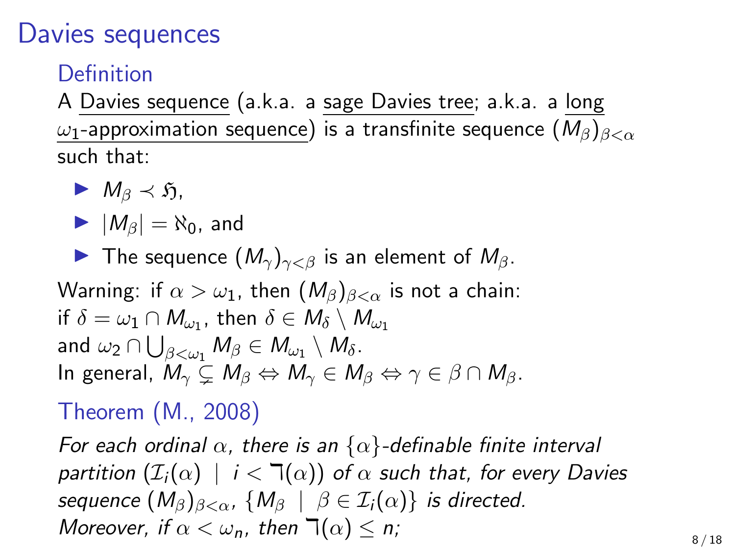# Davies sequences

## Definition

A Davies sequence (a.k.a. a sage Davies tree; a.k.a. a long $\omega_1$-approximation sequence) is a transfinite sequence $(M_\beta)_{\beta<\alpha}$ such that:

- $M_\beta \prec \mathfrak{H}$,
- $|M_\beta| = \aleph_0$, and
- The sequence $(M_\gamma)_{\gamma<\beta}$ is an element of $M_\beta$.

Warning: if $\alpha > \omega_1$, then $(M_\beta)_{\beta<\alpha}$ is not a chain:
if $\delta = \omega_1 \cap M_{\omega_1}$, then $\delta \in M_\delta \setminus M_{\omega_1}$
and $\omega_2 \cap \bigcup_{\beta<\omega_1} M_\beta \in M_{\omega_1} \setminus M_\delta$.
In general, $M_\gamma \subsetneq M_\beta \Leftrightarrow M_\gamma \in M_\beta \Leftrightarrow \gamma \in \beta \cap M_\beta$.

## Theorem (M., 2008)

*For each ordinal $\alpha$, there is an $\{\alpha\}$-definable finite interval partition $(\mathcal{I}_i(\alpha) \mid i < \daleth(\alpha))$ of $\alpha$ such that, for every Davies sequence $(M_\beta)_{\beta<\alpha}$, $\{M_\beta \mid \beta \in \mathcal{I}_i(\alpha)\}$ is directed.*
*Moreover, if $\alpha < \omega_n$, then $\daleth(\alpha) \leq n$;*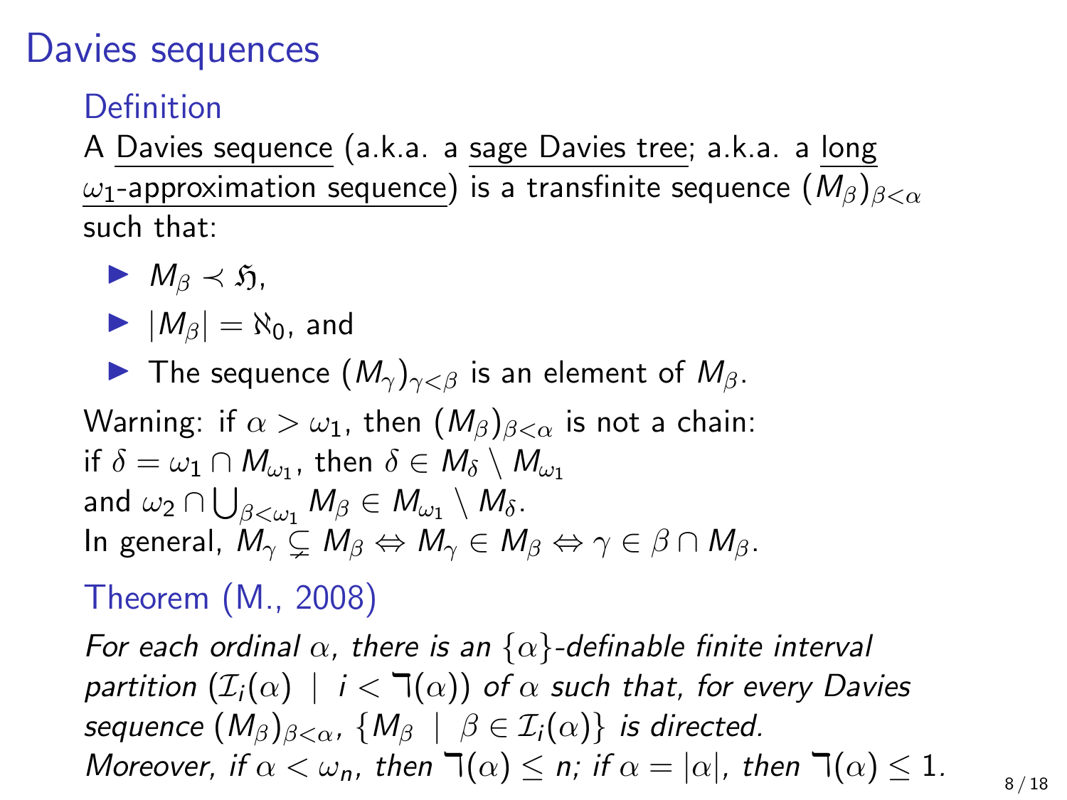# Davies sequences

## Definition

A Davies sequence (a.k.a. a sage Davies tree; a.k.a. a long $\omega_1$-approximation sequence) is a transfinite sequence $(M_\beta)_{\beta<\alpha}$ such that:

- $M_\beta \prec \mathfrak{H}$,
- $|M_\beta| = \aleph_0$, and
- The sequence $(M_\gamma)_{\gamma<\beta}$ is an element of $M_\beta$.

Warning: if $\alpha > \omega_1$, then $(M_\beta)_{\beta<\alpha}$ is not a chain:
if $\delta = \omega_1 \cap M_{\omega_1}$, then $\delta \in M_\delta \setminus M_{\omega_1}$
and $\omega_2 \cap \bigcup_{\beta<\omega_1} M_\beta \in M_{\omega_1} \setminus M_\delta$.
In general, $M_\gamma \subsetneq M_\beta \Leftrightarrow M_\gamma \in M_\beta \Leftrightarrow \gamma \in \beta \cap M_\beta$.

## Theorem (M., 2008)

*For each ordinal $\alpha$, there is an $\{\alpha\}$-definable finite interval partition $(\mathcal{I}_i(\alpha) \mid i < \daleth(\alpha))$ of $\alpha$ such that, for every Davies sequence $(M_\beta)_{\beta<\alpha}$, $\{M_\beta \mid \beta \in \mathcal{I}_i(\alpha)\}$ is directed.*
*Moreover, if $\alpha < \omega_n$, then $\daleth(\alpha) \leq n$; if $\alpha = |\alpha|$, then $\daleth(\alpha) \leq 1$.*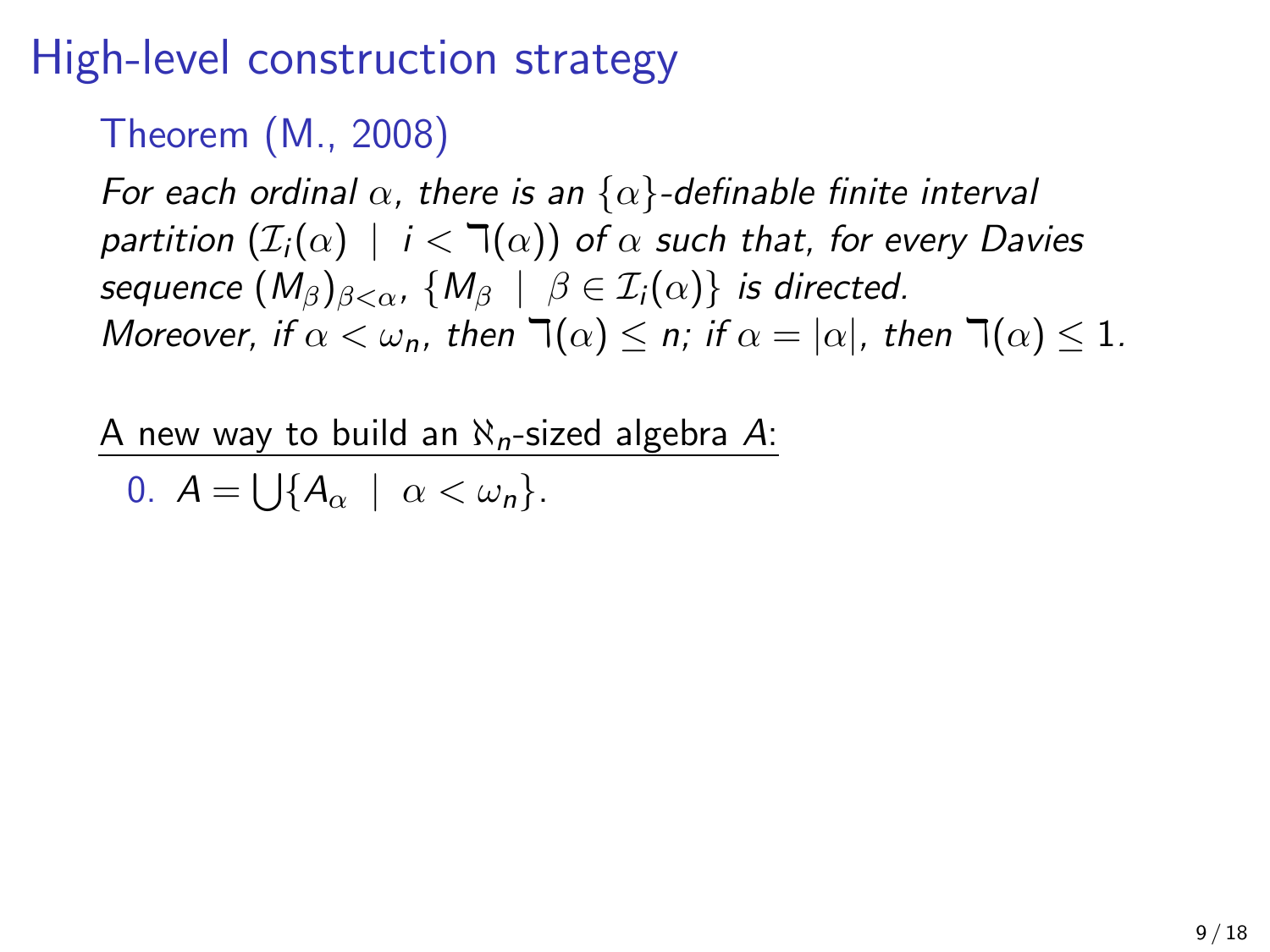# High-level construction strategy

## Theorem (M., 2008)

*For each ordinal $\alpha$, there is an $\{\alpha\}$-definable finite interval partition $(\mathcal{I}_i(\alpha) \mid i < \daleth(\alpha))$ of $\alpha$ such that, for every Davies sequence $(M_\beta)_{\beta<\alpha}$, $\{M_\beta \mid \beta \in \mathcal{I}_i(\alpha)\}$ is directed.*
*Moreover, if $\alpha < \omega_n$, then $\daleth(\alpha) \leq n$; if $\alpha = |\alpha|$, then $\daleth(\alpha) \leq 1$.*

A new way to build an $\aleph_n$-sized algebra $A$:

0. $A = \bigcup\{A_\alpha \mid \alpha < \omega_n\}$.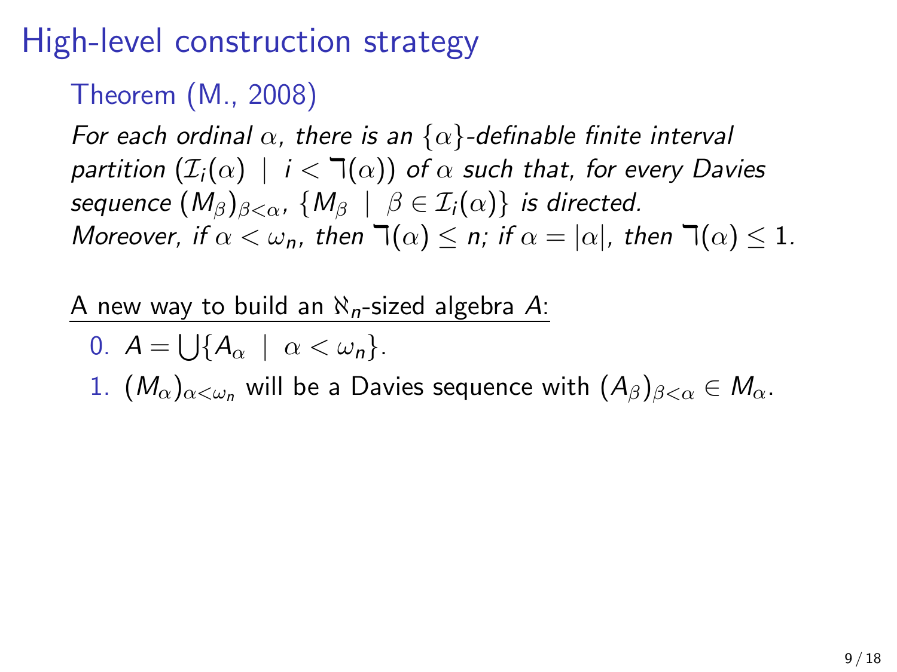# High-level construction strategy

## Theorem (M., 2008)

*For each ordinal $\alpha$, there is an $\{\alpha\}$-definable finite interval partition $(\mathcal{I}_i(\alpha) \mid i < \daleth(\alpha))$ of $\alpha$ such that, for every Davies sequence $(M_\beta)_{\beta<\alpha}$, $\{M_\beta \mid \beta \in \mathcal{I}_i(\alpha)\}$ is directed.*
*Moreover, if $\alpha < \omega_n$, then $\daleth(\alpha) \leq n$; if $\alpha = |\alpha|$, then $\daleth(\alpha) \leq 1$.*

A new way to build an $\aleph_n$-sized algebra $A$:

0. $A = \bigcup\{A_\alpha \mid \alpha < \omega_n\}$.
1. $(M_\alpha)_{\alpha<\omega_n}$ will be a Davies sequence with $(A_\beta)_{\beta<\alpha} \in M_\alpha$.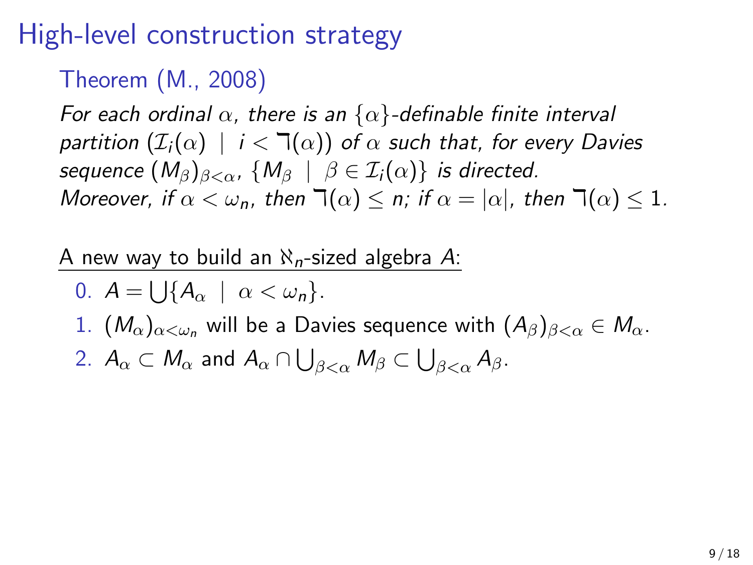# High-level construction strategy

### Theorem (M., 2008)

*For each ordinal $\alpha$, there is an $\{\alpha\}$-definable finite interval partition $(\mathcal{I}_i(\alpha) \mid i < \daleth(\alpha))$ of $\alpha$ such that, for every Davies sequence $(M_\beta)_{\beta<\alpha}$, $\{M_\beta \mid \beta \in \mathcal{I}_i(\alpha)\}$ is directed.*
*Moreover, if $\alpha < \omega_n$, then $\daleth(\alpha) \leq n$; if $\alpha = |\alpha|$, then $\daleth(\alpha) \leq 1$.*

<u>A new way to build an $\aleph_n$-sized algebra $A$:</u>

0. $A = \bigcup\{A_\alpha \mid \alpha < \omega_n\}$.
1. $(M_\alpha)_{\alpha<\omega_n}$ will be a Davies sequence with $(A_\beta)_{\beta<\alpha} \in M_\alpha$.
2. $A_\alpha \subset M_\alpha$ and $A_\alpha \cap \bigcup_{\beta<\alpha} M_\beta \subset \bigcup_{\beta<\alpha} A_\beta$.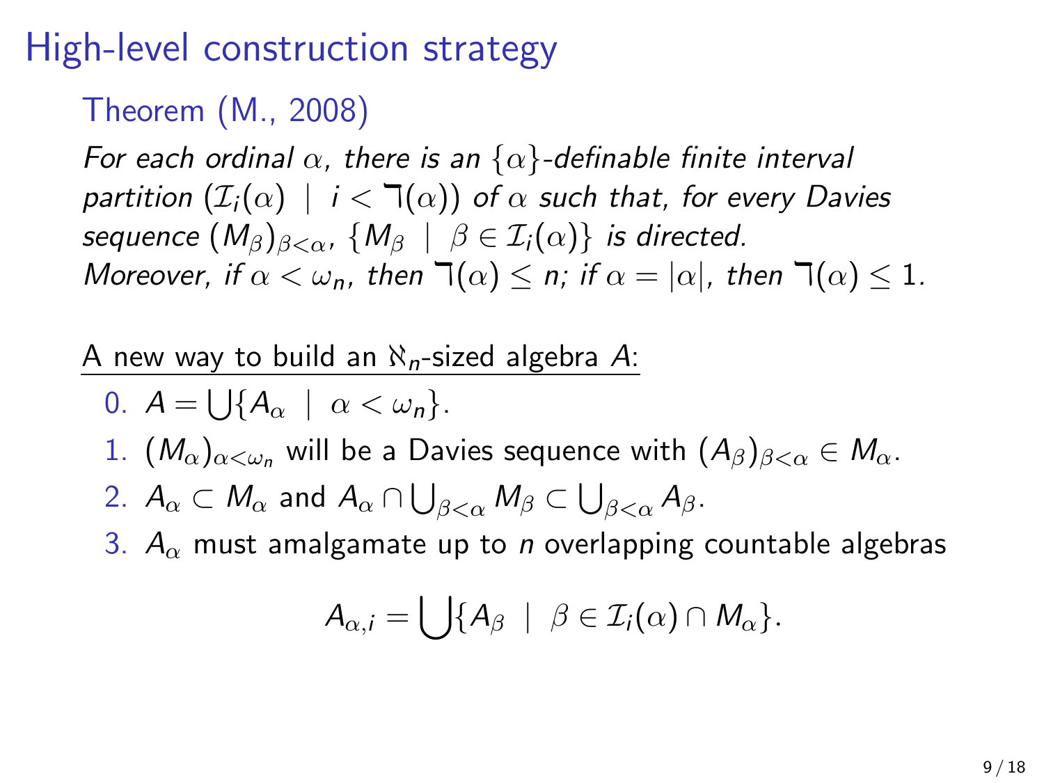# High-level construction strategy

## Theorem (M., 2008)

*For each ordinal $\alpha$, there is an $\{\alpha\}$-definable finite interval partition $(\mathcal{I}_i(\alpha) \mid i < \daleth(\alpha))$ of $\alpha$ such that, for every Davies sequence $(M_\beta)_{\beta<\alpha}$, $\{M_\beta \mid \beta \in \mathcal{I}_i(\alpha)\}$ is directed.*
*Moreover, if $\alpha < \omega_n$, then $\daleth(\alpha) \leq n$; if $\alpha = |\alpha|$, then $\daleth(\alpha) \leq 1$.*

<u>A new way to build an $\aleph_n$-sized algebra $A$:</u>

0. $A = \bigcup\{A_\alpha \mid \alpha < \omega_n\}$.
1. $(M_\alpha)_{\alpha<\omega_n}$ will be a Davies sequence with $(A_\beta)_{\beta<\alpha} \in M_\alpha$.
2. $A_\alpha \subset M_\alpha$ and $A_\alpha \cap \bigcup_{\beta<\alpha} M_\beta \subset \bigcup_{\beta<\alpha} A_\beta$.
3. $A_\alpha$ must amalgamate up to $n$ overlapping countable algebras

$$A_{\alpha,i} = \bigcup\{A_\beta \mid \beta \in \mathcal{I}_i(\alpha) \cap M_\alpha\}.$$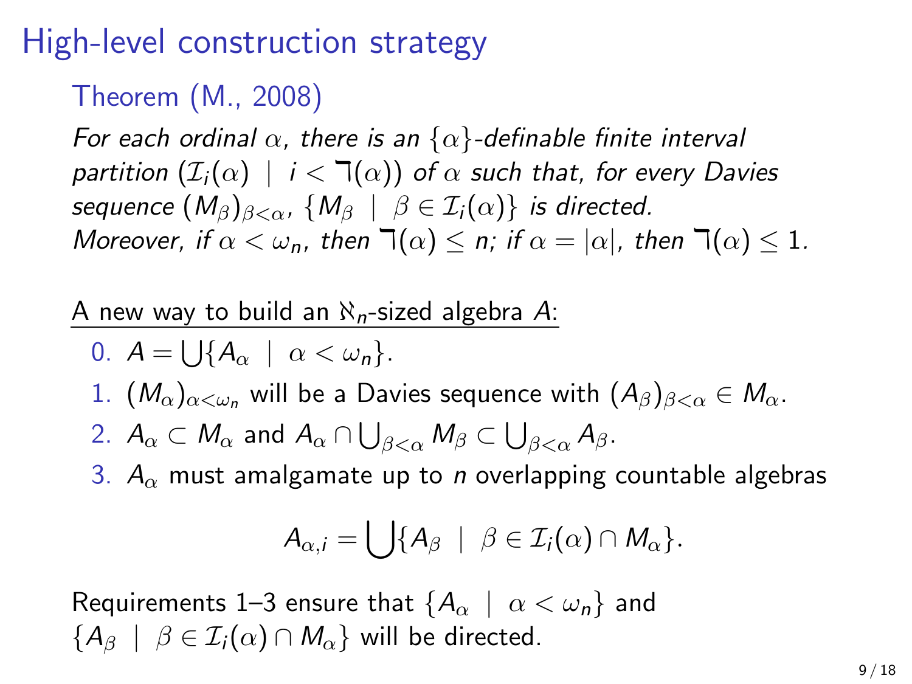# High-level construction strategy

## Theorem (M., 2008)

*For each ordinal $\alpha$, there is an $\{\alpha\}$-definable finite interval partition $(\mathcal{I}_i(\alpha) \mid i < \daleth(\alpha))$ of $\alpha$ such that, for every Davies sequence $(M_\beta)_{\beta<\alpha}$, $\{M_\beta \mid \beta \in \mathcal{I}_i(\alpha)\}$ is directed.*
*Moreover, if $\alpha < \omega_n$, then $\daleth(\alpha) \leq n$; if $\alpha = |\alpha|$, then $\daleth(\alpha) \leq 1$.*

<u>A new way to build an $\aleph_n$-sized algebra $A$:</u>

0. $A = \bigcup\{A_\alpha \mid \alpha < \omega_n\}$.
1. $(M_\alpha)_{\alpha<\omega_n}$ will be a Davies sequence with $(A_\beta)_{\beta<\alpha} \in M_\alpha$.
2. $A_\alpha \subset M_\alpha$ and $A_\alpha \cap \bigcup_{\beta<\alpha} M_\beta \subset \bigcup_{\beta<\alpha} A_\beta$.
3. $A_\alpha$ must amalgamate up to $n$ overlapping countable algebras

$$A_{\alpha,i} = \bigcup\{A_\beta \mid \beta \in \mathcal{I}_i(\alpha) \cap M_\alpha\}.$$

Requirements 1–3 ensure that $\{A_\alpha \mid \alpha < \omega_n\}$ and $\{A_\beta \mid \beta \in \mathcal{I}_i(\alpha) \cap M_\alpha\}$ will be directed.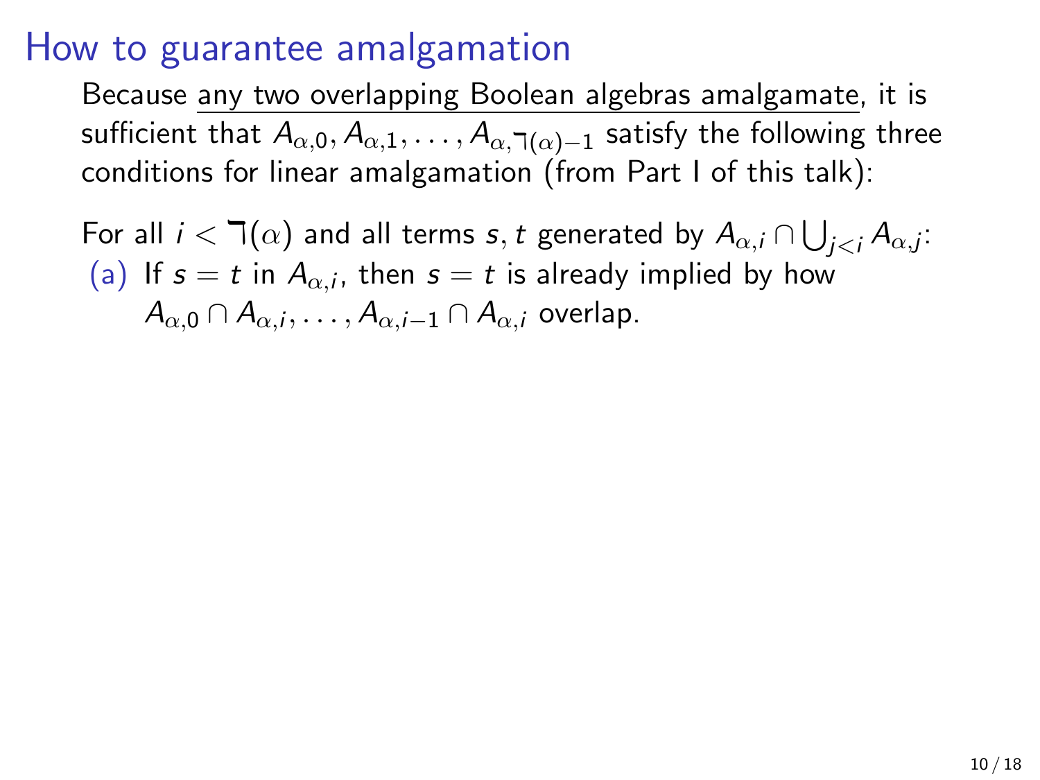# How to guarantee amalgamation

Because any two overlapping Boolean algebras amalgamate, it is sufficient that $A_{\alpha,0}, A_{\alpha,1}, \ldots, A_{\alpha,\beth(\alpha)-1}$ satisfy the following three conditions for linear amalgamation (from Part I of this talk):

For all $i < \beth(\alpha)$ and all terms $s, t$ generated by $A_{\alpha,i} \cap \bigcup_{j<i} A_{\alpha,j}$:

(a) If $s = t$ in $A_{\alpha,i}$, then $s = t$ is already implied by how $A_{\alpha,0} \cap A_{\alpha,i}, \ldots, A_{\alpha,i-1} \cap A_{\alpha,i}$ overlap.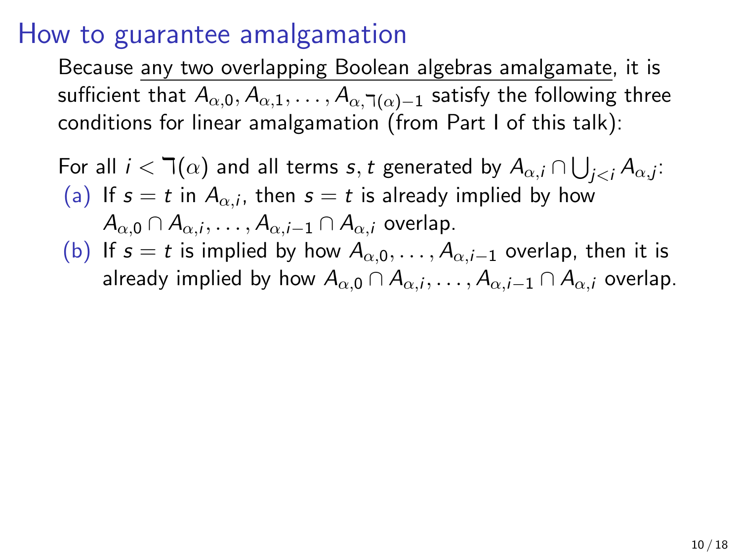# How to guarantee amalgamation

Because any two overlapping Boolean algebras amalgamate, it is sufficient that $A_{\alpha,0}, A_{\alpha,1}, \ldots, A_{\alpha,\gimel(\alpha)-1}$ satisfy the following three conditions for linear amalgamation (from Part I of this talk):

For all $i < \gimel(\alpha)$ and all terms $s, t$ generated by $A_{\alpha,i} \cap \bigcup_{j<i} A_{\alpha,j}$:

(a) If $s = t$ in $A_{\alpha,i}$, then $s = t$ is already implied by how $A_{\alpha,0} \cap A_{\alpha,i}, \ldots, A_{\alpha,i-1} \cap A_{\alpha,i}$ overlap.

(b) If $s = t$ is implied by how $A_{\alpha,0}, \ldots, A_{\alpha,i-1}$ overlap, then it is already implied by how $A_{\alpha,0} \cap A_{\alpha,i}, \ldots, A_{\alpha,i-1} \cap A_{\alpha,i}$ overlap.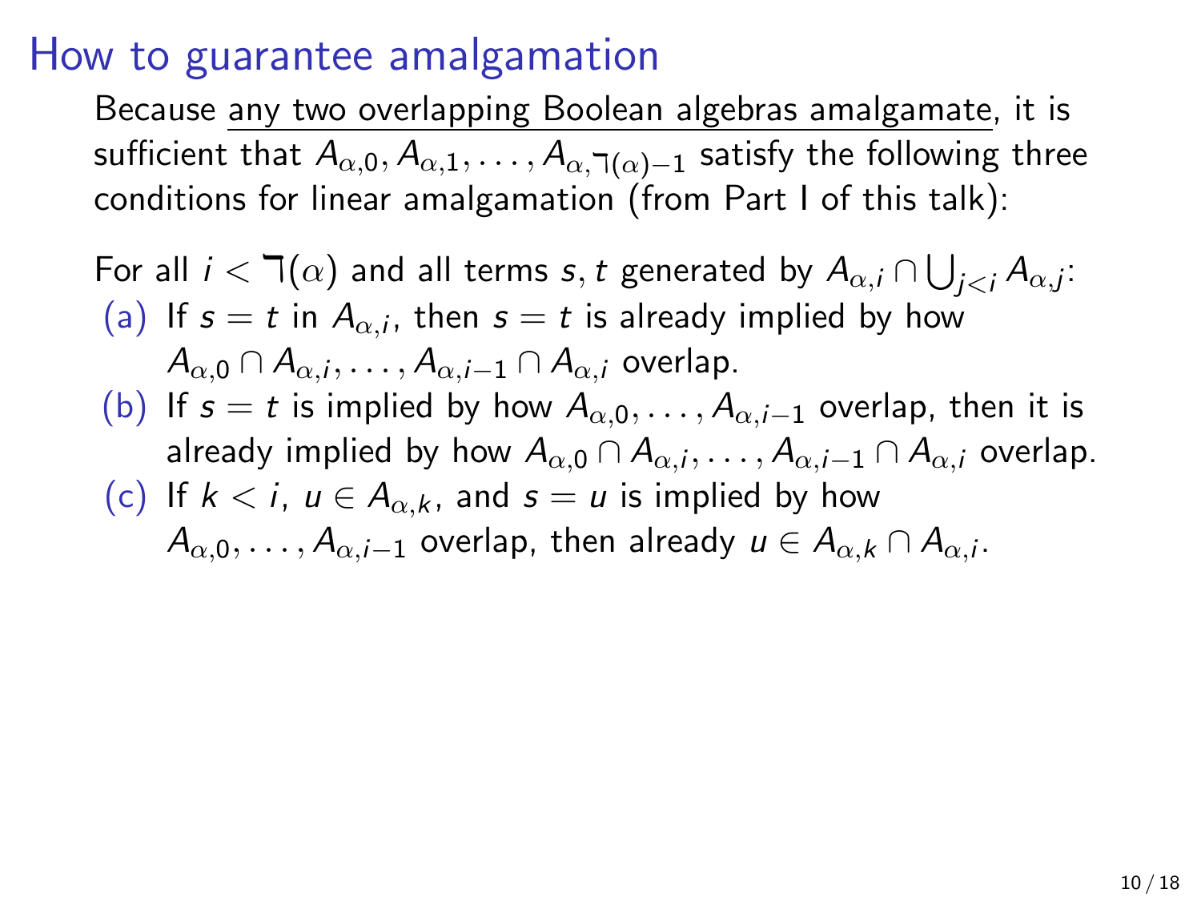# How to guarantee amalgamation

Because <u>any two overlapping Boolean algebras amalgamate</u>, it is sufficient that $A_{\alpha,0}, A_{\alpha,1}, \ldots, A_{\alpha,\daleth(\alpha)-1}$ satisfy the following three conditions for linear amalgamation (from Part I of this talk):

For all $i < \daleth(\alpha)$ and all terms $s, t$ generated by $A_{\alpha,i} \cap \bigcup_{j<i} A_{\alpha,j}$:

(a) If $s = t$ in $A_{\alpha,i}$, then $s = t$ is already implied by how $A_{\alpha,0} \cap A_{\alpha,i}, \ldots, A_{\alpha,i-1} \cap A_{\alpha,i}$ overlap.

(b) If $s = t$ is implied by how $A_{\alpha,0}, \ldots, A_{\alpha,i-1}$ overlap, then it is already implied by how $A_{\alpha,0} \cap A_{\alpha,i}, \ldots, A_{\alpha,i-1} \cap A_{\alpha,i}$ overlap.

(c) If $k < i$, $u \in A_{\alpha,k}$, and $s = u$ is implied by how $A_{\alpha,0}, \ldots, A_{\alpha,i-1}$ overlap, then already $u \in A_{\alpha,k} \cap A_{\alpha,i}$.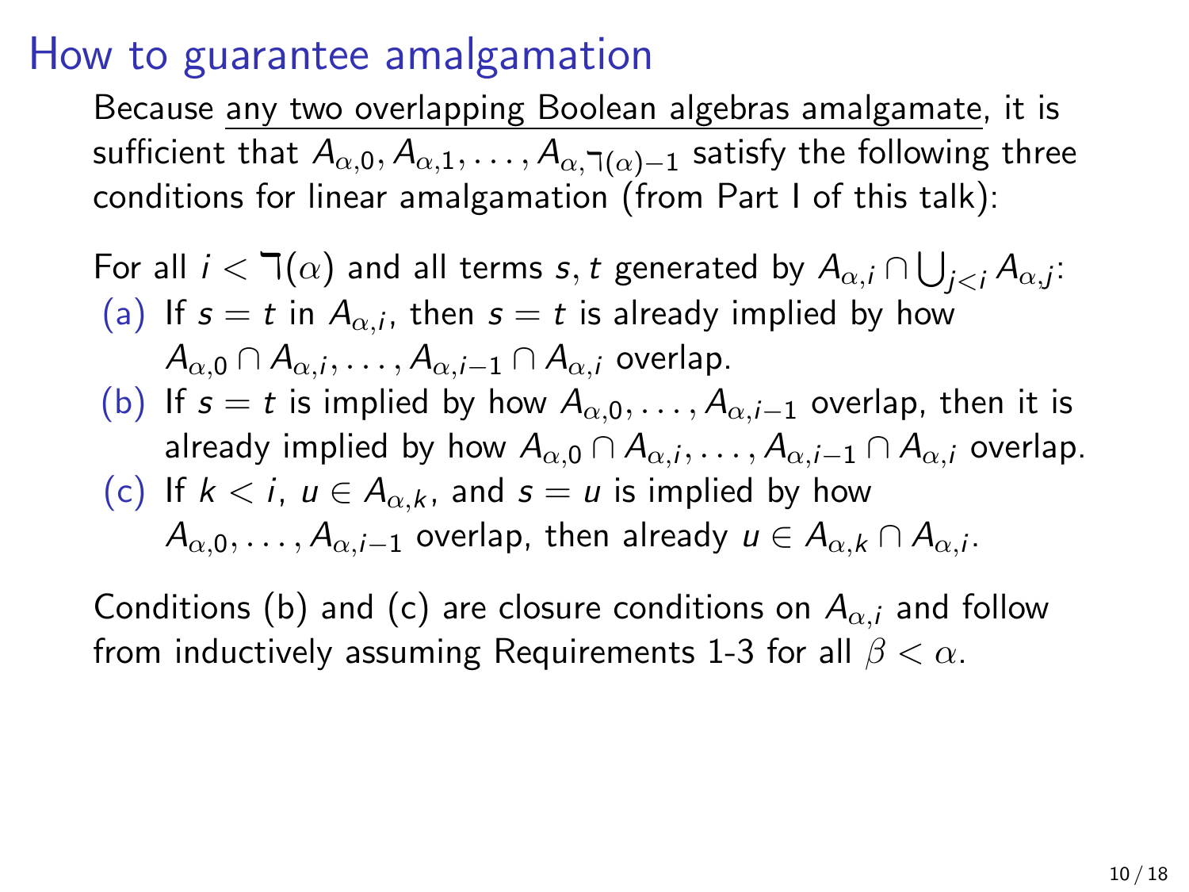# How to guarantee amalgamation

Because <u>any two overlapping Boolean algebras amalgamate</u>, it is sufficient that $A_{\alpha,0}, A_{\alpha,1}, \ldots, A_{\alpha,\daleth(\alpha)-1}$ satisfy the following three conditions for linear amalgamation (from Part I of this talk):

For all $i < \daleth(\alpha)$ and all terms $s, t$ generated by $A_{\alpha,i} \cap \bigcup_{j<i} A_{\alpha,j}$:

(a) If $s = t$ in $A_{\alpha,i}$, then $s = t$ is already implied by how $A_{\alpha,0} \cap A_{\alpha,i}, \ldots, A_{\alpha,i-1} \cap A_{\alpha,i}$ overlap.

(b) If $s = t$ is implied by how $A_{\alpha,0}, \ldots, A_{\alpha,i-1}$ overlap, then it is already implied by how $A_{\alpha,0} \cap A_{\alpha,i}, \ldots, A_{\alpha,i-1} \cap A_{\alpha,i}$ overlap.

(c) If $k < i$, $u \in A_{\alpha,k}$, and $s = u$ is implied by how $A_{\alpha,0}, \ldots, A_{\alpha,i-1}$ overlap, then already $u \in A_{\alpha,k} \cap A_{\alpha,i}$.

Conditions (b) and (c) are closure conditions on $A_{\alpha,i}$ and follow from inductively assuming Requirements 1-3 for all $\beta < \alpha$.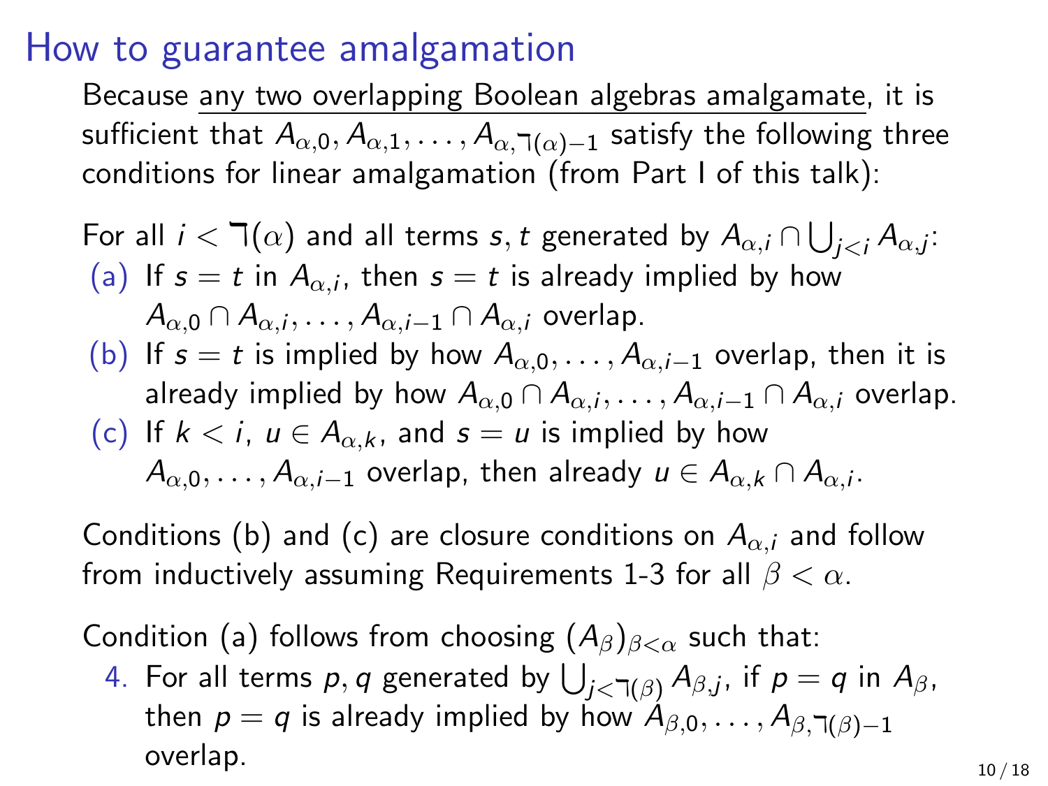# How to guarantee amalgamation

Because any two overlapping Boolean algebras amalgamate, it is sufficient that $A_{\alpha,0}, A_{\alpha,1}, \ldots, A_{\alpha,\daleth(\alpha)-1}$ satisfy the following three conditions for linear amalgamation (from Part I of this talk):

For all $i < \daleth(\alpha)$ and all terms $s, t$ generated by $A_{\alpha,i} \cap \bigcup_{j<i} A_{\alpha,j}$:

(a) If $s = t$ in $A_{\alpha,i}$, then $s = t$ is already implied by how $A_{\alpha,0} \cap A_{\alpha,i}, \ldots, A_{\alpha,i-1} \cap A_{\alpha,i}$ overlap.

(b) If $s = t$ is implied by how $A_{\alpha,0}, \ldots, A_{\alpha,i-1}$ overlap, then it is already implied by how $A_{\alpha,0} \cap A_{\alpha,i}, \ldots, A_{\alpha,i-1} \cap A_{\alpha,i}$ overlap.

(c) If $k < i$, $u \in A_{\alpha,k}$, and $s = u$ is implied by how $A_{\alpha,0}, \ldots, A_{\alpha,i-1}$ overlap, then already $u \in A_{\alpha,k} \cap A_{\alpha,i}$.

Conditions (b) and (c) are closure conditions on $A_{\alpha,i}$ and follow from inductively assuming Requirements 1-3 for all $\beta < \alpha$.

Condition (a) follows from choosing $(A_\beta)_{\beta<\alpha}$ such that:

4. For all terms $p, q$ generated by $\bigcup_{j<\daleth(\beta)} A_{\beta,j}$, if $p = q$ in $A_\beta$, then $p = q$ is already implied by how $A_{\beta,0}, \ldots, A_{\beta,\daleth(\beta)-1}$ overlap.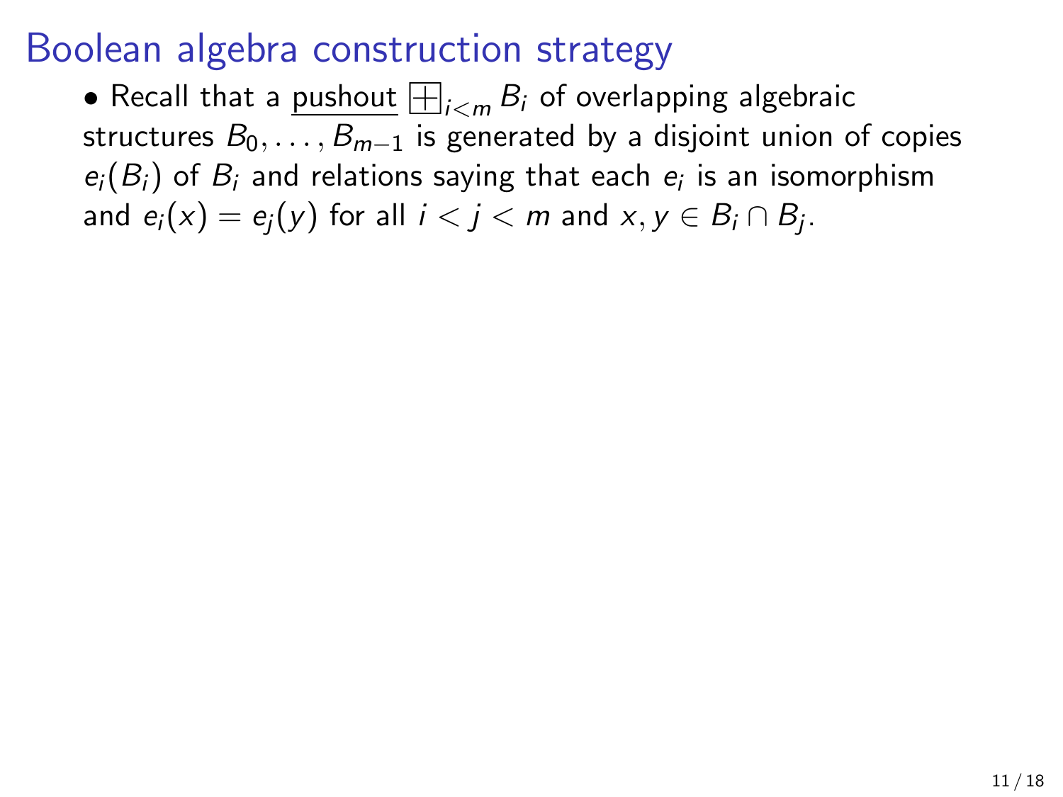# Boolean algebra construction strategy

- Recall that a <u>pushout</u> $\boxplus_{i<m} B_i$ of overlapping algebraic structures $B_0, \ldots, B_{m-1}$ is generated by a disjoint union of copies $e_i(B_i)$ of $B_i$ and relations saying that each $e_i$ is an isomorphism and $e_i(x) = e_j(y)$ for all $i < j < m$ and $x, y \in B_i \cap B_j$.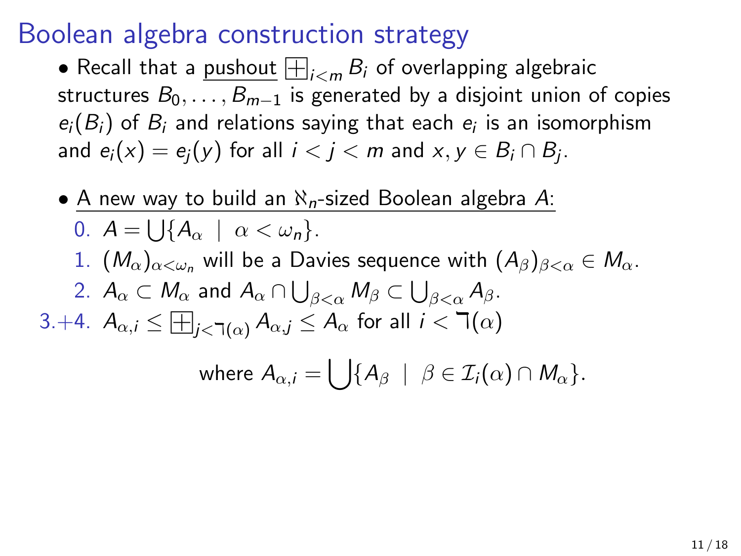# Boolean algebra construction strategy

- Recall that a <u>pushout</u> $\boxplus_{i<m} B_i$ of overlapping algebraic structures $B_0, \ldots, B_{m-1}$ is generated by a disjoint union of copies $e_i(B_i)$ of $B_i$ and relations saying that each $e_i$ is an isomorphism and $e_i(x) = e_j(y)$ for all $i < j < m$ and $x, y \in B_i \cap B_j$.

- <u>A new way to build an $\aleph_n$-sized Boolean algebra $A$:</u>

  0. $A = \bigcup\{A_\alpha \mid \alpha < \omega_n\}$.
  1. $(M_\alpha)_{\alpha<\omega_n}$ will be a Davies sequence with $(A_\beta)_{\beta<\alpha} \in M_\alpha$.
  2. $A_\alpha \subset M_\alpha$ and $A_\alpha \cap \bigcup_{\beta<\alpha} M_\beta \subset \bigcup_{\beta<\alpha} A_\beta$.

  3.+4. $A_{\alpha,i} \leq \boxplus_{j<\daleth(\alpha)} A_{\alpha,j} \leq A_\alpha$ for all $i < \daleth(\alpha)$

  $$\text{where } A_{\alpha,i} = \bigcup\{A_\beta \mid \beta \in \mathcal{I}_i(\alpha) \cap M_\alpha\}.$$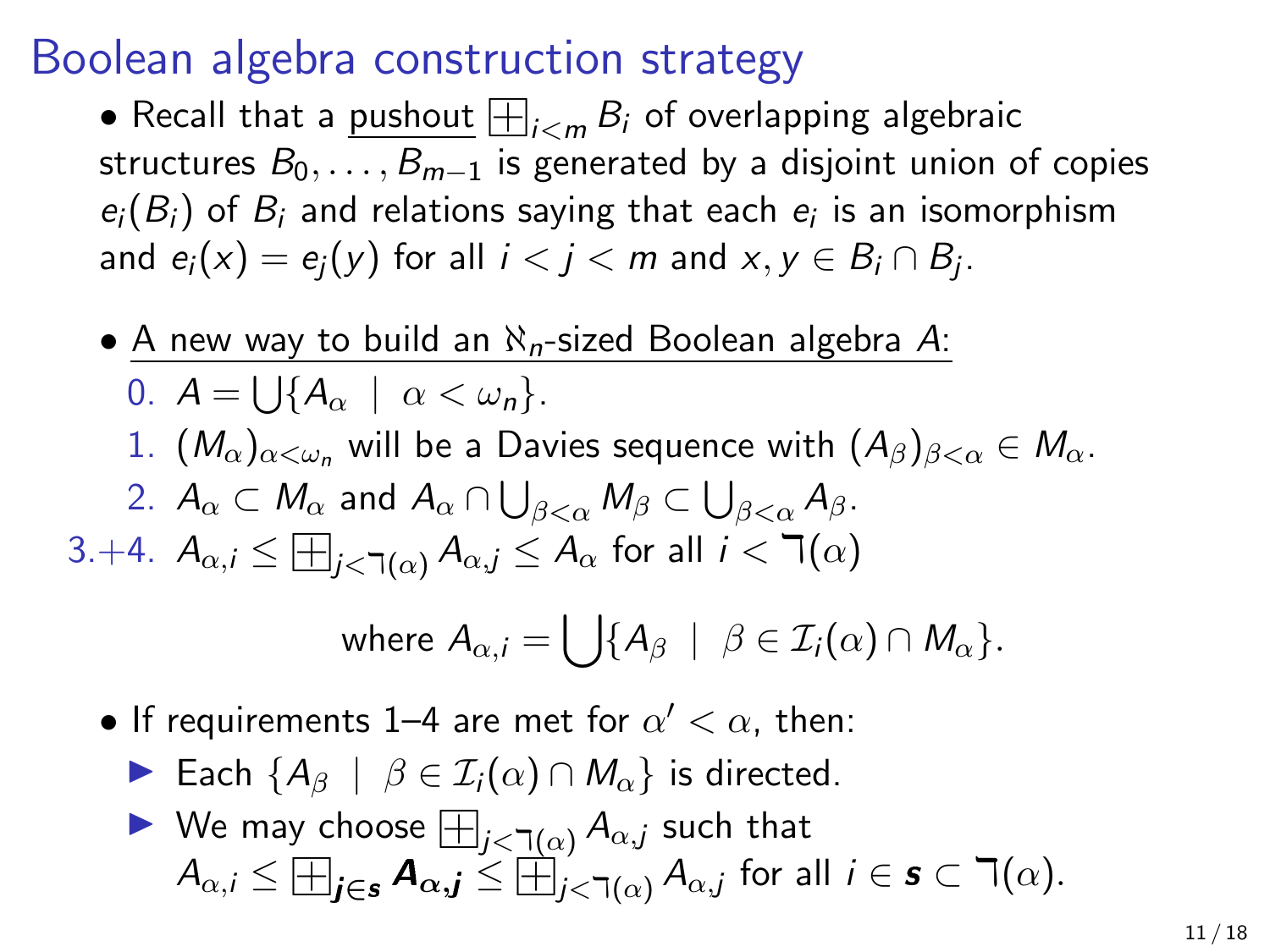# Boolean algebra construction strategy

- Recall that a <u>pushout</u> $\boxplus_{i<m} B_i$ of overlapping algebraic structures $B_0, \ldots, B_{m-1}$ is generated by a disjoint union of copies $e_i(B_i)$ of $B_i$ and relations saying that each $e_i$ is an isomorphism and $e_i(x) = e_j(y)$ for all $i < j < m$ and $x, y \in B_i \cap B_j$.

- <u>A new way to build an $\aleph_n$-sized Boolean algebra $A$:</u>

  0. $A = \bigcup\{A_\alpha \mid \alpha < \omega_n\}$.
  1. $(M_\alpha)_{\alpha<\omega_n}$ will be a Davies sequence with $(A_\beta)_{\beta<\alpha} \in M_\alpha$.
  2. $A_\alpha \subset M_\alpha$ and $A_\alpha \cap \bigcup_{\beta<\alpha} M_\beta \subset \bigcup_{\beta<\alpha} A_\beta$.

  3.+4. $A_{\alpha,i} \leq \boxplus_{j<\daleth(\alpha)} A_{\alpha,j} \leq A_\alpha$ for all $i < \daleth(\alpha)$

  $$\text{where } A_{\alpha,i} = \bigcup\{A_\beta \mid \beta \in \mathcal{I}_i(\alpha) \cap M_\alpha\}.$$

- If requirements 1–4 are met for $\alpha' < \alpha$, then:
  - Each $\{A_\beta \mid \beta \in \mathcal{I}_i(\alpha) \cap M_\alpha\}$ is directed.
  - We may choose $\boxplus_{j<\daleth(\alpha)} A_{\alpha,j}$ such that $A_{\alpha,i} \leq \boxplus_{\boldsymbol{j\in s}} \boldsymbol{A_{\alpha,j}} \leq \boxplus_{j<\daleth(\alpha)} A_{\alpha,j}$ for all $i \in \boldsymbol{s} \subset \daleth(\alpha)$.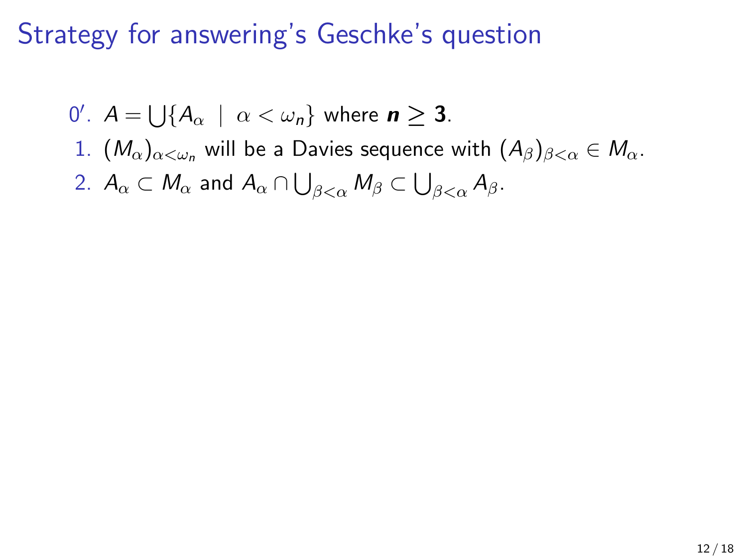# Strategy for answering's Geschke's question

0'. $A = \bigcup\{A_\alpha \mid \alpha < \omega_n\}$ where $\boldsymbol{n \geq 3}$.

1. $(M_\alpha)_{\alpha<\omega_n}$ will be a Davies sequence with $(A_\beta)_{\beta<\alpha} \in M_\alpha$.

2. $A_\alpha \subset M_\alpha$ and $A_\alpha \cap \bigcup_{\beta<\alpha} M_\beta \subset \bigcup_{\beta<\alpha} A_\beta$.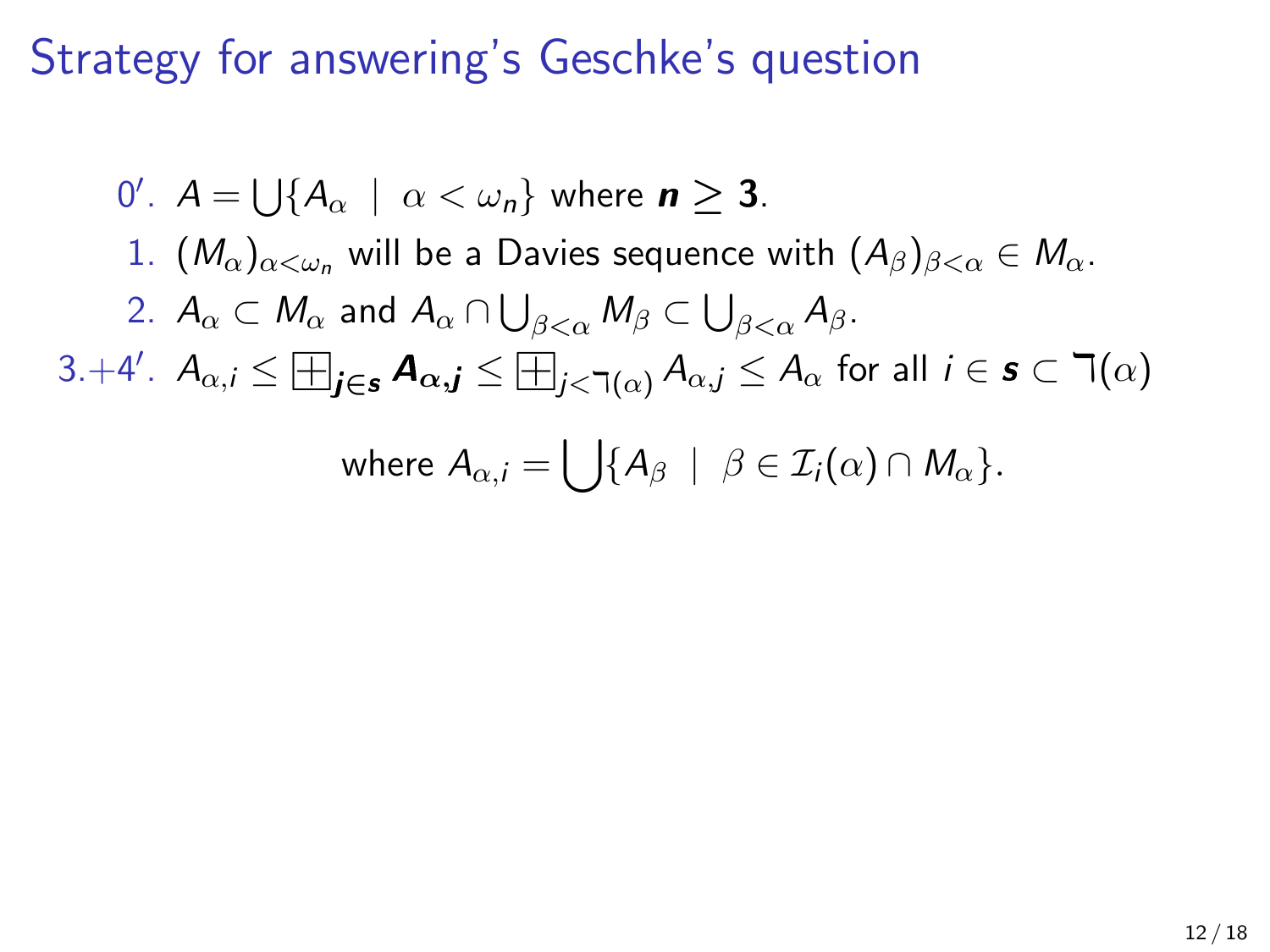# Strategy for answering's Geschke's question

- 0′. $A = \bigcup\{A_\alpha \mid \alpha < \omega_n\}$ where $\boldsymbol{n \geq 3}$.
- 1. $(M_\alpha)_{\alpha<\omega_n}$ will be a Davies sequence with $(A_\beta)_{\beta<\alpha} \in M_\alpha$.
- 2. $A_\alpha \subset M_\alpha$ and $A_\alpha \cap \bigcup_{\beta<\alpha} M_\beta \subset \bigcup_{\beta<\alpha} A_\beta$.
- 3.+4′. $A_{\alpha,i} \leq \boxplus_{\boldsymbol{j\in s}} \boldsymbol{A_{\alpha,j}} \leq \boxplus_{j<\daleth(\alpha)} A_{\alpha,j} \leq A_\alpha$ for all $i \in \boldsymbol{s} \subset \daleth(\alpha)$

  where $A_{\alpha,i} = \bigcup\{A_\beta \mid \beta \in \mathcal{I}_i(\alpha) \cap M_\alpha\}$.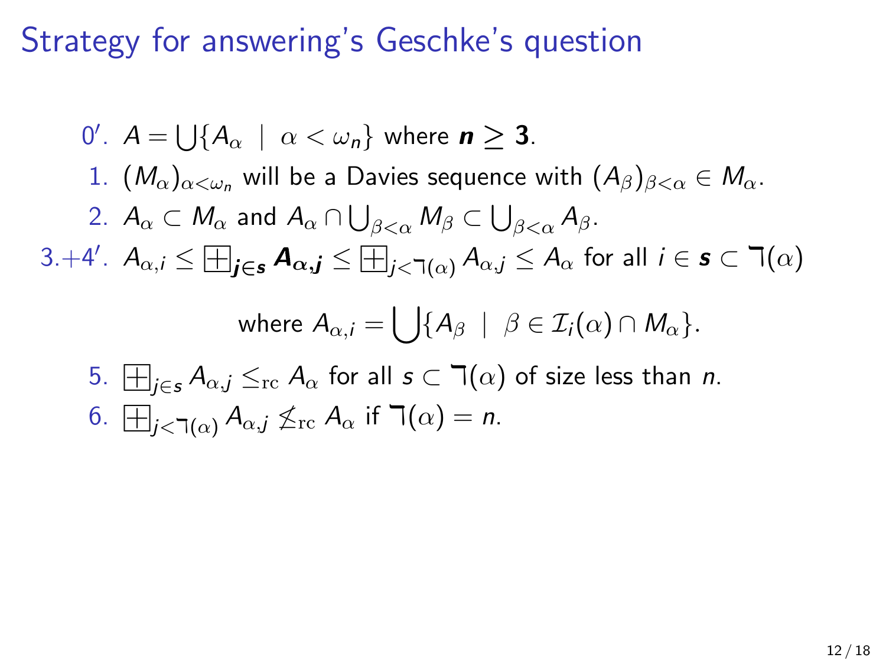# Strategy for answering's Geschke's question

0′. $A = \bigcup\{A_\alpha \mid \alpha < \omega_n\}$ where $\boldsymbol{n \geq 3}$.

1. $(M_\alpha)_{\alpha<\omega_n}$ will be a Davies sequence with $(A_\beta)_{\beta<\alpha} \in M_\alpha$.

2. $A_\alpha \subset M_\alpha$ and $A_\alpha \cap \bigcup_{\beta<\alpha} M_\beta \subset \bigcup_{\beta<\alpha} A_\beta$.

3.+4′. $A_{\alpha,i} \leq \boxplus_{\boldsymbol{j\in s}} \boldsymbol{A_{\alpha,j}} \leq \boxplus_{j<\daleth(\alpha)} A_{\alpha,j} \leq A_\alpha$ for all $i \in \boldsymbol{s} \subset \daleth(\alpha)$

$$\text{where } A_{\alpha,i} = \bigcup\{A_\beta \mid \beta \in \mathcal{I}_i(\alpha) \cap M_\alpha\}.$$

5. $\boxplus_{j\in s} A_{\alpha,j} \leq_{\mathrm{rc}} A_\alpha$ for all $s \subset \daleth(\alpha)$ of size less than $n$.

6. $\boxplus_{j<\daleth(\alpha)} A_{\alpha,j} \not\leq_{\mathrm{rc}} A_\alpha$ if $\daleth(\alpha) = n$.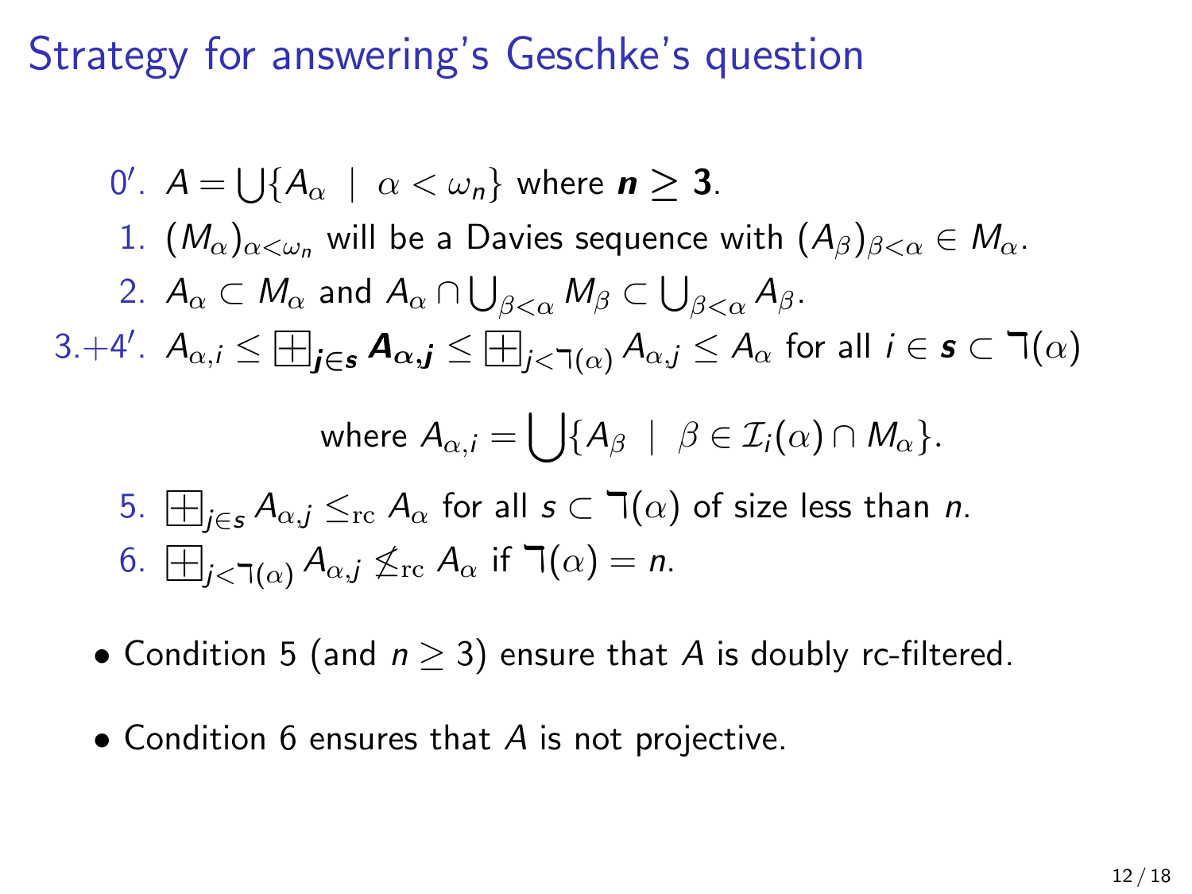# Strategy for answering's Geschke's question

0′. $A = \bigcup\{A_\alpha \mid \alpha < \omega_n\}$ where $\boldsymbol{n \geq 3}$.

1. $(M_\alpha)_{\alpha<\omega_n}$ will be a Davies sequence with $(A_\beta)_{\beta<\alpha} \in M_\alpha$.

2. $A_\alpha \subset M_\alpha$ and $A_\alpha \cap \bigcup_{\beta<\alpha} M_\beta \subset \bigcup_{\beta<\alpha} A_\beta$.

3.+4′. $A_{\alpha,i} \leq \boxplus_{\boldsymbol{j\in s}} \boldsymbol{A_{\alpha,j}} \leq \boxplus_{j<\daleth(\alpha)} A_{\alpha,j} \leq A_\alpha$ for all $i \in \boldsymbol{s} \subset \daleth(\alpha)$

$$\text{where } A_{\alpha,i} = \bigcup\{A_\beta \mid \beta \in \mathcal{I}_i(\alpha) \cap M_\alpha\}.$$

5. $\boxplus_{j\in s} A_{\alpha,j} \leq_{\mathrm{rc}} A_\alpha$ for all $s \subset \daleth(\alpha)$ of size less than $n$.

6. $\boxplus_{j<\daleth(\alpha)} A_{\alpha,j} \not\leq_{\mathrm{rc}} A_\alpha$ if $\daleth(\alpha) = n$.

- Condition 5 (and $n \geq 3$) ensure that $A$ is doubly rc-filtered.
- Condition 6 ensures that $A$ is not projective.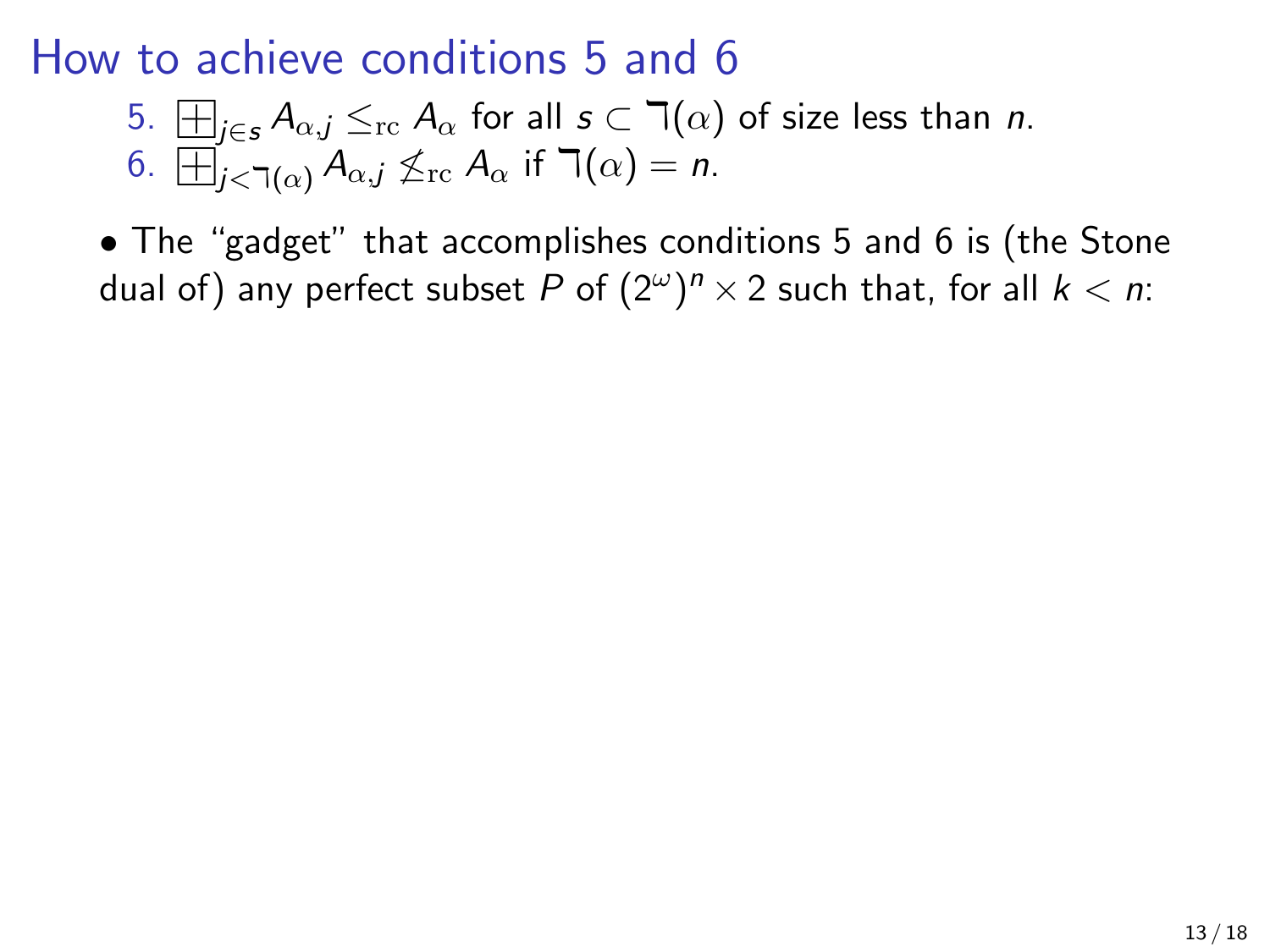# How to achieve conditions 5 and 6

5. $\boxplus_{j \in s} A_{\alpha,j} \leq_{\mathrm{rc}} A_\alpha$ for all $s \subset \daleth(\alpha)$ of size less than $n$.
6. $\boxplus_{j < \daleth(\alpha)} A_{\alpha,j} \not\leq_{\mathrm{rc}} A_\alpha$ if $\daleth(\alpha) = n$.

• The "gadget" that accomplishes conditions 5 and 6 is (the Stone dual of) any perfect subset $P$ of $(2^\omega)^n \times 2$ such that, for all $k < n$: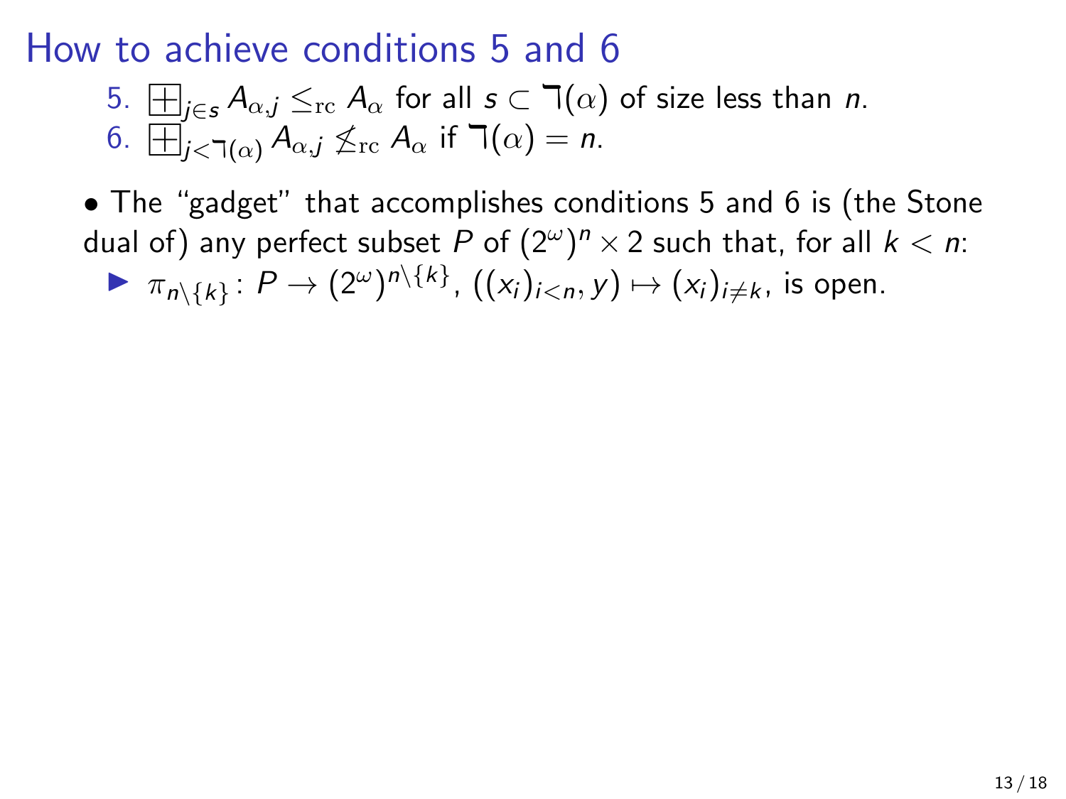# How to achieve conditions 5 and 6

5. $\boxplus_{j\in s} A_{\alpha,j} \leq_{\mathrm{rc}} A_\alpha$ for all $s \subset \daleth(\alpha)$ of size less than $n$.
6. $\boxplus_{j<\daleth(\alpha)} A_{\alpha,j} \not\leq_{\mathrm{rc}} A_\alpha$ if $\daleth(\alpha) = n$.

• The "gadget" that accomplishes conditions 5 and 6 is (the Stone dual of) any perfect subset $P$ of $(2^\omega)^n \times 2$ such that, for all $k < n$:

- $\pi_{n\setminus\{k\}} \colon P \to (2^\omega)^{n\setminus\{k\}}$, $((x_i)_{i<n}, y) \mapsto (x_i)_{i\neq k}$, is open.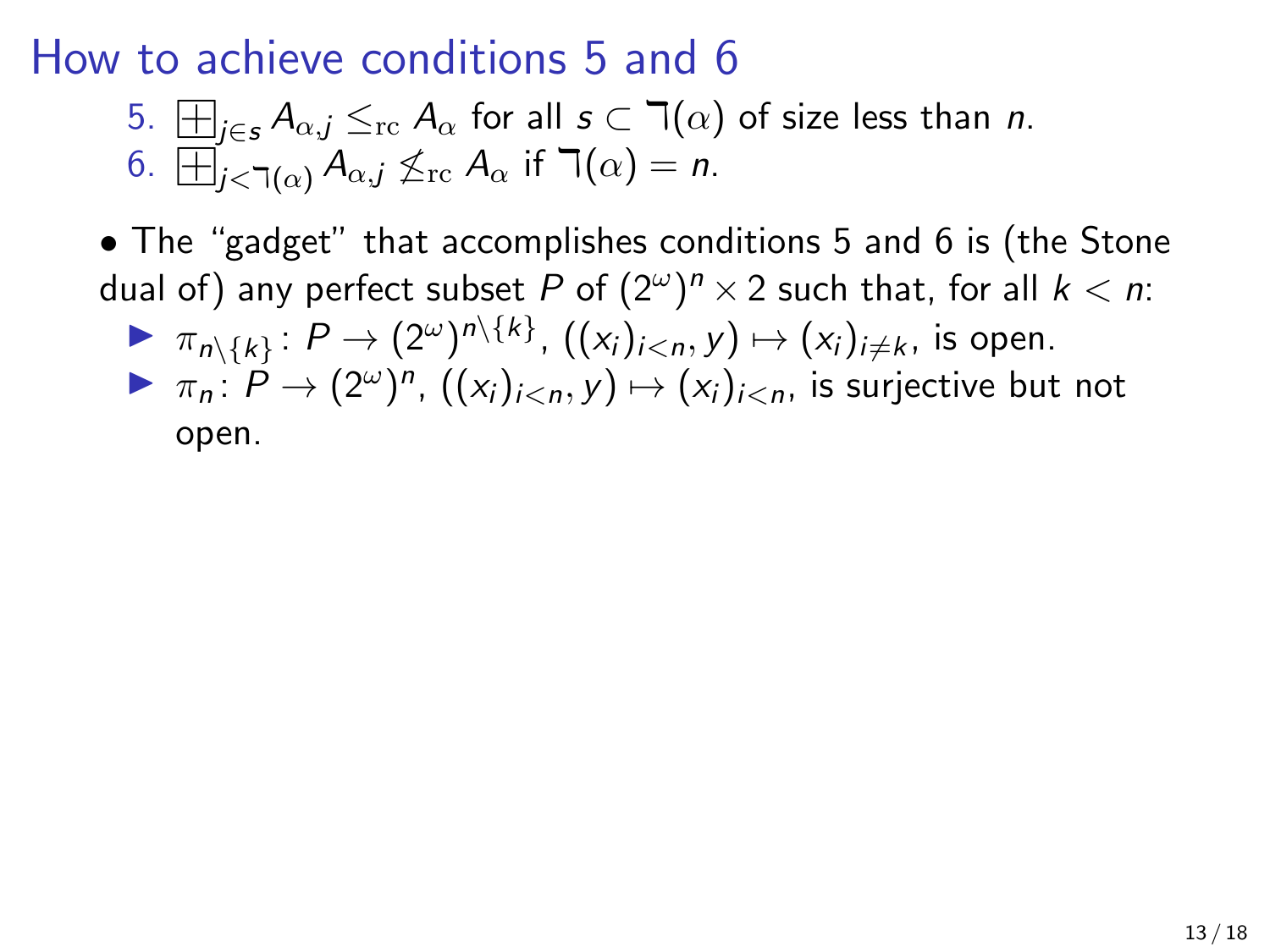# How to achieve conditions 5 and 6

5. $\boxplus_{j \in s} A_{\alpha,j} \leq_{\mathrm{rc}} A_\alpha$ for all $s \subset \daleth(\alpha)$ of size less than $n$.
6. $\boxplus_{j < \daleth(\alpha)} A_{\alpha,j} \not\leq_{\mathrm{rc}} A_\alpha$ if $\daleth(\alpha) = n$.

• The "gadget" that accomplishes conditions 5 and 6 is (the Stone dual of) any perfect subset $P$ of $(2^\omega)^n \times 2$ such that, for all $k < n$:

- $\pi_{n \setminus \{k\}} \colon P \to (2^\omega)^{n \setminus \{k\}}$, $((x_i)_{i<n}, y) \mapsto (x_i)_{i \neq k}$, is open.
- $\pi_n \colon P \to (2^\omega)^n$, $((x_i)_{i<n}, y) \mapsto (x_i)_{i<n}$, is surjective but not open.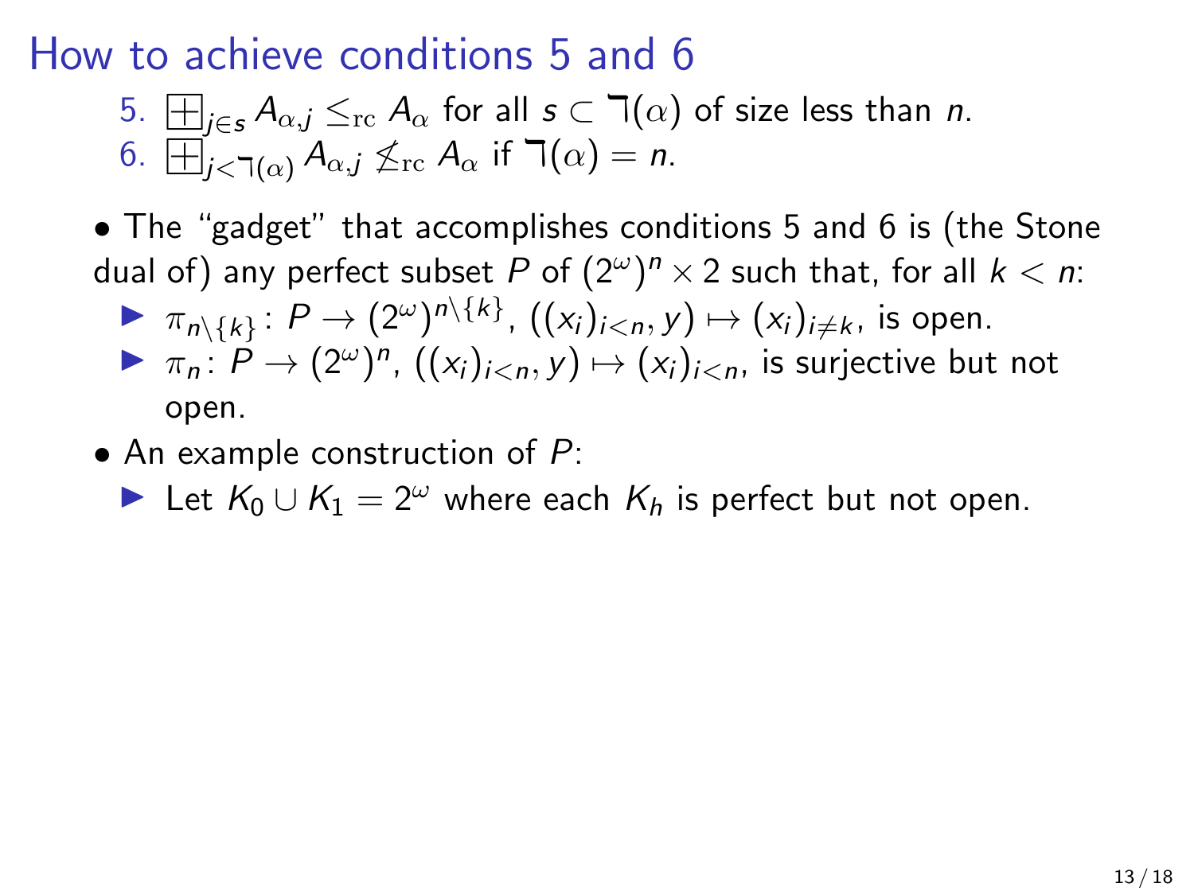# How to achieve conditions 5 and 6

5. $\boxplus_{j\in s} A_{\alpha,j} \leq_{\mathrm{rc}} A_\alpha$ for all $s \subset \daleth(\alpha)$ of size less than $n$.
6. $\boxplus_{j<\daleth(\alpha)} A_{\alpha,j} \not\leq_{\mathrm{rc}} A_\alpha$ if $\daleth(\alpha) = n$.

- The "gadget" that accomplishes conditions 5 and 6 is (the Stone dual of) any perfect subset $P$ of $(2^\omega)^n \times 2$ such that, for all $k < n$:
  - $\pi_{n\setminus\{k\}}\colon P \to (2^\omega)^{n\setminus\{k\}}$, $((x_i)_{i<n}, y) \mapsto (x_i)_{i\neq k}$, is open.
  - $\pi_n\colon P \to (2^\omega)^n$, $((x_i)_{i<n}, y) \mapsto (x_i)_{i<n}$, is surjective but not open.
- An example construction of $P$:
  - Let $K_0 \cup K_1 = 2^\omega$ where each $K_h$ is perfect but not open.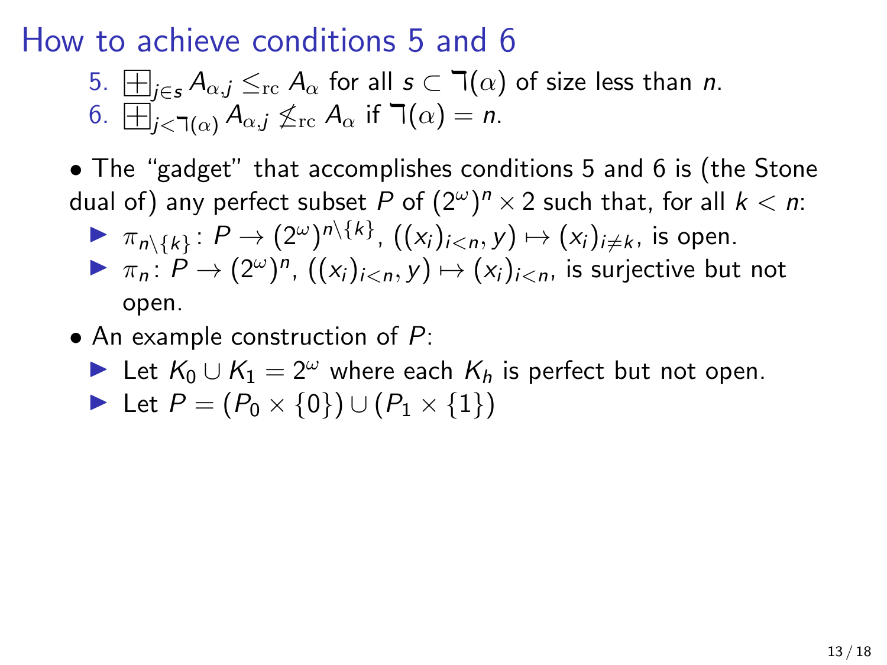# How to achieve conditions 5 and 6

5. $\boxplus_{j\in s} A_{\alpha,j} \leq_{\mathrm{rc}} A_\alpha$ for all $s \subset \daleth(\alpha)$ of size less than $n$.
6. $\boxplus_{j<\daleth(\alpha)} A_{\alpha,j} \not\leq_{\mathrm{rc}} A_\alpha$ if $\daleth(\alpha) = n$.

- The "gadget" that accomplishes conditions 5 and 6 is (the Stone dual of) any perfect subset $P$ of $(2^\omega)^n \times 2$ such that, for all $k < n$:
  - $\pi_{n\setminus\{k\}} \colon P \to (2^\omega)^{n\setminus\{k\}}$, $((x_i)_{i<n}, y) \mapsto (x_i)_{i\neq k}$, is open.
  - $\pi_n \colon P \to (2^\omega)^n$, $((x_i)_{i<n}, y) \mapsto (x_i)_{i<n}$, is surjective but not open.
- An example construction of $P$:
  - Let $K_0 \cup K_1 = 2^\omega$ where each $K_h$ is perfect but not open.
  - Let $P = (P_0 \times \{0\}) \cup (P_1 \times \{1\})$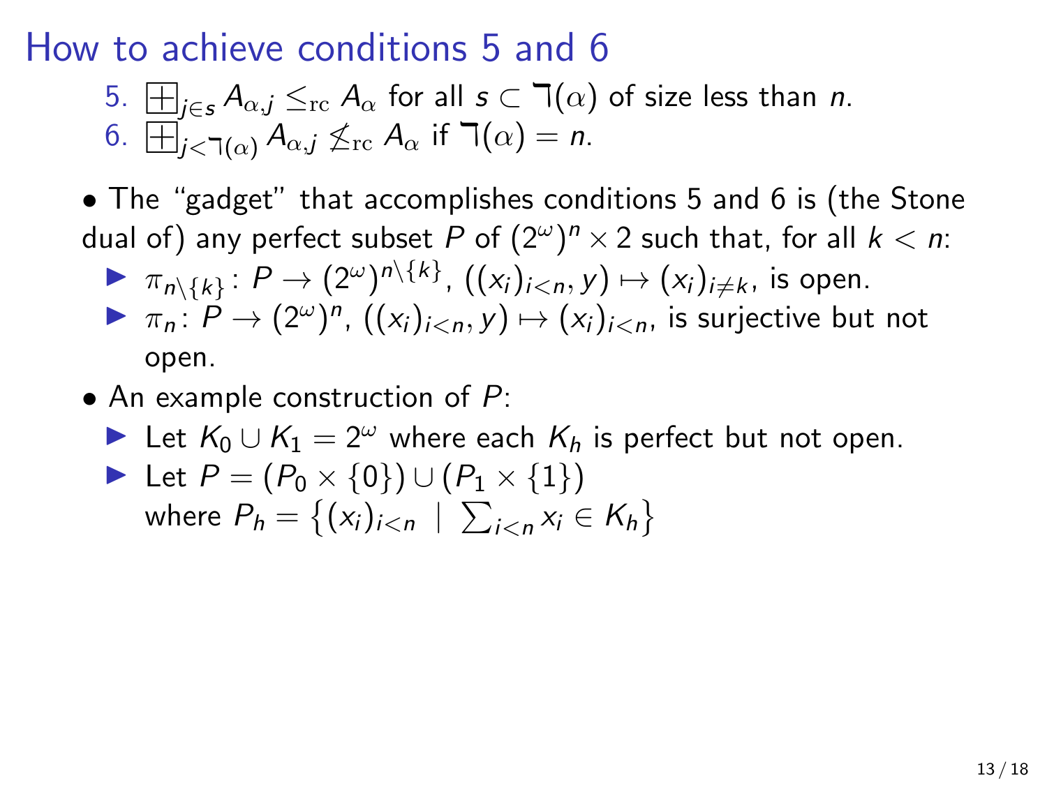# How to achieve conditions 5 and 6

5. $\boxplus_{j\in s} A_{\alpha,j} \leq_{\mathrm{rc}} A_\alpha$ for all $s \subset \urcorner(\alpha)$ of size less than $n$.
6. $\boxplus_{j<\urcorner(\alpha)} A_{\alpha,j} \not\leq_{\mathrm{rc}} A_\alpha$ if $\urcorner(\alpha) = n$.

- The "gadget" that accomplishes conditions 5 and 6 is (the Stone dual of) any perfect subset $P$ of $(2^\omega)^n \times 2$ such that, for all $k < n$:
  - $\pi_{n\setminus\{k\}}\colon P \to (2^\omega)^{n\setminus\{k\}}$, $((x_i)_{i<n}, y) \mapsto (x_i)_{i\neq k}$, is open.
  - $\pi_n\colon P \to (2^\omega)^n$, $((x_i)_{i<n}, y) \mapsto (x_i)_{i<n}$, is surjective but not open.
- An example construction of $P$:
  - Let $K_0 \cup K_1 = 2^\omega$ where each $K_h$ is perfect but not open.
  - Let $P = (P_0 \times \{0\}) \cup (P_1 \times \{1\})$ where $P_h = \left\{(x_i)_{i<n} \;\middle|\; \sum_{i<n} x_i \in K_h\right\}$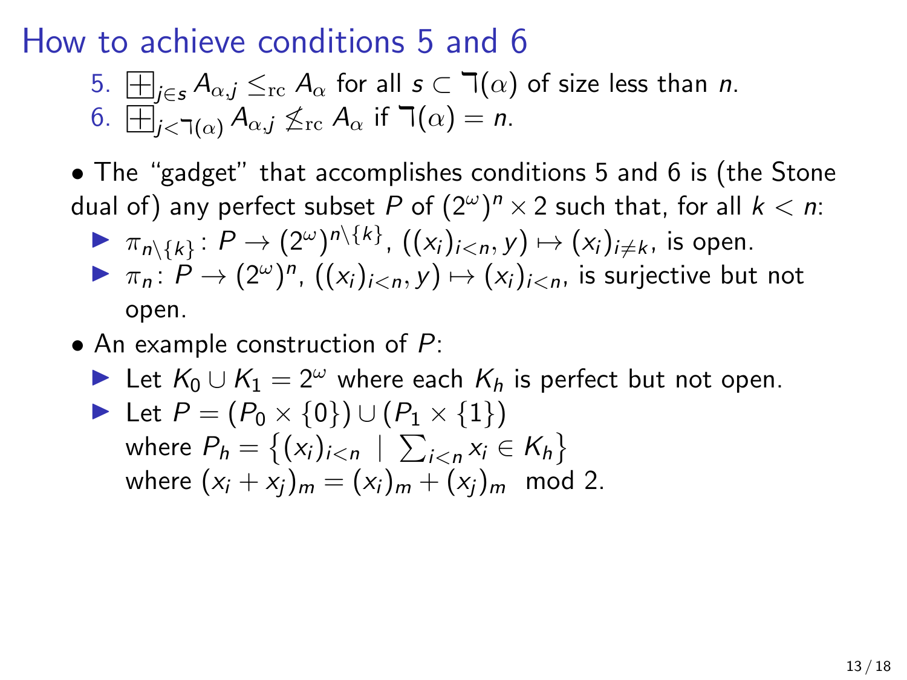# How to achieve conditions 5 and 6

5. $\boxplus_{j\in s} A_{\alpha,j} \leq_{\mathrm{rc}} A_\alpha$ for all $s \subset \daleth(\alpha)$ of size less than $n$.
6. $\boxplus_{j<\daleth(\alpha)} A_{\alpha,j} \not\leq_{\mathrm{rc}} A_\alpha$ if $\daleth(\alpha) = n$.

- The "gadget" that accomplishes conditions 5 and 6 is (the Stone dual of) any perfect subset $P$ of $(2^\omega)^n \times 2$ such that, for all $k < n$:
  - $\pi_{n\setminus\{k\}} \colon P \to (2^\omega)^{n\setminus\{k\}}$, $((x_i)_{i<n}, y) \mapsto (x_i)_{i\neq k}$, is open.
  - $\pi_n \colon P \to (2^\omega)^n$, $((x_i)_{i<n}, y) \mapsto (x_i)_{i<n}$, is surjective but not open.
- An example construction of $P$:
  - Let $K_0 \cup K_1 = 2^\omega$ where each $K_h$ is perfect but not open.
  - Let $P = (P_0 \times \{0\}) \cup (P_1 \times \{1\})$ where $P_h = \left\{(x_i)_{i<n} \;\middle|\; \sum_{i<n} x_i \in K_h\right\}$ where $(x_i + x_j)_m = (x_i)_m + (x_j)_m \mod 2$.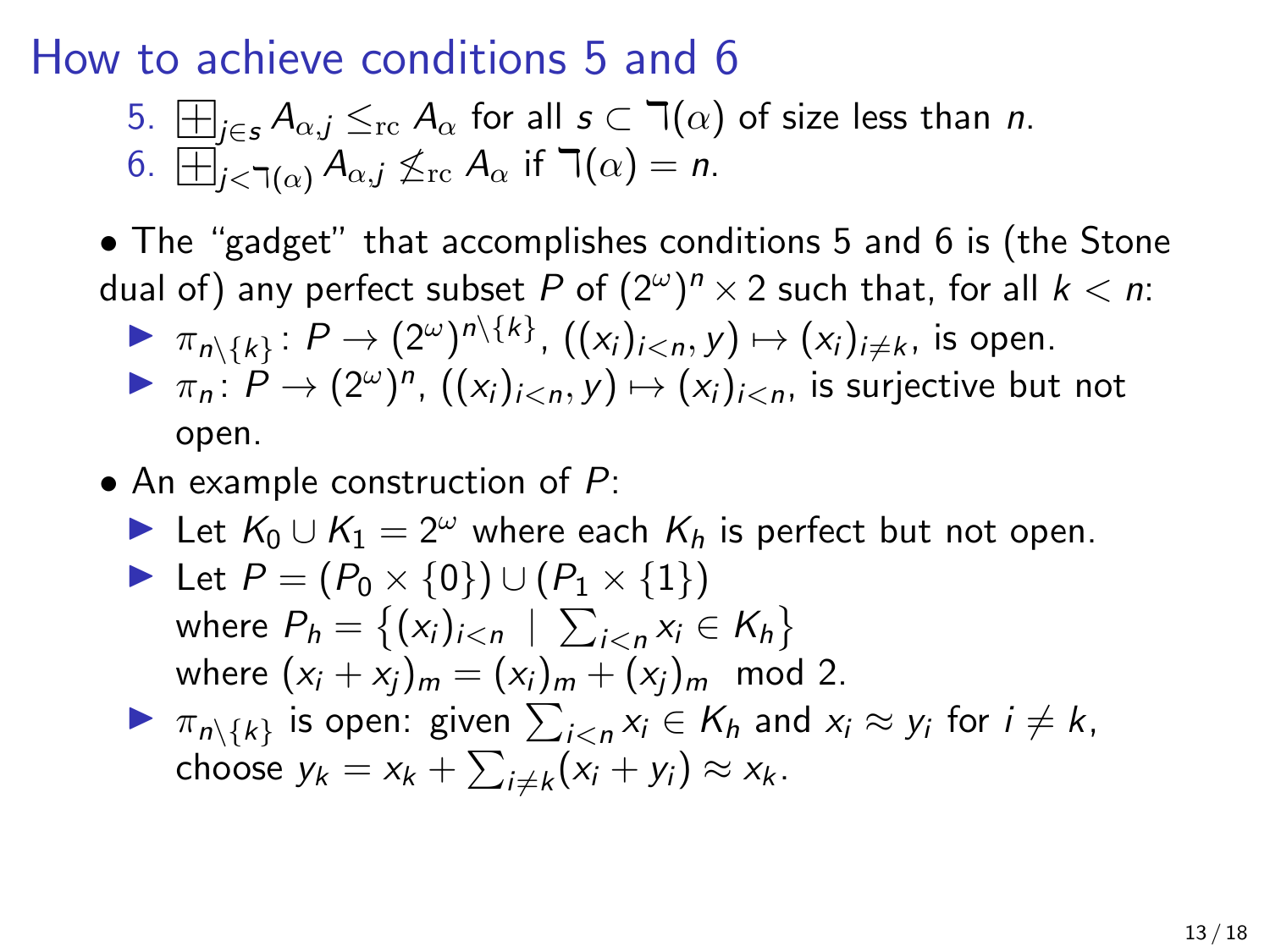# How to achieve conditions 5 and 6

5. $\boxplus_{j \in s} A_{\alpha,j} \leq_{\mathrm{rc}} A_\alpha$ for all $s \subset \urcorner(\alpha)$ of size less than $n$.
6. $\boxplus_{j < \urcorner(\alpha)} A_{\alpha,j} \not\leq_{\mathrm{rc}} A_\alpha$ if $\urcorner(\alpha) = n$.

- The "gadget" that accomplishes conditions 5 and 6 is (the Stone dual of) any perfect subset $P$ of $(2^\omega)^n \times 2$ such that, for all $k < n$:
  - $\pi_{n \setminus \{k\}} \colon P \to (2^\omega)^{n \setminus \{k\}}$, $((x_i)_{i<n}, y) \mapsto (x_i)_{i \neq k}$, is open.
  - $\pi_n \colon P \to (2^\omega)^n$, $((x_i)_{i<n}, y) \mapsto (x_i)_{i<n}$, is surjective but not open.
- An example construction of $P$:
  - Let $K_0 \cup K_1 = 2^\omega$ where each $K_h$ is perfect but not open.
  - Let $P = (P_0 \times \{0\}) \cup (P_1 \times \{1\})$ where $P_h = \left\{(x_i)_{i<n} \mid \sum_{i<n} x_i \in K_h\right\}$ where $(x_i + x_j)_m = (x_i)_m + (x_j)_m \mod 2$.
  - $\pi_{n \setminus \{k\}}$ is open: given $\sum_{i<n} x_i \in K_h$ and $x_i \approx y_i$ for $i \neq k$, choose $y_k = x_k + \sum_{i \neq k}(x_i + y_i) \approx x_k$.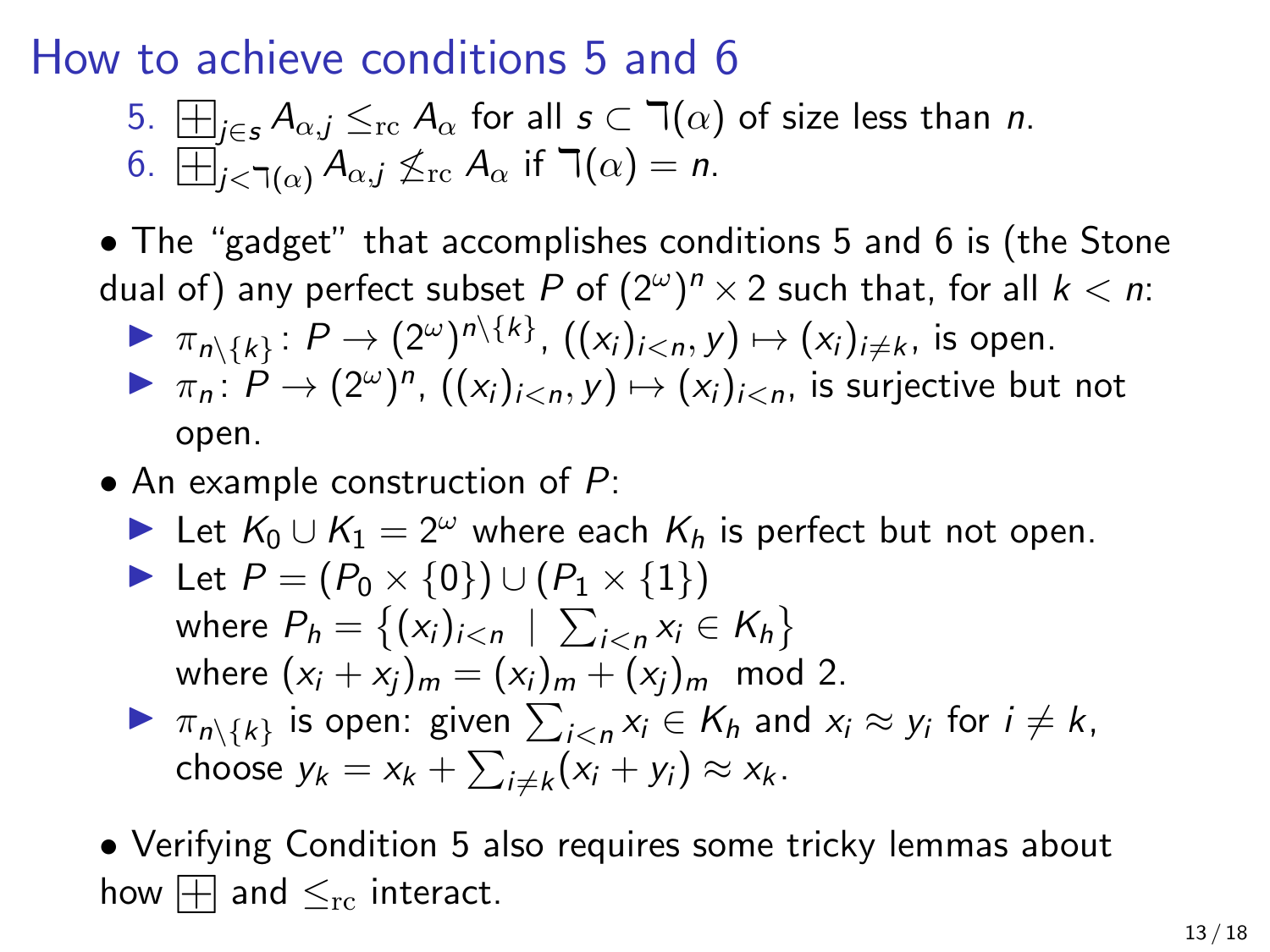# How to achieve conditions 5 and 6

5. $\boxplus_{j \in s} A_{\alpha,j} \leq_{\mathrm{rc}} A_\alpha$ for all $s \subset \daleth(\alpha)$ of size less than $n$.
6. $\boxplus_{j < \daleth(\alpha)} A_{\alpha,j} \not\leq_{\mathrm{rc}} A_\alpha$ if $\daleth(\alpha) = n$.

- The "gadget" that accomplishes conditions 5 and 6 is (the Stone dual of) any perfect subset $P$ of $(2^\omega)^n \times 2$ such that, for all $k < n$:
  - $\pi_{n \setminus \{k\}} \colon P \to (2^\omega)^{n \setminus \{k\}}$, $((x_i)_{i<n}, y) \mapsto (x_i)_{i \neq k}$, is open.
  - $\pi_n \colon P \to (2^\omega)^n$, $((x_i)_{i<n}, y) \mapsto (x_i)_{i<n}$, is surjective but not open.
- An example construction of $P$:
  - Let $K_0 \cup K_1 = 2^\omega$ where each $K_h$ is perfect but not open.
  - Let $P = (P_0 \times \{0\}) \cup (P_1 \times \{1\})$ where $P_h = \{(x_i)_{i<n} \mid \sum_{i<n} x_i \in K_h\}$ where $(x_i + x_j)_m = (x_i)_m + (x_j)_m \mod 2$.
  - $\pi_{n \setminus \{k\}}$ is open: given $\sum_{i<n} x_i \in K_h$ and $x_i \approx y_i$ for $i \neq k$, choose $y_k = x_k + \sum_{i \neq k} (x_i + y_i) \approx x_k$.
- Verifying Condition 5 also requires some tricky lemmas about how $\boxplus$ and $\leq_{\mathrm{rc}}$ interact.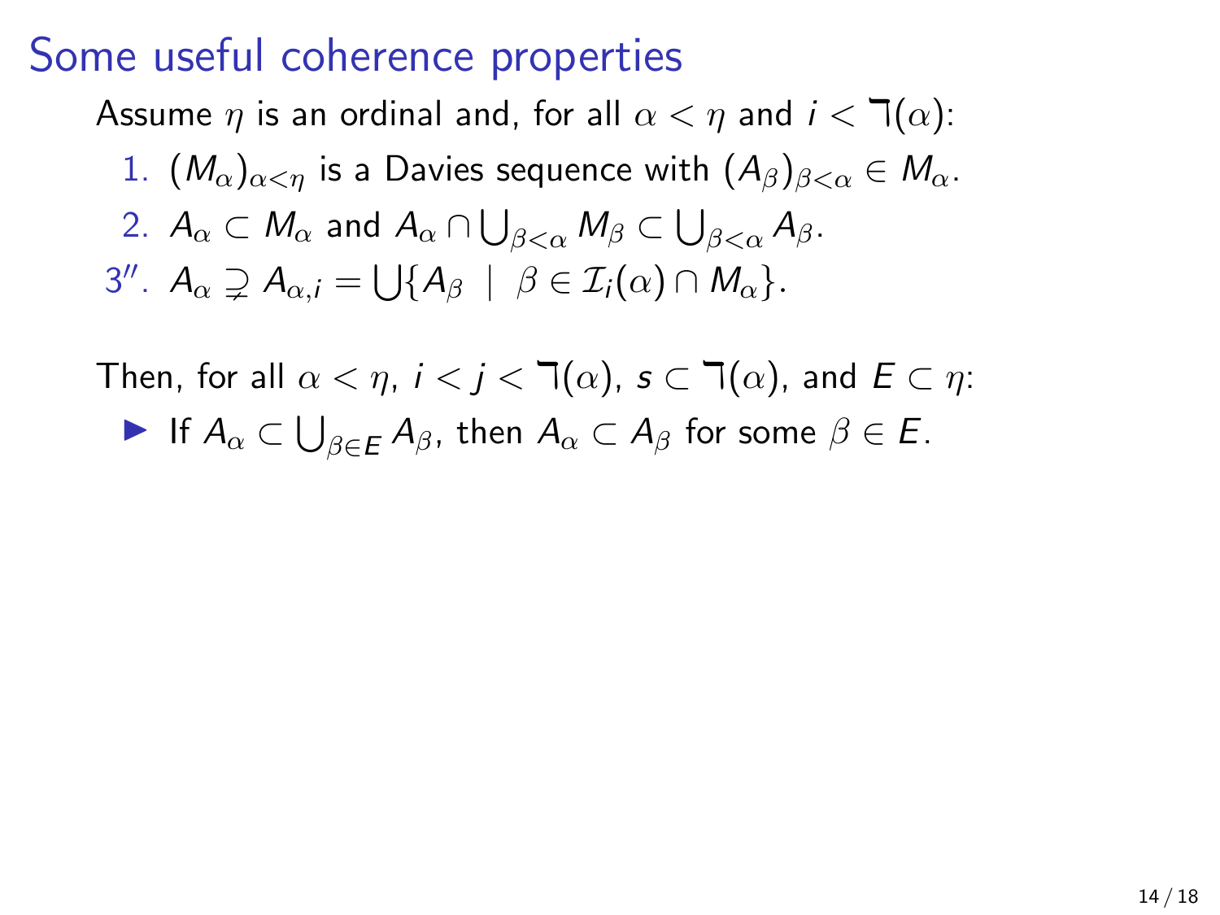# Some useful coherence properties

Assume $\eta$ is an ordinal and, for all $\alpha < \eta$ and $i < \daleth(\alpha)$:

1. $(M_\alpha)_{\alpha<\eta}$ is a Davies sequence with $(A_\beta)_{\beta<\alpha} \in M_\alpha$.
2. $A_\alpha \subset M_\alpha$ and $A_\alpha \cap \bigcup_{\beta<\alpha} M_\beta \subset \bigcup_{\beta<\alpha} A_\beta$.

3″. $A_\alpha \supsetneq A_{\alpha,i} = \bigcup\{A_\beta \mid \beta \in \mathcal{I}_i(\alpha) \cap M_\alpha\}$.

Then, for all $\alpha < \eta$, $i < j < \daleth(\alpha)$, $s \subset \daleth(\alpha)$, and $E \subset \eta$:

- If $A_\alpha \subset \bigcup_{\beta \in E} A_\beta$, then $A_\alpha \subset A_\beta$ for some $\beta \in E$.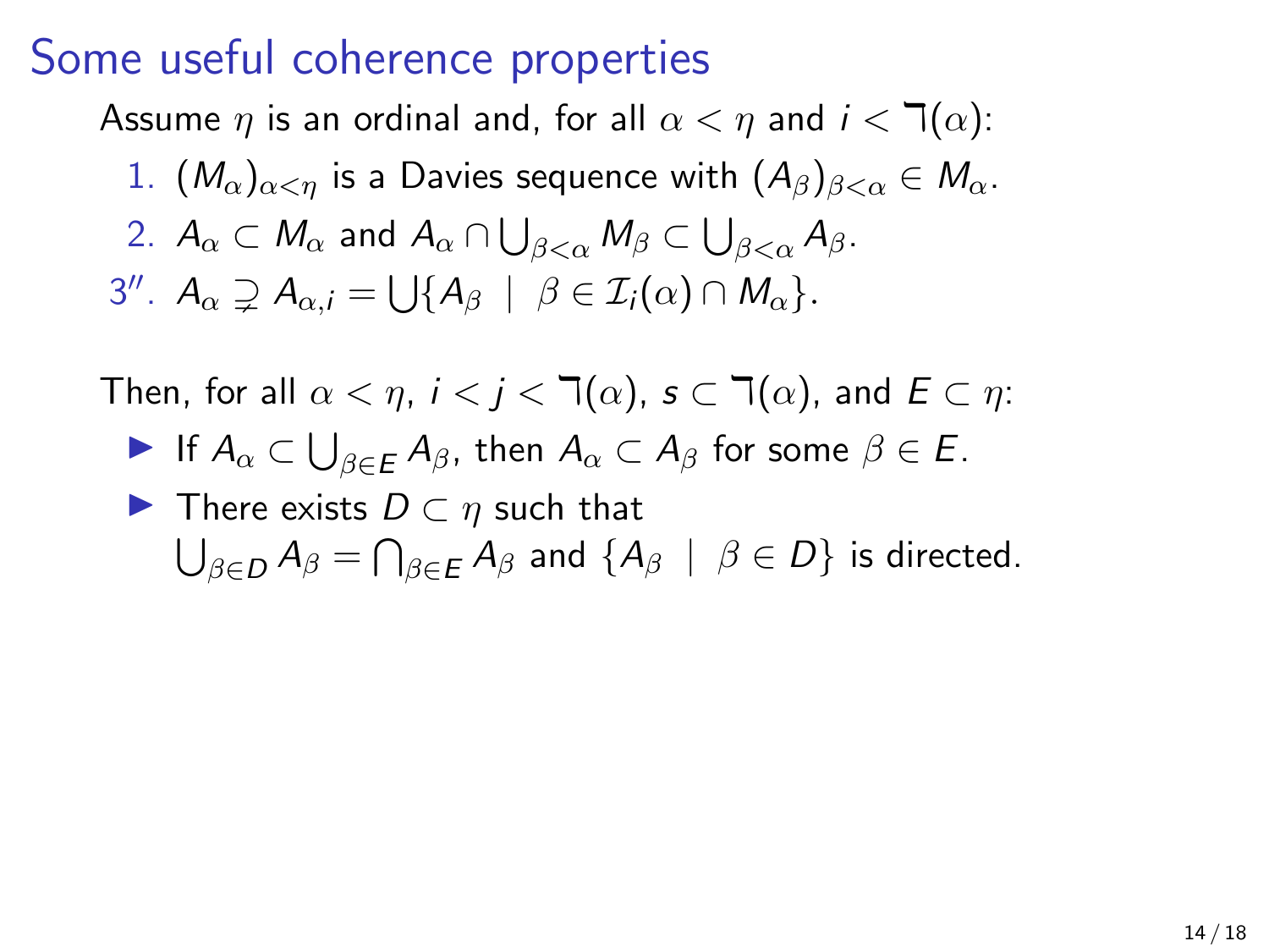# Some useful coherence properties

Assume $\eta$ is an ordinal and, for all $\alpha < \eta$ and $i < \daleth(\alpha)$:

1. $(M_\alpha)_{\alpha<\eta}$ is a Davies sequence with $(A_\beta)_{\beta<\alpha} \in M_\alpha$.
2. $A_\alpha \subset M_\alpha$ and $A_\alpha \cap \bigcup_{\beta<\alpha} M_\beta \subset \bigcup_{\beta<\alpha} A_\beta$.

3''. $A_\alpha \supsetneq A_{\alpha,i} = \bigcup\{A_\beta \mid \beta \in \mathcal{I}_i(\alpha) \cap M_\alpha\}$.

Then, for all $\alpha < \eta$, $i < j < \daleth(\alpha)$, $s \subset \daleth(\alpha)$, and $E \subset \eta$:

- If $A_\alpha \subset \bigcup_{\beta \in E} A_\beta$, then $A_\alpha \subset A_\beta$ for some $\beta \in E$.
- There exists $D \subset \eta$ such that $\bigcup_{\beta \in D} A_\beta = \bigcap_{\beta \in E} A_\beta$ and $\{A_\beta \mid \beta \in D\}$ is directed.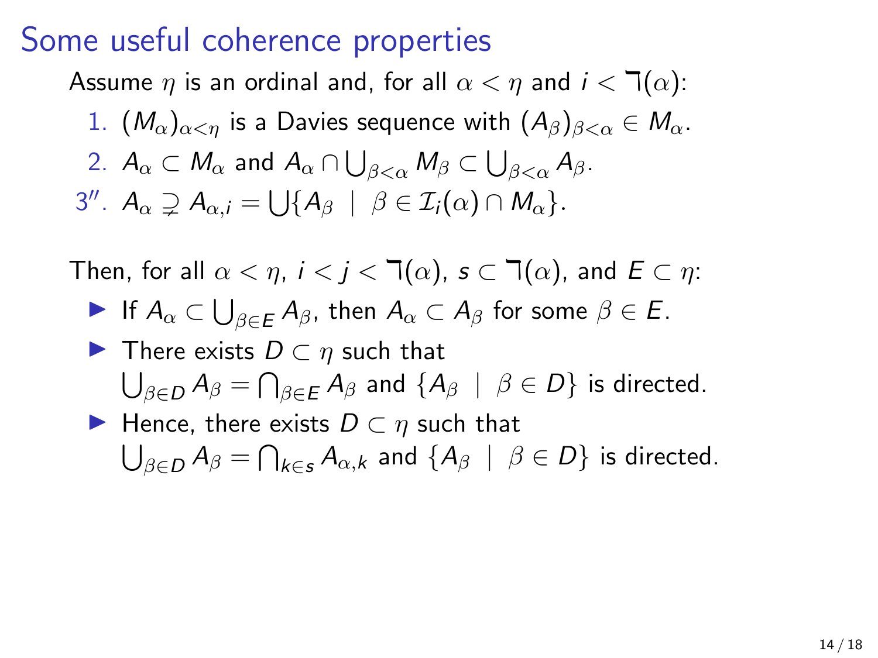# Some useful coherence properties

Assume $\eta$ is an ordinal and, for all $\alpha < \eta$ and $i < \daleth(\alpha)$:

1. $(M_\alpha)_{\alpha<\eta}$ is a Davies sequence with $(A_\beta)_{\beta<\alpha} \in M_\alpha$.
2. $A_\alpha \subset M_\alpha$ and $A_\alpha \cap \bigcup_{\beta<\alpha} M_\beta \subset \bigcup_{\beta<\alpha} A_\beta$.

3″. $A_\alpha \supsetneq A_{\alpha,i} = \bigcup\{A_\beta \mid \beta \in \mathcal{I}_i(\alpha) \cap M_\alpha\}$.

Then, for all $\alpha < \eta$, $i < j < \daleth(\alpha)$, $s \subset \daleth(\alpha)$, and $E \subset \eta$:

- If $A_\alpha \subset \bigcup_{\beta\in E} A_\beta$, then $A_\alpha \subset A_\beta$ for some $\beta \in E$.
- There exists $D \subset \eta$ such that $\bigcup_{\beta\in D} A_\beta = \bigcap_{\beta\in E} A_\beta$ and $\{A_\beta \mid \beta \in D\}$ is directed.
- Hence, there exists $D \subset \eta$ such that $\bigcup_{\beta\in D} A_\beta = \bigcap_{k\in s} A_{\alpha,k}$ and $\{A_\beta \mid \beta \in D\}$ is directed.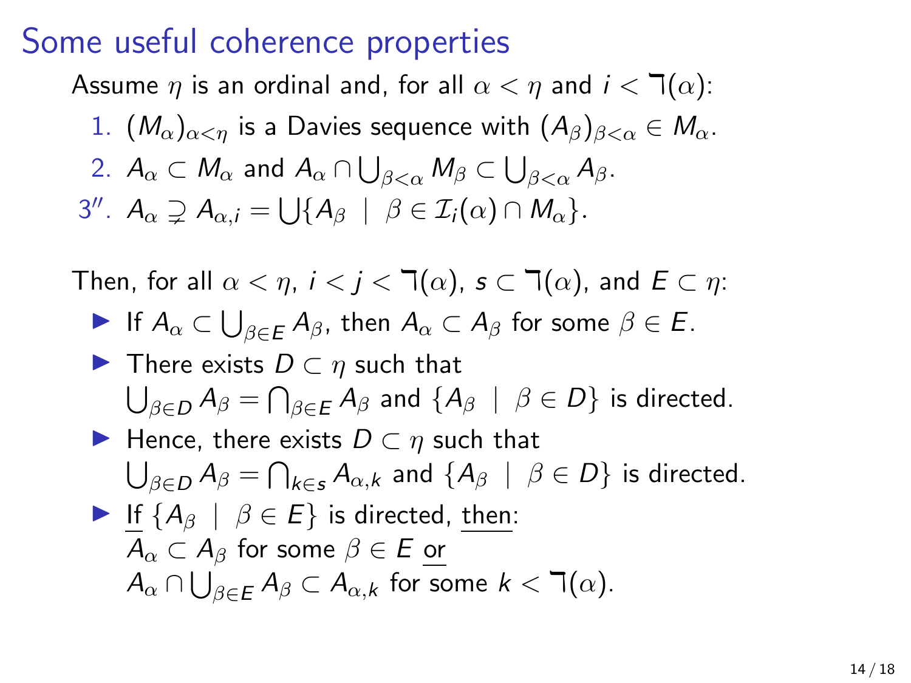# Some useful coherence properties

Assume $\eta$ is an ordinal and, for all $\alpha < \eta$ and $i < \daleth(\alpha)$:

1. $(M_\alpha)_{\alpha<\eta}$ is a Davies sequence with $(A_\beta)_{\beta<\alpha} \in M_\alpha$.
2. $A_\alpha \subset M_\alpha$ and $A_\alpha \cap \bigcup_{\beta<\alpha} M_\beta \subset \bigcup_{\beta<\alpha} A_\beta$.

3″. $A_\alpha \supsetneq A_{\alpha,i} = \bigcup\{A_\beta \mid \beta \in \mathcal{I}_i(\alpha) \cap M_\alpha\}$.

Then, for all $\alpha < \eta$, $i < j < \daleth(\alpha)$, $s \subset \daleth(\alpha)$, and $E \subset \eta$:

- If $A_\alpha \subset \bigcup_{\beta \in E} A_\beta$, then $A_\alpha \subset A_\beta$ for some $\beta \in E$.
- There exists $D \subset \eta$ such that $\bigcup_{\beta \in D} A_\beta = \bigcap_{\beta \in E} A_\beta$ and $\{A_\beta \mid \beta \in D\}$ is directed.
- Hence, there exists $D \subset \eta$ such that $\bigcup_{\beta \in D} A_\beta = \bigcap_{k \in s} A_{\alpha,k}$ and $\{A_\beta \mid \beta \in D\}$ is directed.
- <u>If</u> $\{A_\beta \mid \beta \in E\}$ is directed, <u>then</u>: $A_\alpha \subset A_\beta$ for some $\beta \in E$ <u>or</u> $A_\alpha \cap \bigcup_{\beta \in E} A_\beta \subset A_{\alpha,k}$ for some $k < \daleth(\alpha)$.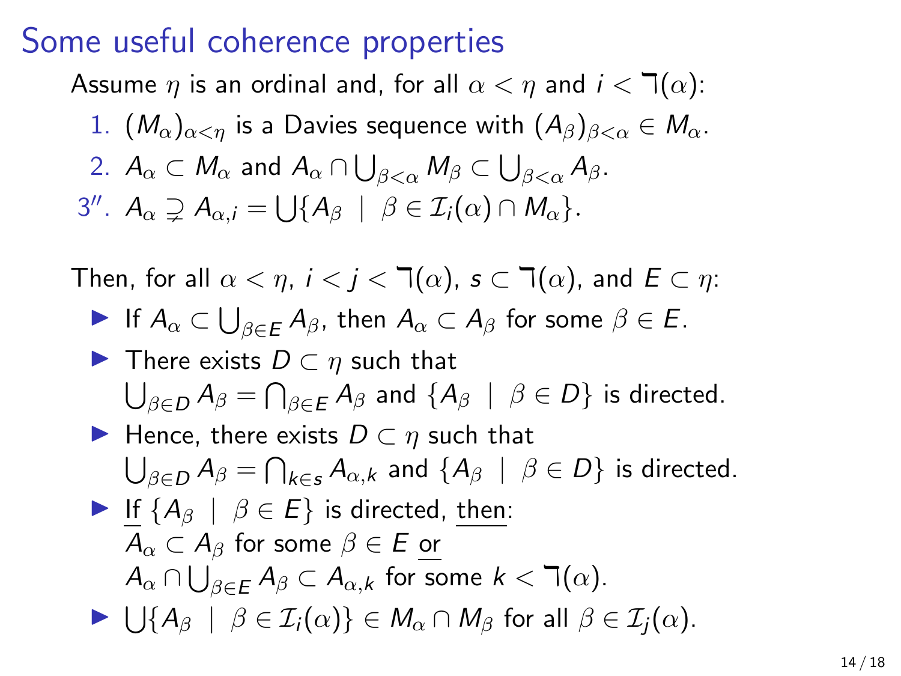# Some useful coherence properties

Assume $\eta$ is an ordinal and, for all $\alpha < \eta$ and $i < \daleth(\alpha)$:

1. $(M_\alpha)_{\alpha<\eta}$ is a Davies sequence with $(A_\beta)_{\beta<\alpha} \in M_\alpha$.
2. $A_\alpha \subset M_\alpha$ and $A_\alpha \cap \bigcup_{\beta<\alpha} M_\beta \subset \bigcup_{\beta<\alpha} A_\beta$.

3''. $A_\alpha \supsetneq A_{\alpha,i} = \bigcup\{A_\beta \mid \beta \in \mathcal{I}_i(\alpha) \cap M_\alpha\}$.

Then, for all $\alpha < \eta$, $i < j < \daleth(\alpha)$, $s \subset \daleth(\alpha)$, and $E \subset \eta$:

- If $A_\alpha \subset \bigcup_{\beta\in E} A_\beta$, then $A_\alpha \subset A_\beta$ for some $\beta \in E$.
- There exists $D \subset \eta$ such that $\bigcup_{\beta\in D} A_\beta = \bigcap_{\beta\in E} A_\beta$ and $\{A_\beta \mid \beta \in D\}$ is directed.
- Hence, there exists $D \subset \eta$ such that $\bigcup_{\beta\in D} A_\beta = \bigcap_{k\in s} A_{\alpha,k}$ and $\{A_\beta \mid \beta \in D\}$ is directed.
- If $\{A_\beta \mid \beta \in E\}$ is directed, then:
  $A_\alpha \subset A_\beta$ for some $\beta \in E$ or
  $A_\alpha \cap \bigcup_{\beta\in E} A_\beta \subset A_{\alpha,k}$ for some $k < \daleth(\alpha)$.
- $\bigcup\{A_\beta \mid \beta \in \mathcal{I}_i(\alpha)\} \in M_\alpha \cap M_\beta$ for all $\beta \in \mathcal{I}_j(\alpha)$.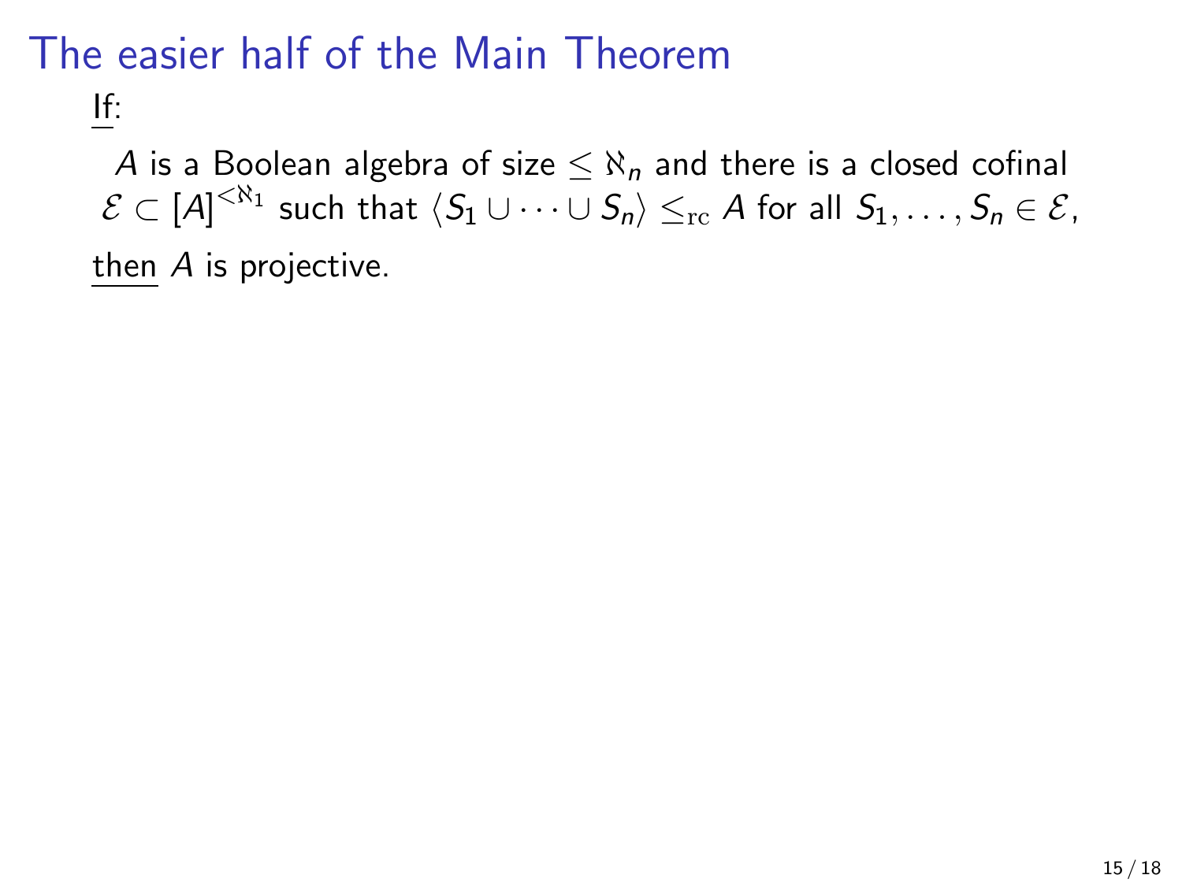# The easier half of the Main Theorem

<u>If</u>:

$A$ is a Boolean algebra of size $\leq \aleph_n$ and there is a closed cofinal $\mathcal{E} \subset [A]^{<\aleph_1}$ such that $\langle S_1 \cup \cdots \cup S_n \rangle \leq_{\mathrm{rc}} A$ for all $S_1, \ldots, S_n \in \mathcal{E}$,

<u>then</u> $A$ is projective.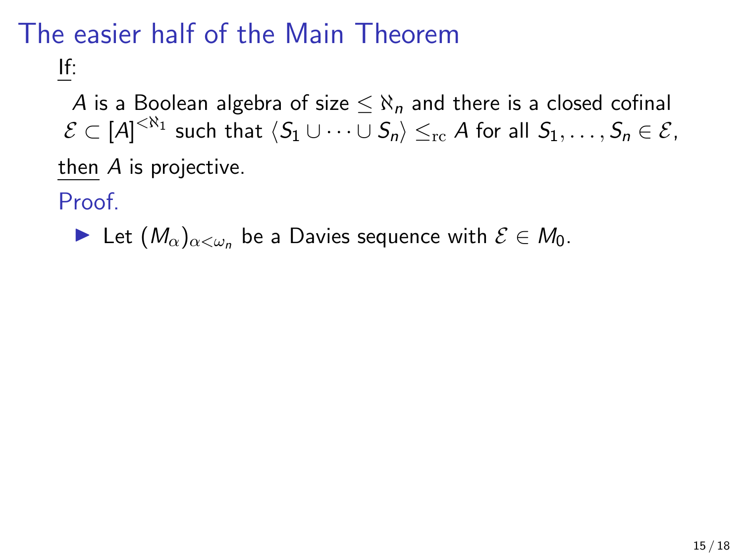# The easier half of the Main Theorem

<u>If</u>:

$A$ is a Boolean algebra of size $\leq \aleph_n$ and there is a closed cofinal $\mathcal{E} \subset [A]^{<\aleph_1}$ such that $\langle S_1 \cup \cdots \cup S_n \rangle \leq_{\mathrm{rc}} A$ for all $S_1, \ldots, S_n \in \mathcal{E}$,

<u>then</u> $A$ is projective.

Proof.

- Let $(M_\alpha)_{\alpha < \omega_n}$ be a Davies sequence with $\mathcal{E} \in M_0$.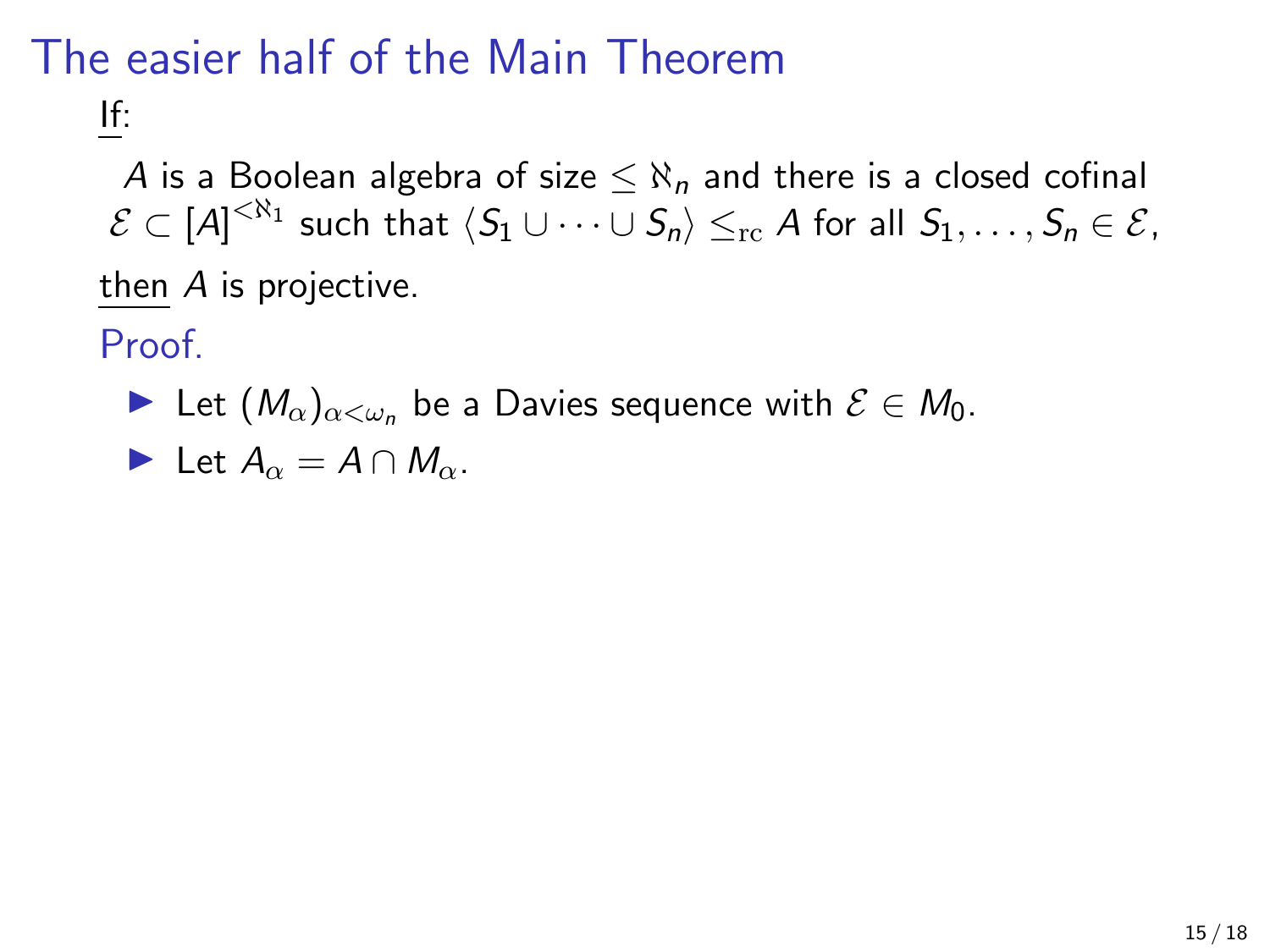# The easier half of the Main Theorem

<u>If</u>:

$A$ is a Boolean algebra of size $\leq \aleph_n$ and there is a closed cofinal $\mathcal{E} \subset [A]^{<\aleph_1}$ such that $\langle S_1 \cup \cdots \cup S_n \rangle \leq_{\mathrm{rc}} A$ for all $S_1, \ldots, S_n \in \mathcal{E}$,

<u>then</u> $A$ is projective.

Proof.

- Let $(M_\alpha)_{\alpha<\omega_n}$ be a Davies sequence with $\mathcal{E} \in M_0$.
- Let $A_\alpha = A \cap M_\alpha$.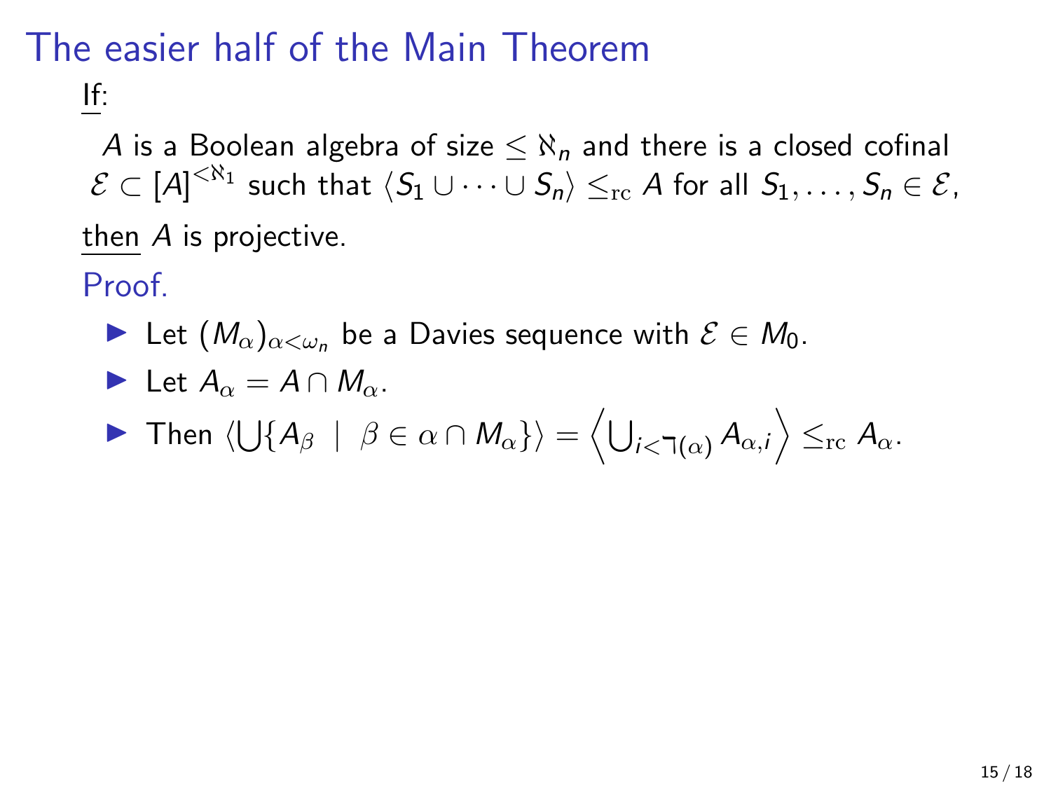# The easier half of the Main Theorem

<u>If</u>:

$A$ is a Boolean algebra of size $\leq \aleph_n$ and there is a closed cofinal $\mathcal{E} \subset [A]^{<\aleph_1}$ such that $\langle S_1 \cup \cdots \cup S_n \rangle \leq_{\mathrm{rc}} A$ for all $S_1, \ldots, S_n \in \mathcal{E}$,

<u>then</u> $A$ is projective.

Proof.

- Let $(M_\alpha)_{\alpha<\omega_n}$ be a Davies sequence with $\mathcal{E} \in M_0$.
- Let $A_\alpha = A \cap M_\alpha$.
- Then $\langle \bigcup \{ A_\beta \mid \beta \in \alpha \cap M_\alpha \} \rangle = \left\langle \bigcup_{i<\daleth(\alpha)} A_{\alpha,i} \right\rangle \leq_{\mathrm{rc}} A_\alpha$.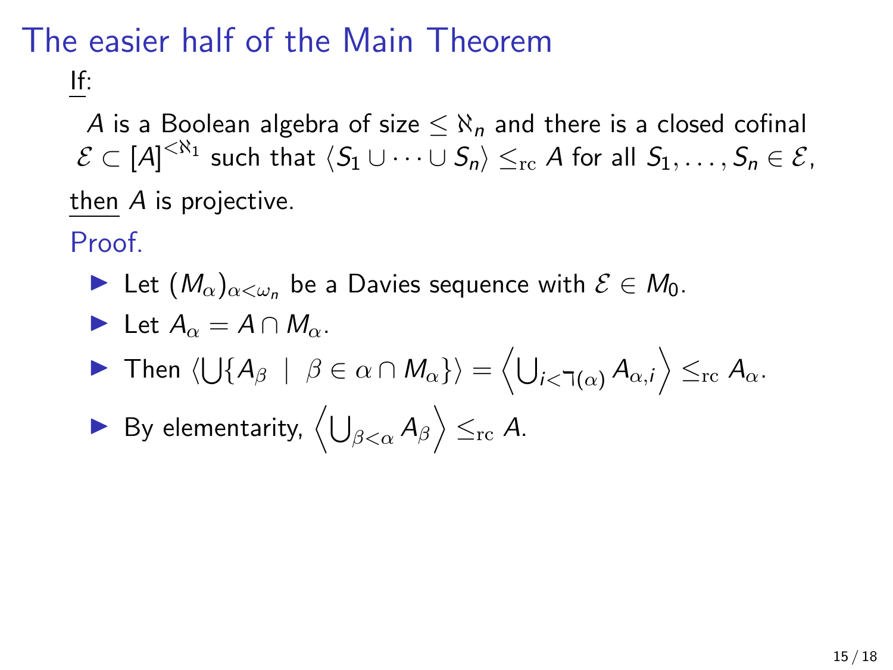# The easier half of the Main Theorem

If:

$A$ is a Boolean algebra of size $\leq \aleph_n$ and there is a closed cofinal $\mathcal{E} \subset [A]^{<\aleph_1}$ such that $\langle S_1 \cup \cdots \cup S_n \rangle \leq_{\mathrm{rc}} A$ for all $S_1, \ldots, S_n \in \mathcal{E}$,

then $A$ is projective.

Proof.

- Let $(M_\alpha)_{\alpha<\omega_n}$ be a Davies sequence with $\mathcal{E} \in M_0$.
- Let $A_\alpha = A \cap M_\alpha$.
- Then $\langle \bigcup \{A_\beta \mid \beta \in \alpha \cap M_\alpha\} \rangle = \left\langle \bigcup_{i<\daleth(\alpha)} A_{\alpha,i} \right\rangle \leq_{\mathrm{rc}} A_\alpha$.
- By elementarity, $\left\langle \bigcup_{\beta<\alpha} A_\beta \right\rangle \leq_{\mathrm{rc}} A$.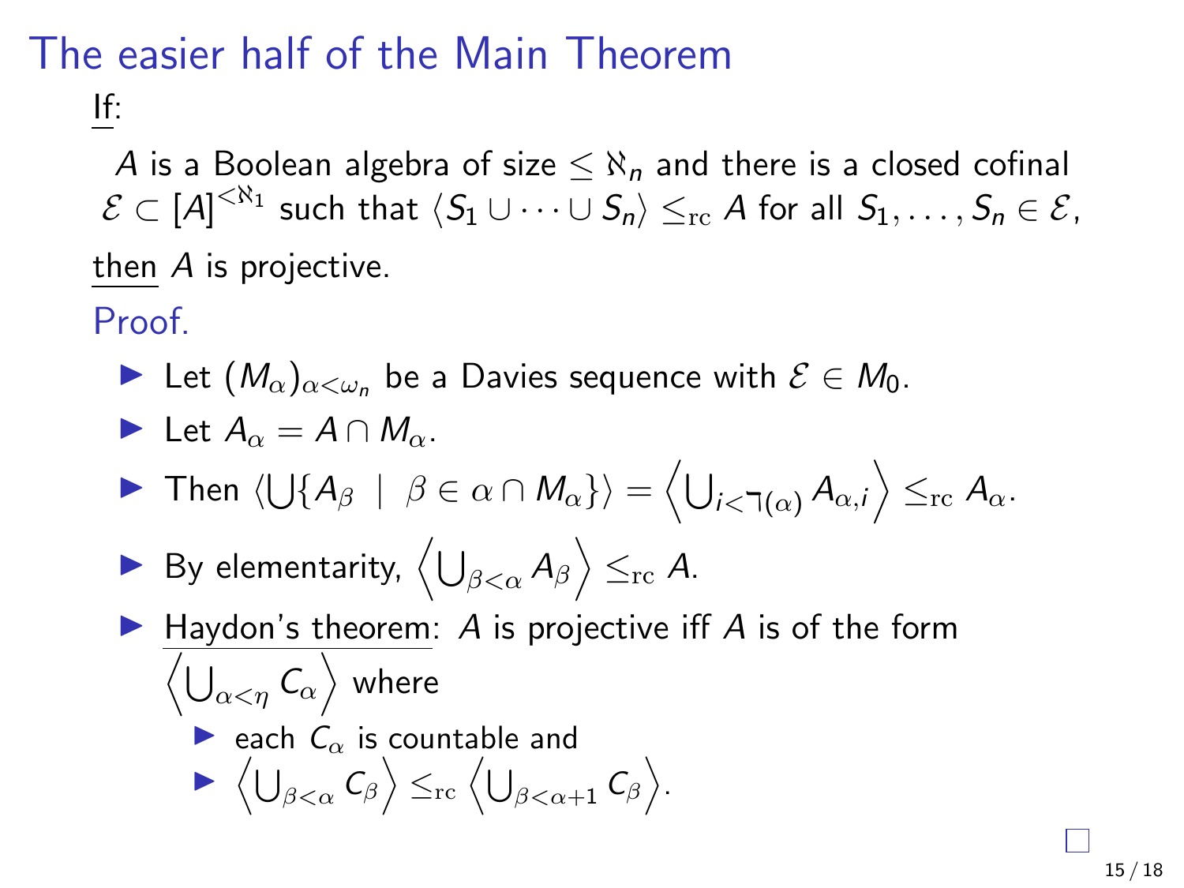# The easier half of the Main Theorem

<u>If</u>:

$A$ is a Boolean algebra of size $\leq \aleph_n$ and there is a closed cofinal $\mathcal{E} \subset [A]^{<\aleph_1}$ such that $\langle S_1 \cup \cdots \cup S_n \rangle \leq_{\mathrm{rc}} A$ for all $S_1, \ldots, S_n \in \mathcal{E}$,

<u>then</u> $A$ is projective.

Proof.

- Let $(M_\alpha)_{\alpha < \omega_n}$ be a Davies sequence with $\mathcal{E} \in M_0$.
- Let $A_\alpha = A \cap M_\alpha$.
- Then $\langle \bigcup \{ A_\beta \mid \beta \in \alpha \cap M_\alpha \} \rangle = \left\langle \bigcup_{i < \urcorner(\alpha)} A_{\alpha,i} \right\rangle \leq_{\mathrm{rc}} A_\alpha$.
- By elementarity, $\left\langle \bigcup_{\beta < \alpha} A_\beta \right\rangle \leq_{\mathrm{rc}} A$.
- <u>Haydon's theorem</u>: $A$ is projective iff $A$ is of the form $\left\langle \bigcup_{\alpha < \eta} C_\alpha \right\rangle$ where
  - each $C_\alpha$ is countable and
  - $\left\langle \bigcup_{\beta < \alpha} C_\beta \right\rangle \leq_{\mathrm{rc}} \left\langle \bigcup_{\beta < \alpha + 1} C_\beta \right\rangle$.

□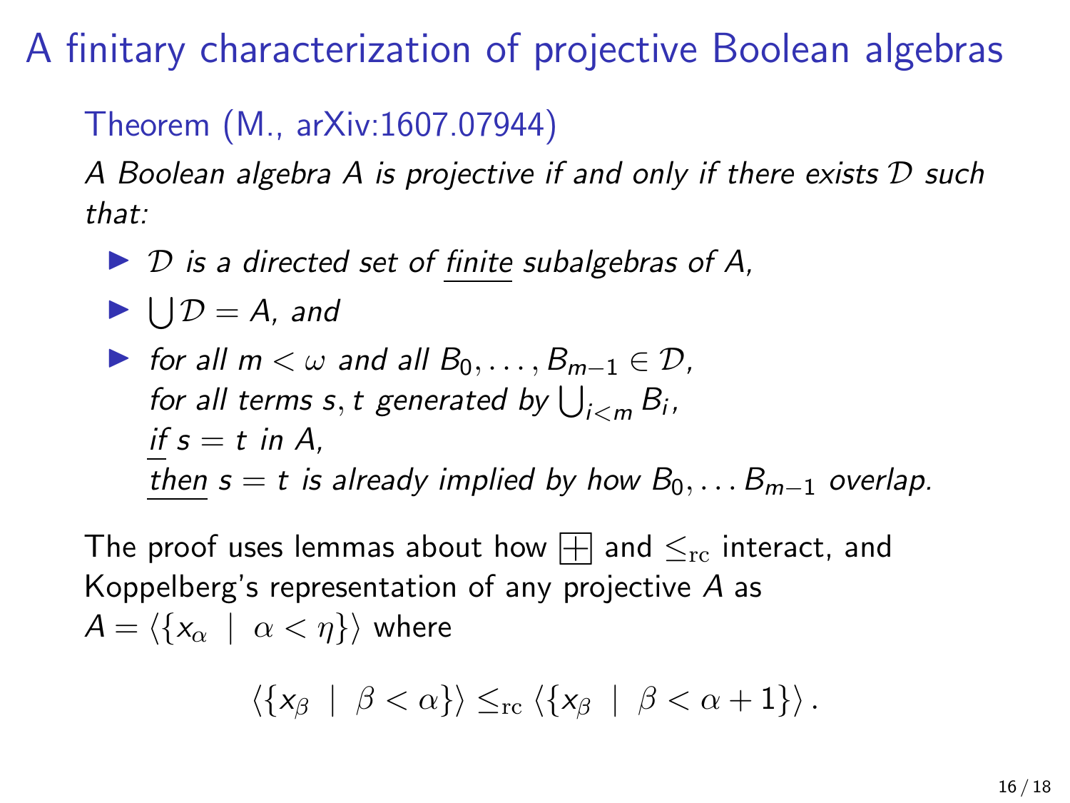# A finitary characterization of projective Boolean algebras

### Theorem (M., arXiv:1607.07944)

*A Boolean algebra $A$ is projective if and only if there exists $\mathcal{D}$ such that:*

- *$\mathcal{D}$ is a directed set of finite subalgebras of $A$,*
- *$\bigcup \mathcal{D} = A$, and*
- *for all $m < \omega$ and all $B_0, \ldots, B_{m-1} \in \mathcal{D}$,*
  *for all terms $s, t$ generated by $\bigcup_{i<m} B_i$,*
  *if $s = t$ in $A$,*
  *then $s = t$ is already implied by how $B_0, \ldots B_{m-1}$ overlap.*

The proof uses lemmas about how $\boxplus$ and $\leq_{\mathrm{rc}}$ interact, and Koppelberg's representation of any projective $A$ as $A = \langle \{x_\alpha \mid \alpha < \eta\} \rangle$ where

$$\langle \{x_\beta \mid \beta < \alpha\} \rangle \leq_{\mathrm{rc}} \langle \{x_\beta \mid \beta < \alpha + 1\} \rangle .$$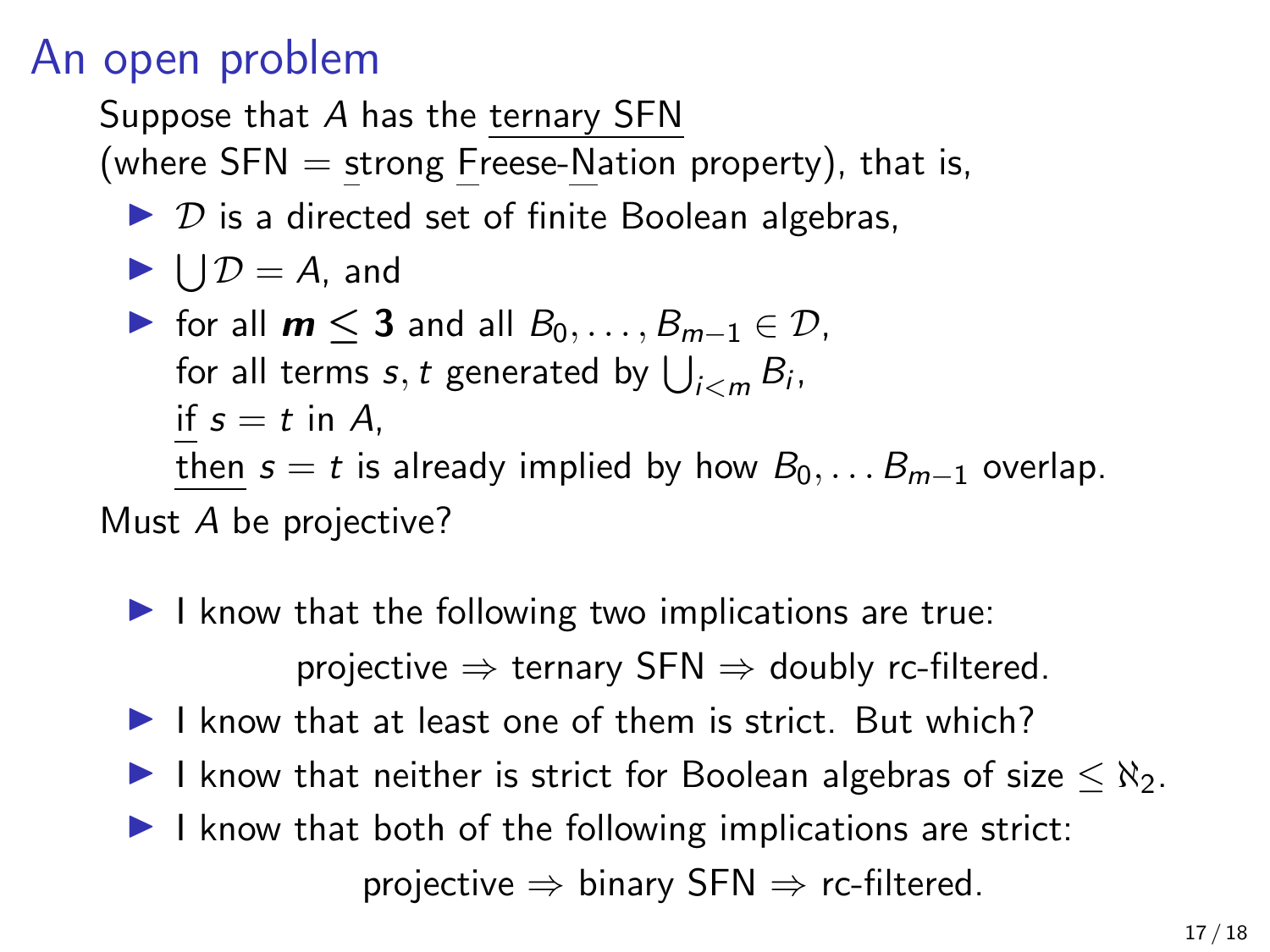# An open problem

Suppose that $A$ has the ternary SFN
(where SFN = strong Freese-Nation property), that is,

- $\mathcal{D}$ is a directed set of finite Boolean algebras,
- $\bigcup \mathcal{D} = A$, and
- for all $\boldsymbol{m} \leq \mathbf{3}$ and all $B_0, \ldots, B_{m-1} \in \mathcal{D}$,
  for all terms $s, t$ generated by $\bigcup_{i<m} B_i$,
  if $s = t$ in $A$,
  then $s = t$ is already implied by how $B_0, \ldots B_{m-1}$ overlap.

Must $A$ be projective?

- I know that the following two implications are true:

  projective $\Rightarrow$ ternary SFN $\Rightarrow$ doubly rc-filtered.

- I know that at least one of them is strict. But which?
- I know that neither is strict for Boolean algebras of size $\leq \aleph_2$.
- I know that both of the following implications are strict:

  projective $\Rightarrow$ binary SFN $\Rightarrow$ rc-filtered.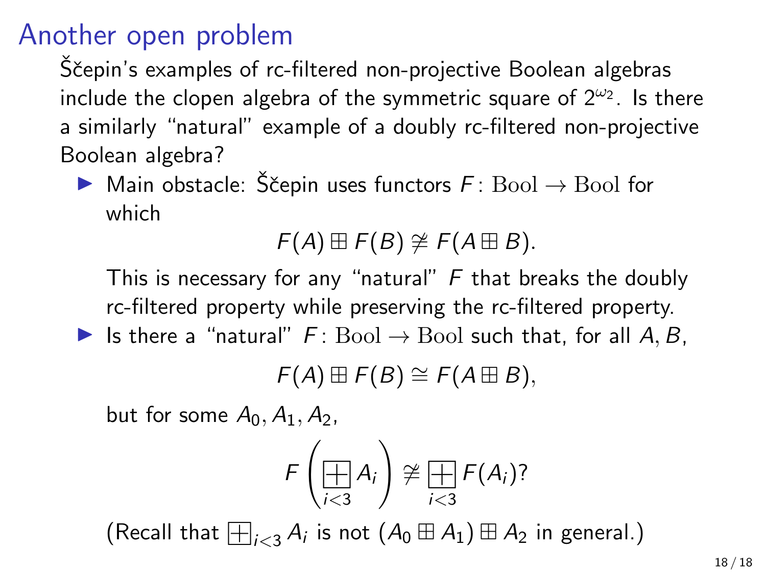# Another open problem

Ščepin's examples of rc-filtered non-projective Boolean algebras include the clopen algebra of the symmetric square of $2^{\omega_2}$. Is there a similarly "natural" example of a doubly rc-filtered non-projective Boolean algebra?

- Main obstacle: Ščepin uses functors $F\colon \mathrm{Bool} \to \mathrm{Bool}$ for which

  $$F(A) \boxplus F(B) \not\cong F(A \boxplus B).$$

  This is necessary for any "natural" $F$ that breaks the doubly rc-filtered property while preserving the rc-filtered property.

- Is there a "natural" $F\colon \mathrm{Bool} \to \mathrm{Bool}$ such that, for all $A, B$,

  $$F(A) \boxplus F(B) \cong F(A \boxplus B),$$

  but for some $A_0, A_1, A_2$,

  $$F\left(\coprod_{i<3} A_i\right) \not\cong \coprod_{i<3} F(A_i)?$$

  (Recall that $\coprod_{i<3} A_i$ is not $(A_0 \boxplus A_1) \boxplus A_2$ in general.)